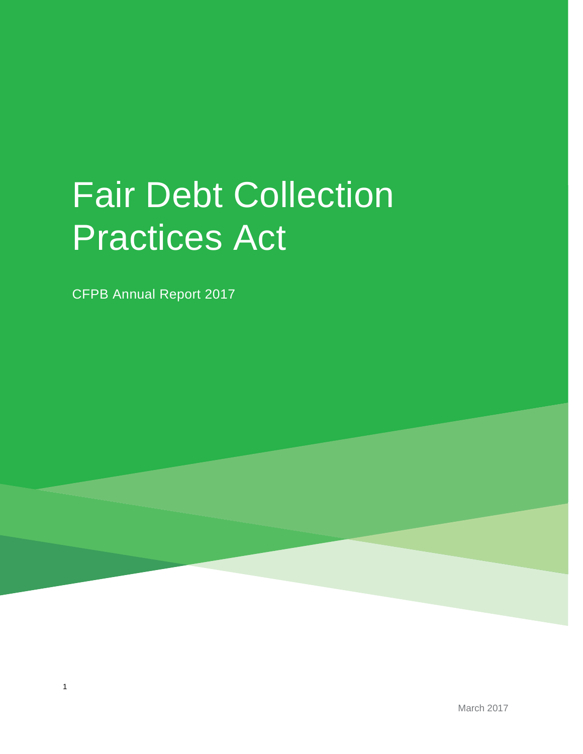# Fair Debt Collection Practices Act

CFPB Annual Report 2017

March 2017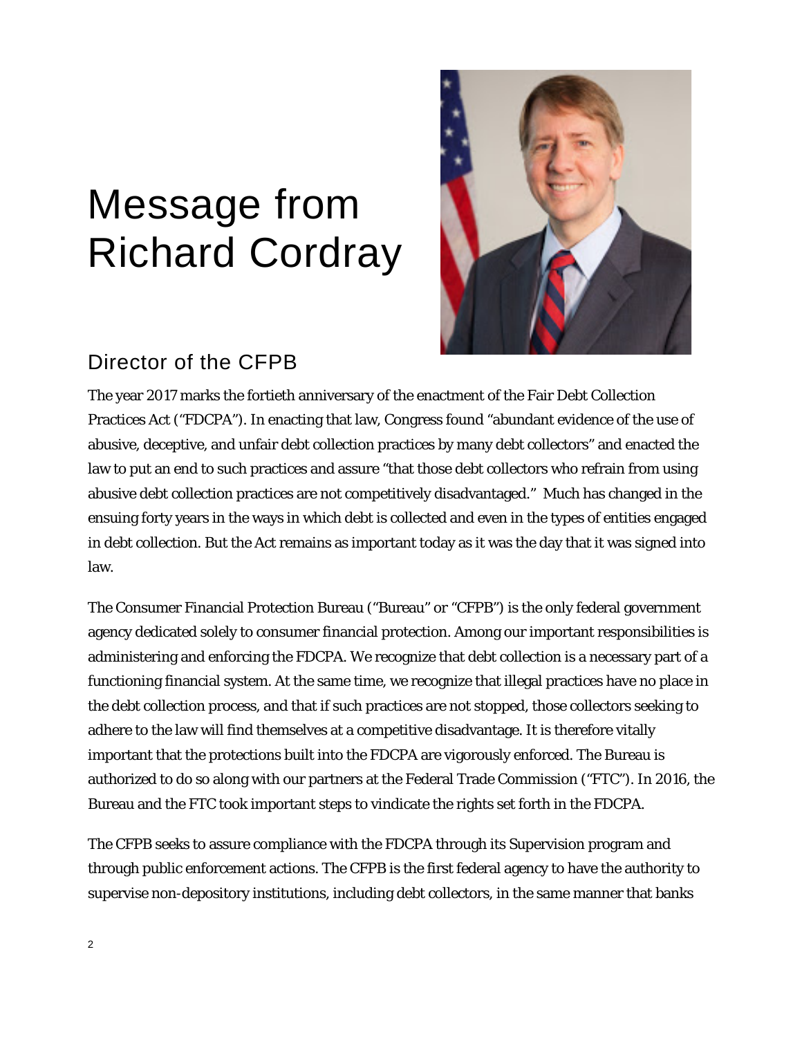# Message from Richard Cordray

## Director of the CFPB

The year 2017 marks the fortieth anniversary of the enactment of the Fair Debt Collection Practices Act ("FDCPA"). In enacting that law, Congress found "abundant evidence of the use of abusive, deceptive, and unfair debt collection practices by many debt collectors" and enacted the law to put an end to such practices and assure "that those debt collectors who refrain from using abusive debt collection practices are not competitively disadvantaged." Much has changed in the ensuing forty years in the ways in which debt is collected and even in the types of entities engaged in debt collection. But the Act remains as important today as it was the day that it was signed into law.

The Consumer Financial Protection Bureau ("Bureau" or "CFPB") is the only federal government agency dedicated solely to consumer financial protection. Among our important responsibilities is administering and enforcing the FDCPA. We recognize that debt collection is a necessary part of a functioning financial system. At the same time, we recognize that illegal practices have no place in the debt collection process, and that if such practices are not stopped, those collectors seeking to adhere to the law will find themselves at a competitive disadvantage. It is therefore vitally important that the protections built into the FDCPA are vigorously enforced. The Bureau is authorized to do so along with our partners at the Federal Trade Commission ("FTC"). In 2016, the Bureau and the FTC took important steps to vindicate the rights set forth in the FDCPA.

The CFPB seeks to assure compliance with the FDCPA through its Supervision program and through public enforcement actions. The CFPB is the first federal agency to have the authority to supervise non-depository institutions, including debt collectors, in the same manner that banks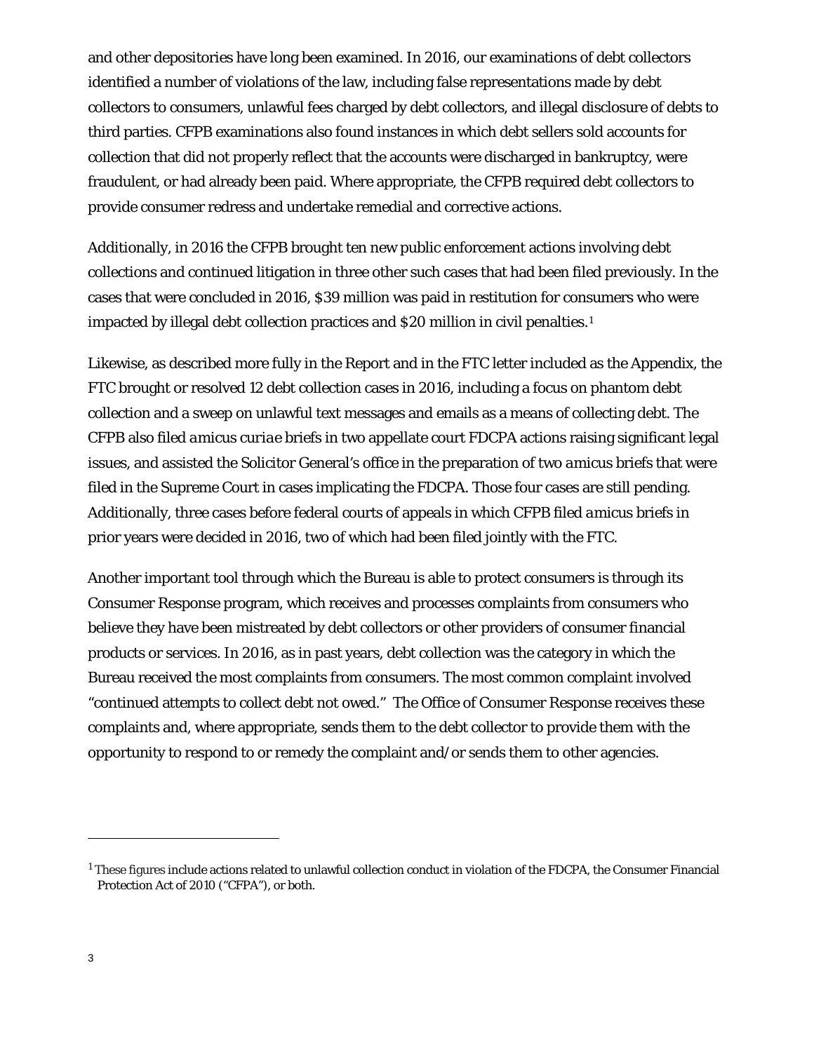and other depositories have long been examined. In 2016, our examinations of debt collectors identified a number of violations of the law, including false representations made by debt collectors to consumers, unlawful fees charged by debt collectors, and illegal disclosure of debts to third parties. CFPB examinations also found instances in which debt sellers sold accounts for collection that did not properly reflect that the accounts were discharged in bankruptcy, were fraudulent, or had already been paid. Where appropriate, the CFPB required debt collectors to provide consumer redress and undertake remedial and corrective actions.

Additionally, in 2016 the CFPB brought ten new public enforcement actions involving debt collections and continued litigation in three other such cases that had been filed previously. In the cases that were concluded in 2016, $39 million was paid in restitution for consumers who were impacted by illegal debt collection practices and $20 million in civil penalties.[1]

Likewise, as described more fully in the Report and in the FTC letter included as the Appendix, the FTC brought or resolved 12 debt collection cases in 2016, including a focus on phantom debt collection and a sweep on unlawful text messages and emails as a means of collecting debt. The CFPB also filed *amicus curiae* briefs in two appellate court FDCPA actions raising significant legal issues, and assisted the Solicitor General's office in the preparation of two *amicus* briefs that were filed in the Supreme Court in cases implicating the FDCPA. Those four cases are still pending. Additionally, three cases before federal courts of appeals in which CFPB filed *amicus* briefs in prior years were decided in 2016, two of which had been filed jointly with the FTC.

Another important tool through which the Bureau is able to protect consumers is through its Consumer Response program, which receives and processes complaints from consumers who believe they have been mistreated by debt collectors or other providers of consumer financial products or services. In 2016, as in past years, debt collection was the category in which the Bureau received the most complaints from consumers. The most common complaint involved "continued attempts to collect debt not owed." The Office of Consumer Response receives these complaints and, where appropriate, sends them to the debt collector to provide them with the opportunity to respond to or remedy the complaint and/or sends them to other agencies.

---

[1] These figures include actions related to unlawful collection conduct in violation of the FDCPA, the Consumer Financial Protection Act of 2010 ("CFPA"), or both.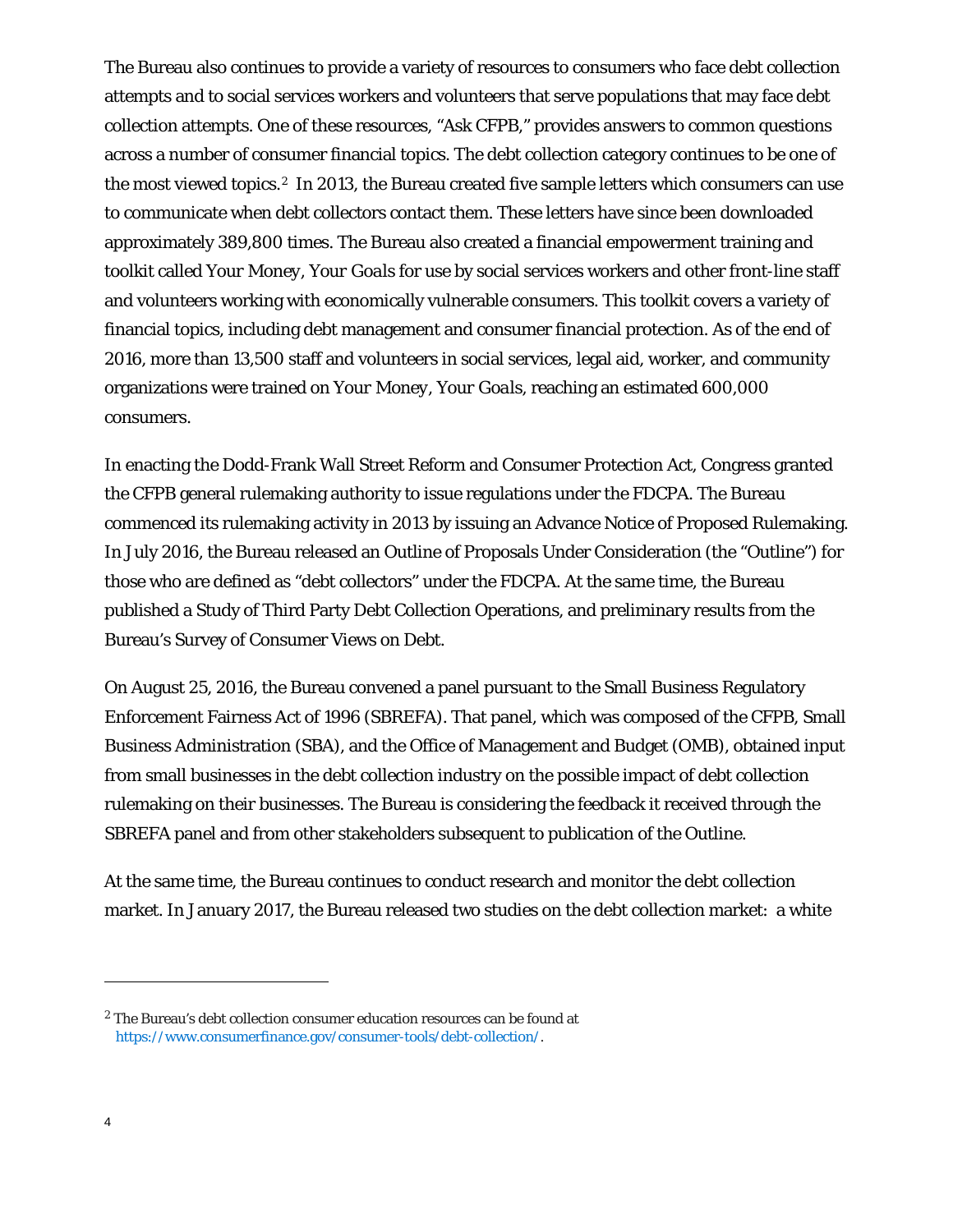The Bureau also continues to provide a variety of resources to consumers who face debt collection attempts and to social services workers and volunteers that serve populations that may face debt collection attempts. One of these resources, "Ask CFPB," provides answers to common questions across a number of consumer financial topics. The debt collection category continues to be one of the most viewed topics.[2] In 2013, the Bureau created five sample letters which consumers can use to communicate when debt collectors contact them. These letters have since been downloaded approximately 389,800 times. The Bureau also created a financial empowerment training and toolkit called *Your Money, Your Goals* for use by social services workers and other front-line staff and volunteers working with economically vulnerable consumers. This toolkit covers a variety of financial topics, including debt management and consumer financial protection. As of the end of 2016, more than 13,500 staff and volunteers in social services, legal aid, worker, and community organizations were trained on *Your Money, Your Goals*, reaching an estimated 600,000 consumers.

In enacting the Dodd-Frank Wall Street Reform and Consumer Protection Act, Congress granted the CFPB general rulemaking authority to issue regulations under the FDCPA. The Bureau commenced its rulemaking activity in 2013 by issuing an Advance Notice of Proposed Rulemaking. In July 2016, the Bureau released an Outline of Proposals Under Consideration (the "Outline") for those who are defined as "debt collectors" under the FDCPA. At the same time, the Bureau published a Study of Third Party Debt Collection Operations, and preliminary results from the Bureau's Survey of Consumer Views on Debt.

On August 25, 2016, the Bureau convened a panel pursuant to the Small Business Regulatory Enforcement Fairness Act of 1996 (SBREFA). That panel, which was composed of the CFPB, Small Business Administration (SBA), and the Office of Management and Budget (OMB), obtained input from small businesses in the debt collection industry on the possible impact of debt collection rulemaking on their businesses. The Bureau is considering the feedback it received through the SBREFA panel and from other stakeholders subsequent to publication of the Outline.

At the same time, the Bureau continues to conduct research and monitor the debt collection market. In January 2017, the Bureau released two studies on the debt collection market: a white

---

[2] The Bureau's debt collection consumer education resources can be found at https://www.consumerfinance.gov/consumer-tools/debt-collection/.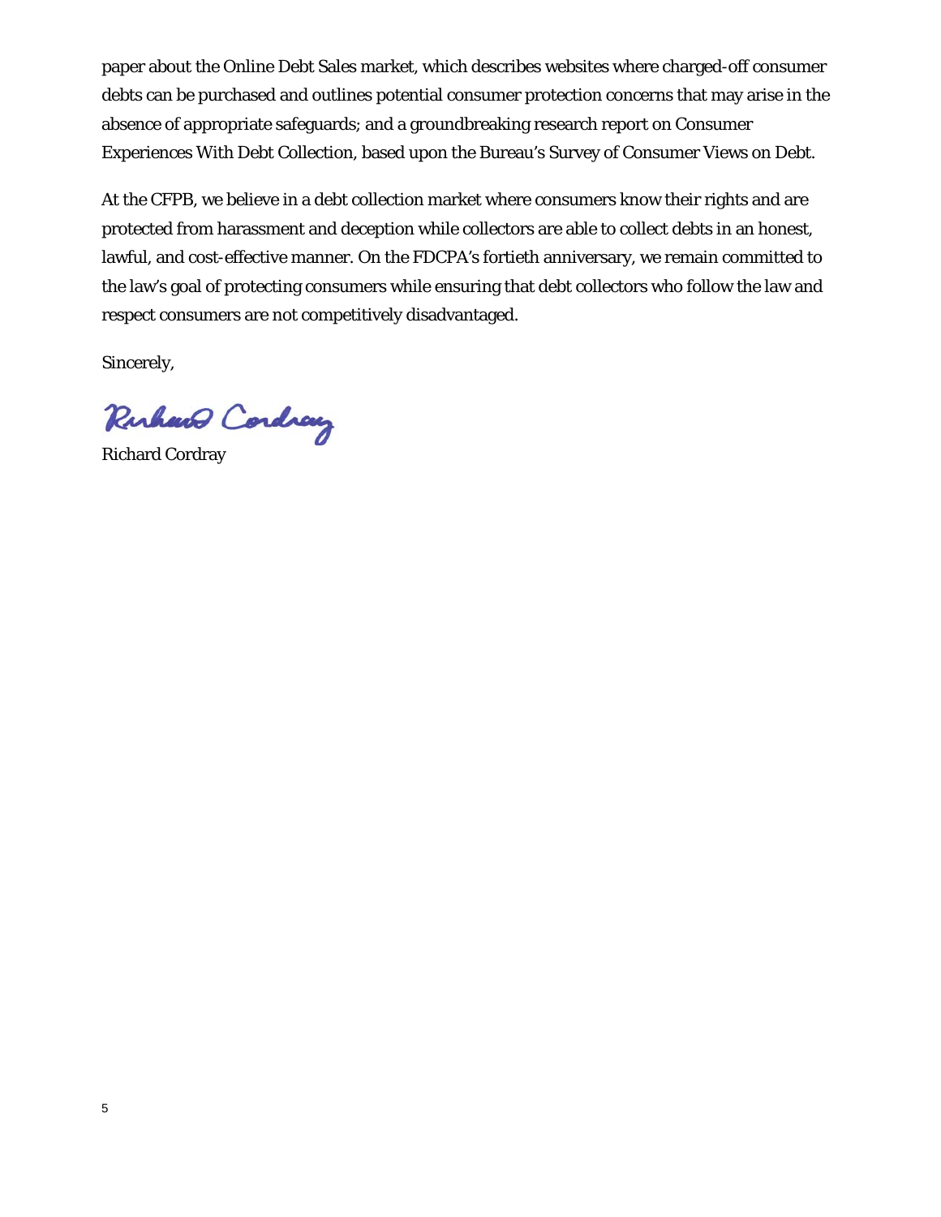paper about the Online Debt Sales market, which describes websites where charged-off consumer debts can be purchased and outlines potential consumer protection concerns that may arise in the absence of appropriate safeguards; and a groundbreaking research report on Consumer Experiences With Debt Collection, based upon the Bureau's Survey of Consumer Views on Debt.

At the CFPB, we believe in a debt collection market where consumers know their rights and are protected from harassment and deception while collectors are able to collect debts in an honest, lawful, and cost-effective manner. On the FDCPA's fortieth anniversary, we remain committed to the law's goal of protecting consumers while ensuring that debt collectors who follow the law and respect consumers are not competitively disadvantaged.

Sincerely,

Richard Cordray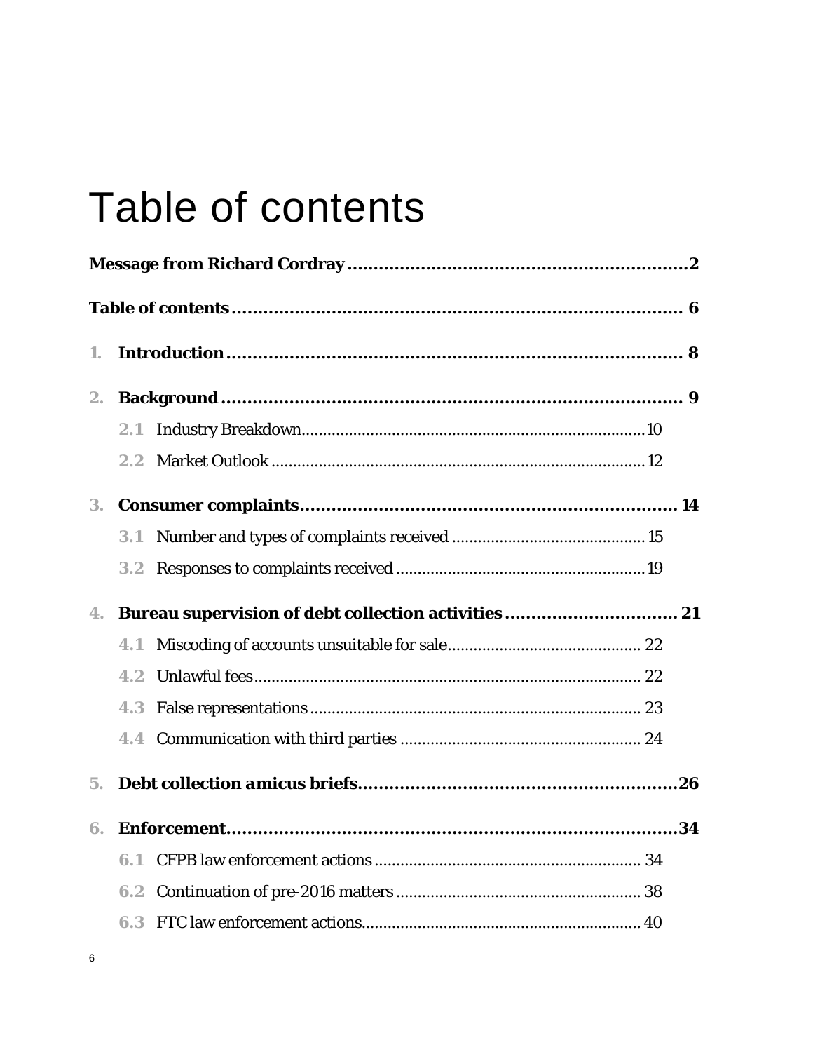# Table of contents

**Message from Richard Cordray** .......... **2**

**Table of contents** .......... **6**

1. **Introduction** .......... **8**
2. **Background** .......... **9**
   - 2.1 Industry Breakdown .......... 10
   - 2.2 Market Outlook .......... 12
3. **Consumer complaints** .......... **14**
   - 3.1 Number and types of complaints received .......... 15
   - 3.2 Responses to complaints received .......... 19
4. **Bureau supervision of debt collection activities** .......... **21**
   - 4.1 Miscoding of accounts unsuitable for sale .......... 22
   - 4.2 Unlawful fees .......... 22
   - 4.3 False representations .......... 23
   - 4.4 Communication with third parties .......... 24
5. **Debt collection *amicus* briefs** .......... **26**
6. **Enforcement** .......... **34**
   - 6.1 CFPB law enforcement actions .......... 34
   - 6.2 Continuation of pre-2016 matters .......... 38
   - 6.3 FTC law enforcement actions .......... 40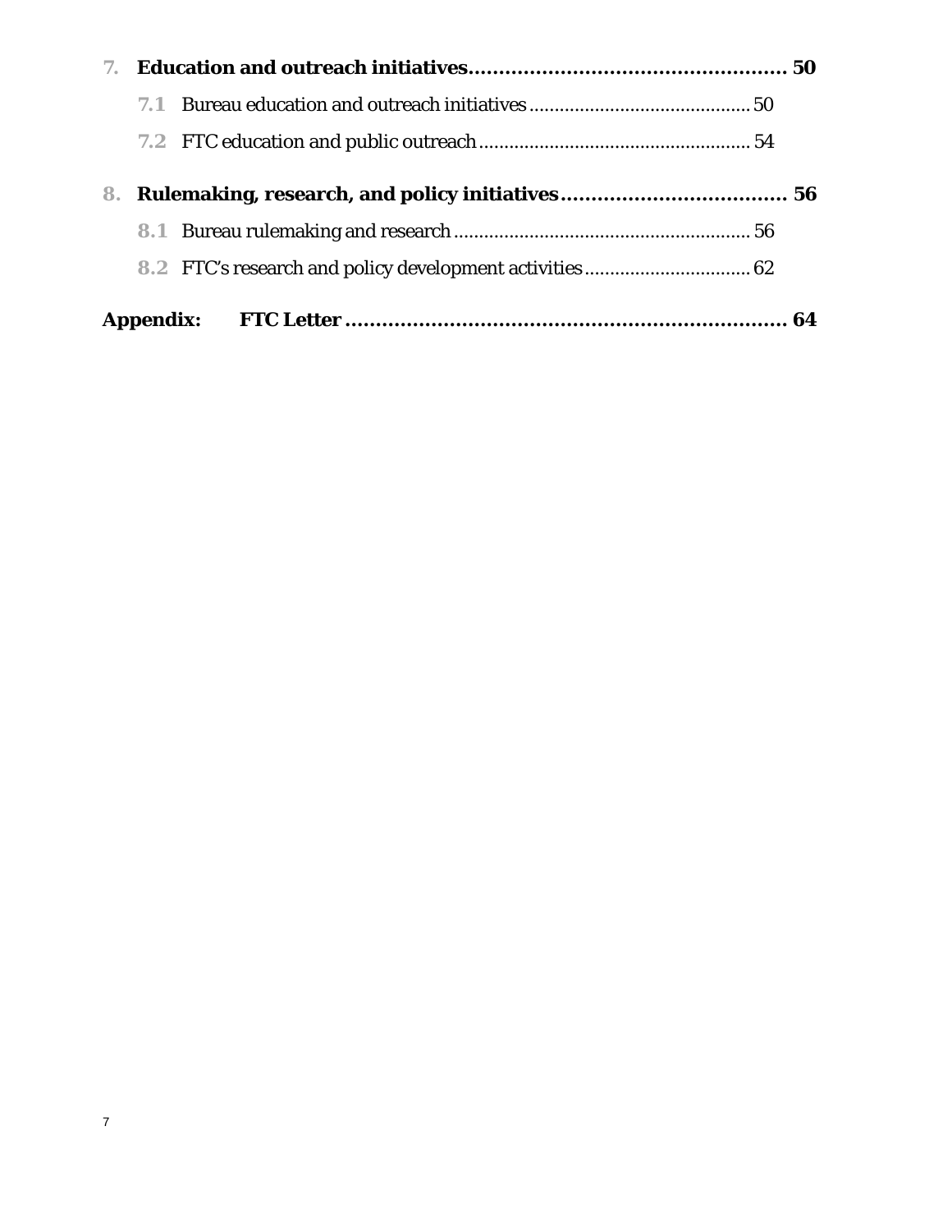**7. Education and outreach initiatives .................................................. 50**

7.1 Bureau education and outreach initiatives .......................................... 50

7.2 FTC education and public outreach ..................................................... 54

**8. Rulemaking, research, and policy initiatives .................................... 56**

8.1 Bureau rulemaking and research .......................................................... 56

8.2 FTC's research and policy development activities ................................ 62

**Appendix: FTC Letter ......................................................................... 64**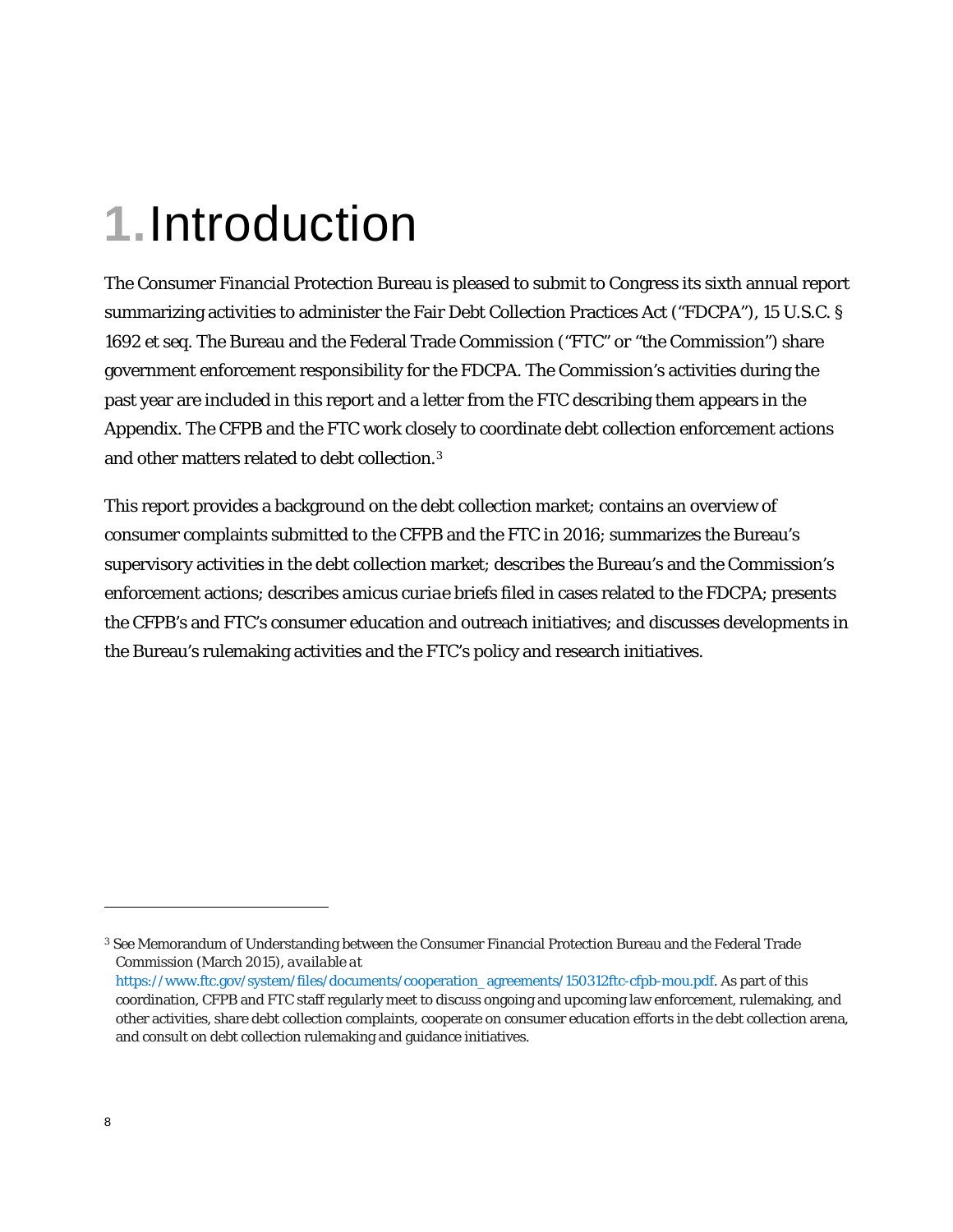# 1. Introduction

The Consumer Financial Protection Bureau is pleased to submit to Congress its sixth annual report summarizing activities to administer the Fair Debt Collection Practices Act ("FDCPA"), 15 U.S.C. § 1692 et seq. The Bureau and the Federal Trade Commission ("FTC" or "the Commission") share government enforcement responsibility for the FDCPA. The Commission's activities during the past year are included in this report and a letter from the FTC describing them appears in the Appendix. The CFPB and the FTC work closely to coordinate debt collection enforcement actions and other matters related to debt collection.[3]

This report provides a background on the debt collection market; contains an overview of consumer complaints submitted to the CFPB and the FTC in 2016; summarizes the Bureau's supervisory activities in the debt collection market; describes the Bureau's and the Commission's enforcement actions; describes *amicus curiae* briefs filed in cases related to the FDCPA; presents the CFPB's and FTC's consumer education and outreach initiatives; and discusses developments in the Bureau's rulemaking activities and the FTC's policy and research initiatives.

---

[3] See Memorandum of Understanding between the Consumer Financial Protection Bureau and the Federal Trade Commission (March 2015), *available at* https://www.ftc.gov/system/files/documents/cooperation_agreements/150312ftc-cfpb-mou.pdf. As part of this coordination, CFPB and FTC staff regularly meet to discuss ongoing and upcoming law enforcement, rulemaking, and other activities, share debt collection complaints, cooperate on consumer education efforts in the debt collection arena, and consult on debt collection rulemaking and guidance initiatives.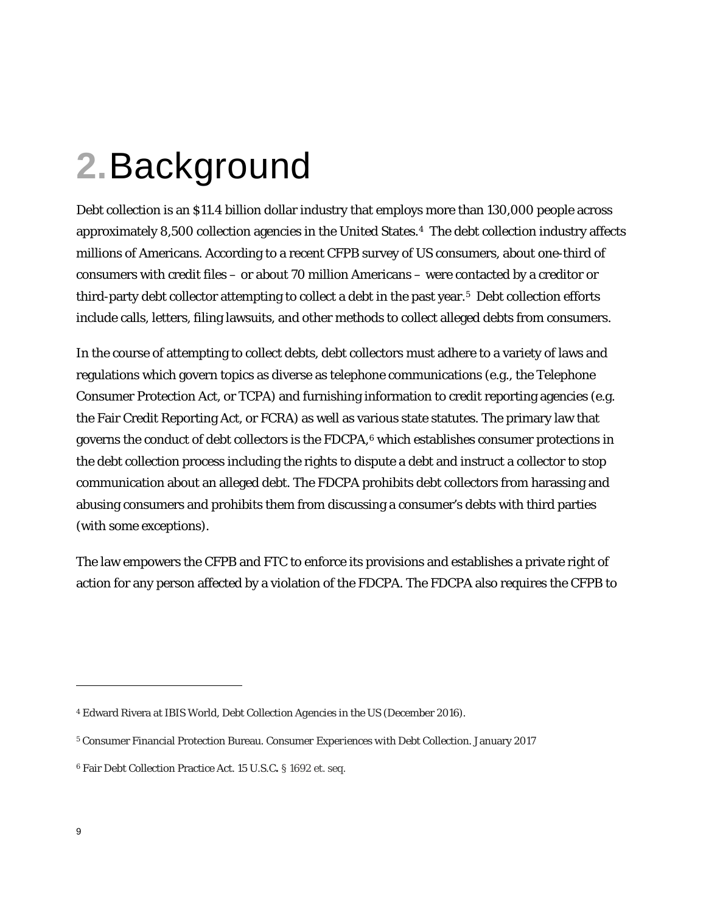# 2. Background

Debt collection is an $11.4 billion dollar industry that employs more than 130,000 people across approximately 8,500 collection agencies in the United States.[4] The debt collection industry affects millions of Americans. According to a recent CFPB survey of US consumers, about one-third of consumers with credit files – or about 70 million Americans – were contacted by a creditor or third-party debt collector attempting to collect a debt in the past year.[5] Debt collection efforts include calls, letters, filing lawsuits, and other methods to collect alleged debts from consumers.

In the course of attempting to collect debts, debt collectors must adhere to a variety of laws and regulations which govern topics as diverse as telephone communications (e.g., the Telephone Consumer Protection Act, or TCPA) and furnishing information to credit reporting agencies (e.g. the Fair Credit Reporting Act, or FCRA) as well as various state statutes. The primary law that governs the conduct of debt collectors is the FDCPA,[6] which establishes consumer protections in the debt collection process including the rights to dispute a debt and instruct a collector to stop communication about an alleged debt. The FDCPA prohibits debt collectors from harassing and abusing consumers and prohibits them from discussing a consumer's debts with third parties (with some exceptions).

The law empowers the CFPB and FTC to enforce its provisions and establishes a private right of action for any person affected by a violation of the FDCPA. The FDCPA also requires the CFPB to

---

[4] Edward Rivera at IBIS World, Debt Collection Agencies in the US (December 2016).

[5] Consumer Financial Protection Bureau. Consumer Experiences with Debt Collection. January 2017

[6] Fair Debt Collection Practice Act. 15 U.S.C. § 1692 et. seq.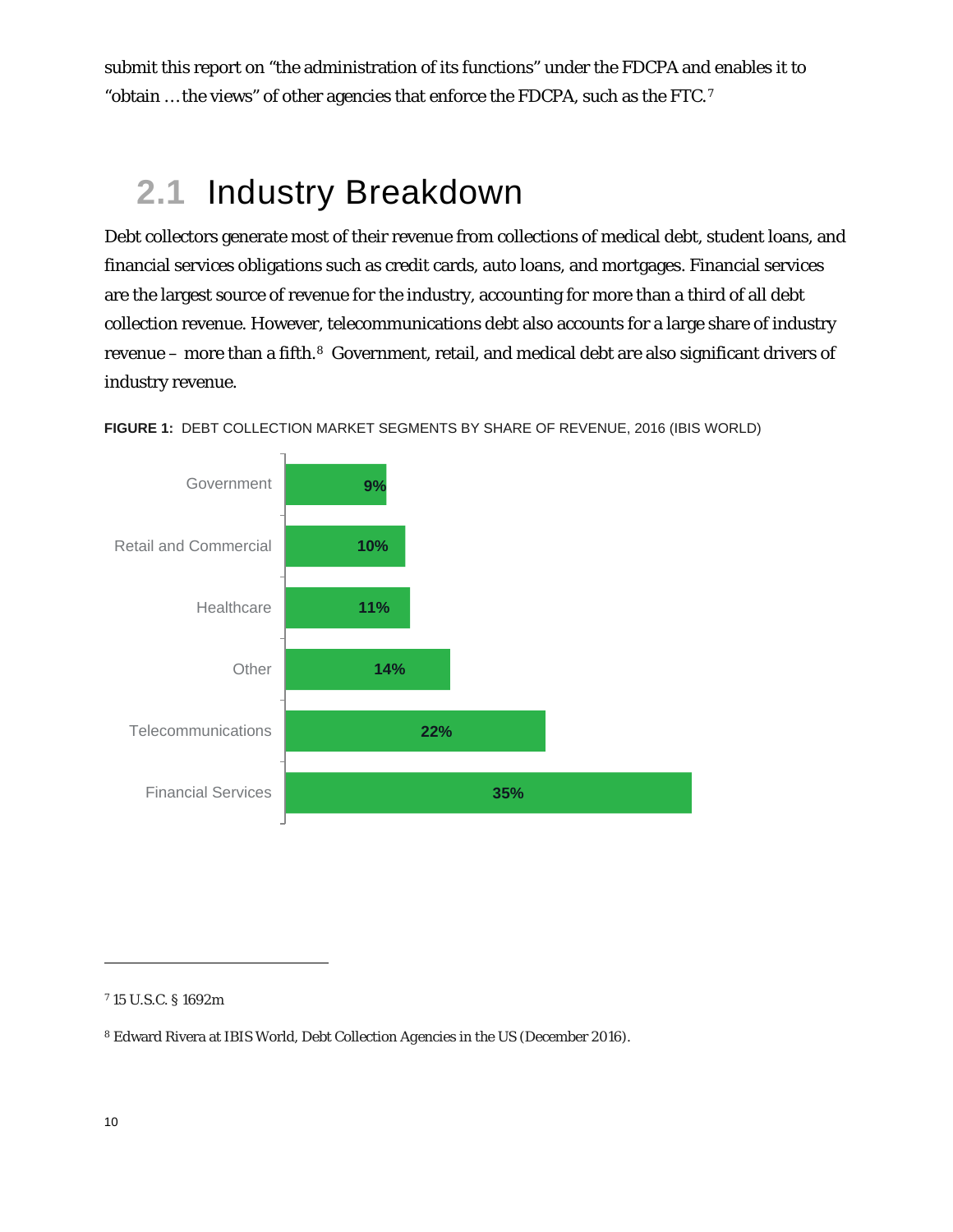submit this report on "the administration of its functions" under the FDCPA and enables it to "obtain … the views" of other agencies that enforce the FDCPA, such as the FTC.[7]

## 2.1 Industry Breakdown

Debt collectors generate most of their revenue from collections of medical debt, student loans, and financial services obligations such as credit cards, auto loans, and mortgages. Financial services are the largest source of revenue for the industry, accounting for more than a third of all debt collection revenue. However, telecommunications debt also accounts for a large share of industry revenue – more than a fifth.[8] Government, retail, and medical debt are also significant drivers of industry revenue.

**FIGURE 1:** DEBT COLLECTION MARKET SEGMENTS BY SHARE OF REVENUE, 2016 (IBIS WORLD)

| Segment | Share of Revenue |
|---|---|
| Government | 9% |
| Retail and Commercial | 10% |
| Healthcare | 11% |
| Other | 14% |
| Telecommunications | 22% |
| Financial Services | 35% |

[7] 15 U.S.C. § 1692m

[8] Edward Rivera at IBIS World, Debt Collection Agencies in the US (December 2016).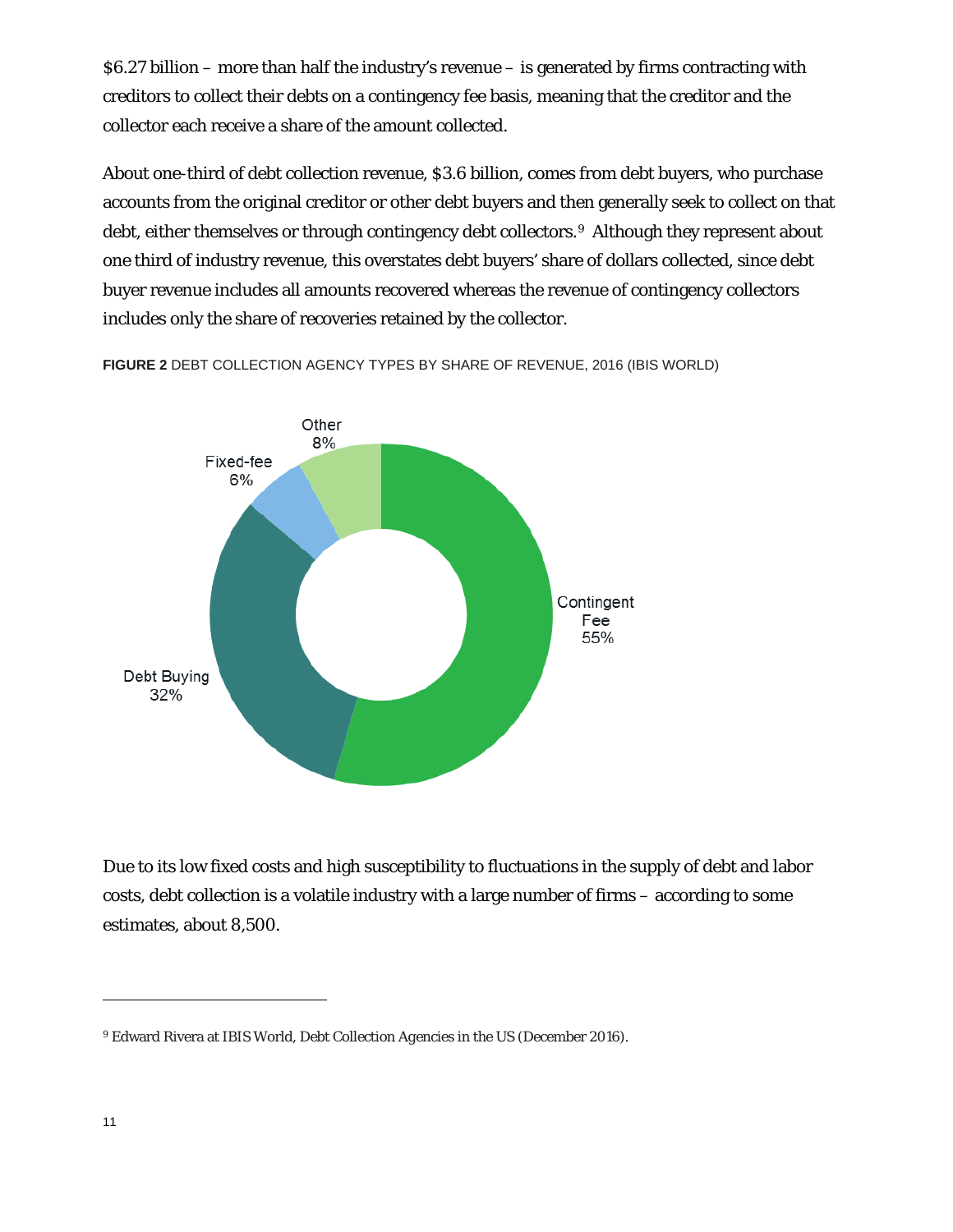$6.27 billion – more than half the industry's revenue – is generated by firms contracting with creditors to collect their debts on a contingency fee basis, meaning that the creditor and the collector each receive a share of the amount collected.

About one-third of debt collection revenue, $3.6 billion, comes from debt buyers, who purchase accounts from the original creditor or other debt buyers and then generally seek to collect on that debt, either themselves or through contingency debt collectors.[9] Although they represent about one third of industry revenue, this overstates debt buyers' share of dollars collected, since debt buyer revenue includes all amounts recovered whereas the revenue of contingency collectors includes only the share of recoveries retained by the collector.

**FIGURE 2** DEBT COLLECTION AGENCY TYPES BY SHARE OF REVENUE, 2016 (IBIS WORLD)

| Agency type | Share of revenue |
|---|---|
| Contingent Fee | 55% |
| Debt Buying | 32% |
| Fixed-fee | 6% |
| Other | 8% |

Due to its low fixed costs and high susceptibility to fluctuations in the supply of debt and labor costs, debt collection is a volatile industry with a large number of firms – according to some estimates, about 8,500.

[9] Edward Rivera at IBIS World, Debt Collection Agencies in the US (December 2016).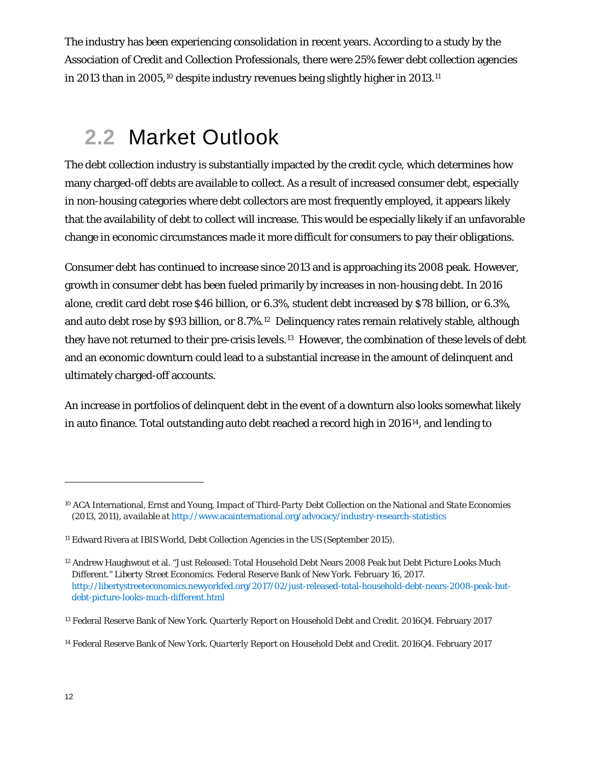The industry has been experiencing consolidation in recent years. According to a study by the Association of Credit and Collection Professionals, there were 25% fewer debt collection agencies in 2013 than in 2005,[10] despite industry revenues being slightly higher in 2013.[11]

## 2.2 Market Outlook

The debt collection industry is substantially impacted by the credit cycle, which determines how many charged-off debts are available to collect. As a result of increased consumer debt, especially in non-housing categories where debt collectors are most frequently employed, it appears likely that the availability of debt to collect will increase. This would be especially likely if an unfavorable change in economic circumstances made it more difficult for consumers to pay their obligations.

Consumer debt has continued to increase since 2013 and is approaching its 2008 peak. However, growth in consumer debt has been fueled primarily by increases in non-housing debt. In 2016 alone, credit card debt rose $46 billion, or 6.3%, student debt increased by $78 billion, or 6.3%, and auto debt rose by $93 billion, or 8.7%.[12] Delinquency rates remain relatively stable, although they have not returned to their pre-crisis levels.[13] However, the combination of these levels of debt and an economic downturn could lead to a substantial increase in the amount of delinquent and ultimately charged-off accounts.

An increase in portfolios of delinquent debt in the event of a downturn also looks somewhat likely in auto finance. Total outstanding auto debt reached a record high in 2016[14], and lending to

---

[10] ACA International, Ernst and Young, *Impact of Third-Party Debt Collection on the National and State Economies* (2013, 2011), available at http://www.acainternational.org/advocacy/industry-research-statistics

[11] Edward Rivera at IBIS World, Debt Collection Agencies in the US (September 2015).

[12] Andrew Haughwout et al. "Just Released: Total Household Debt Nears 2008 Peak but Debt Picture Looks Much Different." *Liberty Street Economics*. Federal Reserve Bank of New York. February 16, 2017. http://libertystreeteconomics.newyorkfed.org/2017/02/just-released-total-household-debt-nears-2008-peak-but-debt-picture-looks-much-different.html

[13] Federal Reserve Bank of New York. *Quarterly Report on Household Debt and Credit*. 2016Q4. February 2017

[14] Federal Reserve Bank of New York. *Quarterly Report on Household Debt and Credit*. 2016Q4. February 2017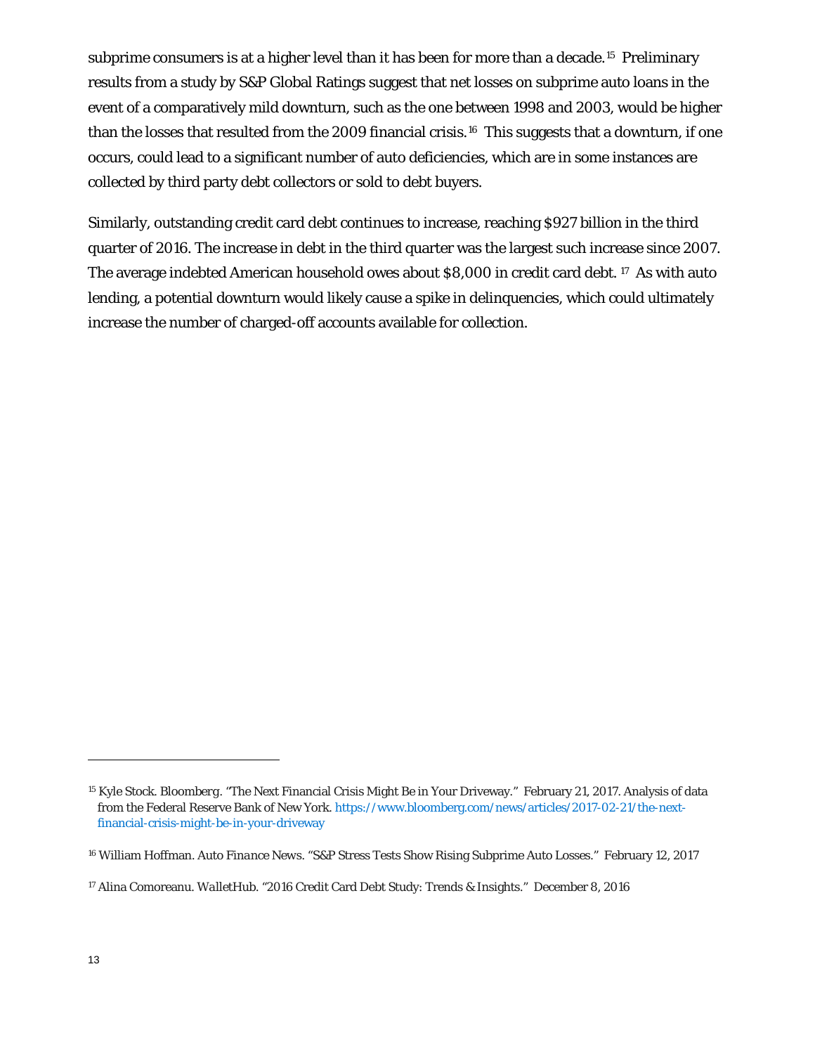subprime consumers is at a higher level than it has been for more than a decade.[15] Preliminary results from a study by S&P Global Ratings suggest that net losses on subprime auto loans in the event of a comparatively mild downturn, such as the one between 1998 and 2003, would be higher than the losses that resulted from the 2009 financial crisis.[16] This suggests that a downturn, if one occurs, could lead to a significant number of auto deficiencies, which are in some instances are collected by third party debt collectors or sold to debt buyers.

Similarly, outstanding credit card debt continues to increase, reaching $927 billion in the third quarter of 2016. The increase in debt in the third quarter was the largest such increase since 2007. The average indebted American household owes about $8,000 in credit card debt.[17] As with auto lending, a potential downturn would likely cause a spike in delinquencies, which could ultimately increase the number of charged-off accounts available for collection.

---

[15] Kyle Stock. *Bloomberg*. "The Next Financial Crisis Might Be in Your Driveway." February 21, 2017. Analysis of data from the Federal Reserve Bank of New York. https://www.bloomberg.com/news/articles/2017-02-21/the-next-financial-crisis-might-be-in-your-driveway

[16] William Hoffman. *Auto Finance News*. "S&P Stress Tests Show Rising Subprime Auto Losses." February 12, 2017

[17] Alina Comoreanu. *WalletHub*. "2016 Credit Card Debt Study: Trends & Insights." December 8, 2016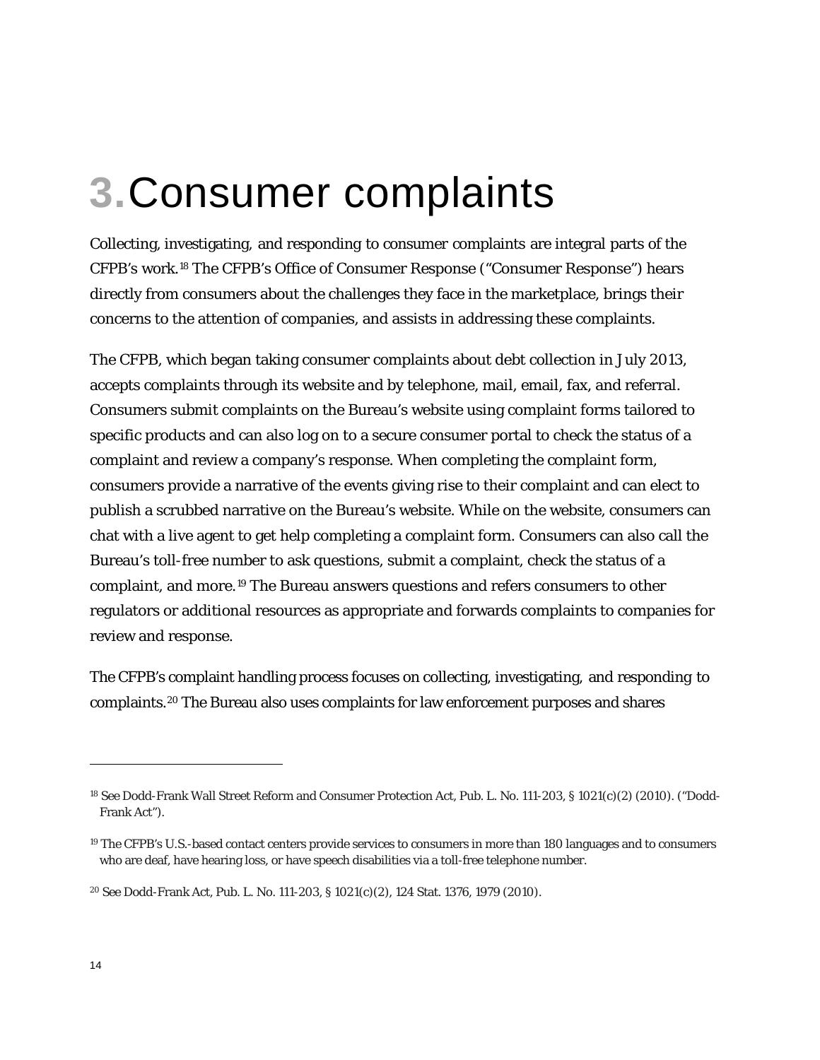# 3. Consumer complaints

Collecting, investigating, and responding to consumer complaints are integral parts of the CFPB's work.[18] The CFPB's Office of Consumer Response ("Consumer Response") hears directly from consumers about the challenges they face in the marketplace, brings their concerns to the attention of companies, and assists in addressing these complaints.

The CFPB, which began taking consumer complaints about debt collection in July 2013, accepts complaints through its website and by telephone, mail, email, fax, and referral. Consumers submit complaints on the Bureau's website using complaint forms tailored to specific products and can also log on to a secure consumer portal to check the status of a complaint and review a company's response. When completing the complaint form, consumers provide a narrative of the events giving rise to their complaint and can elect to publish a scrubbed narrative on the Bureau's website. While on the website, consumers can chat with a live agent to get help completing a complaint form. Consumers can also call the Bureau's toll-free number to ask questions, submit a complaint, check the status of a complaint, and more.[19] The Bureau answers questions and refers consumers to other regulators or additional resources as appropriate and forwards complaints to companies for review and response.

The CFPB's complaint handling process focuses on collecting, investigating, and responding to complaints.[20] The Bureau also uses complaints for law enforcement purposes and shares

---

[18] See Dodd-Frank Wall Street Reform and Consumer Protection Act, Pub. L. No. 111-203, § 1021(c)(2) (2010). ("Dodd-Frank Act").

[19] The CFPB's U.S.-based contact centers provide services to consumers in more than 180 languages and to consumers who are deaf, have hearing loss, or have speech disabilities via a toll-free telephone number.

[20] See Dodd-Frank Act, Pub. L. No. 111-203, § 1021(c)(2), 124 Stat. 1376, 1979 (2010).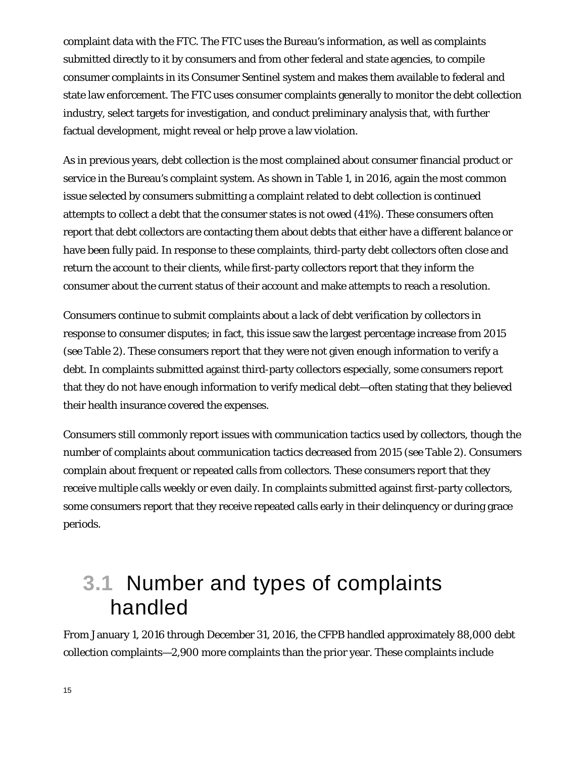complaint data with the FTC. The FTC uses the Bureau's information, as well as complaints submitted directly to it by consumers and from other federal and state agencies, to compile consumer complaints in its Consumer Sentinel system and makes them available to federal and state law enforcement. The FTC uses consumer complaints generally to monitor the debt collection industry, select targets for investigation, and conduct preliminary analysis that, with further factual development, might reveal or help prove a law violation.

As in previous years, debt collection is the most complained about consumer financial product or service in the Bureau's complaint system. As shown in Table 1, in 2016, again the most common issue selected by consumers submitting a complaint related to debt collection is continued attempts to collect a debt that the consumer states is not owed (41%). These consumers often report that debt collectors are contacting them about debts that either have a different balance or have been fully paid. In response to these complaints, third-party debt collectors often close and return the account to their clients, while first-party collectors report that they inform the consumer about the current status of their account and make attempts to reach a resolution.

Consumers continue to submit complaints about a lack of debt verification by collectors in response to consumer disputes; in fact, this issue saw the largest percentage increase from 2015 (see Table 2). These consumers report that they were not given enough information to verify a debt. In complaints submitted against third-party collectors especially, some consumers report that they do not have enough information to verify medical debt—often stating that they believed their health insurance covered the expenses.

Consumers still commonly report issues with communication tactics used by collectors, though the number of complaints about communication tactics decreased from 2015 (see Table 2). Consumers complain about frequent or repeated calls from collectors. These consumers report that they receive multiple calls weekly or even daily. In complaints submitted against first-party collectors, some consumers report that they receive repeated calls early in their delinquency or during grace periods.

## 3.1 Number and types of complaints handled

From January 1, 2016 through December 31, 2016, the CFPB handled approximately 88,000 debt collection complaints—2,900 more complaints than the prior year. These complaints include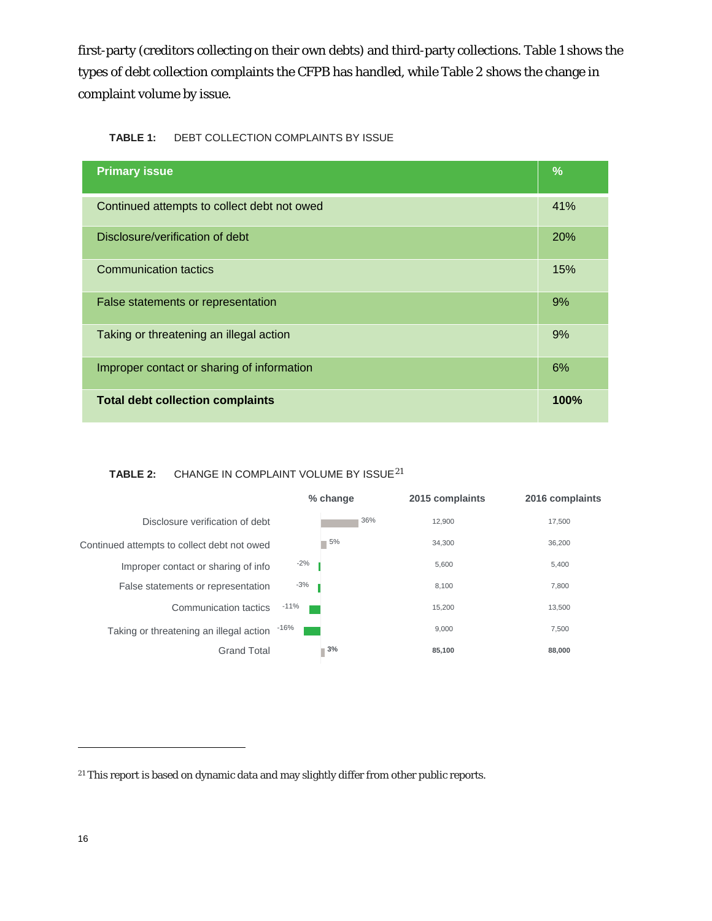first-party (creditors collecting on their own debts) and third-party collections. Table 1 shows the types of debt collection complaints the CFPB has handled, while Table 2 shows the change in complaint volume by issue.

**TABLE 1:** DEBT COLLECTION COMPLAINTS BY ISSUE

| Primary issue | % |
|---|---|
| Continued attempts to collect debt not owed | 41% |
| Disclosure/verification of debt | 20% |
| Communication tactics | 15% |
| False statements or representation | 9% |
| Taking or threatening an illegal action | 9% |
| Improper contact or sharing of information | 6% |
| **Total debt collection complaints** | **100%** |

**TABLE 2:** CHANGE IN COMPLAINT VOLUME BY ISSUE[21]

| | % change | 2015 complaints | 2016 complaints |
|---|---|---|---|
| Disclosure verification of debt | 36% | 12,900 | 17,500 |
| Continued attempts to collect debt not owed | 5% | 34,300 | 36,200 |
| Improper contact or sharing of info | -2% | 5,600 | 5,400 |
| False statements or representation | -3% | 8,100 | 7,800 |
| Communication tactics | -11% | 15,200 | 13,500 |
| Taking or threatening an illegal action | -16% | 9,000 | 7,500 |
| Grand Total | **3%** | **85,100** | **88,000** |

[21] This report is based on dynamic data and may slightly differ from other public reports.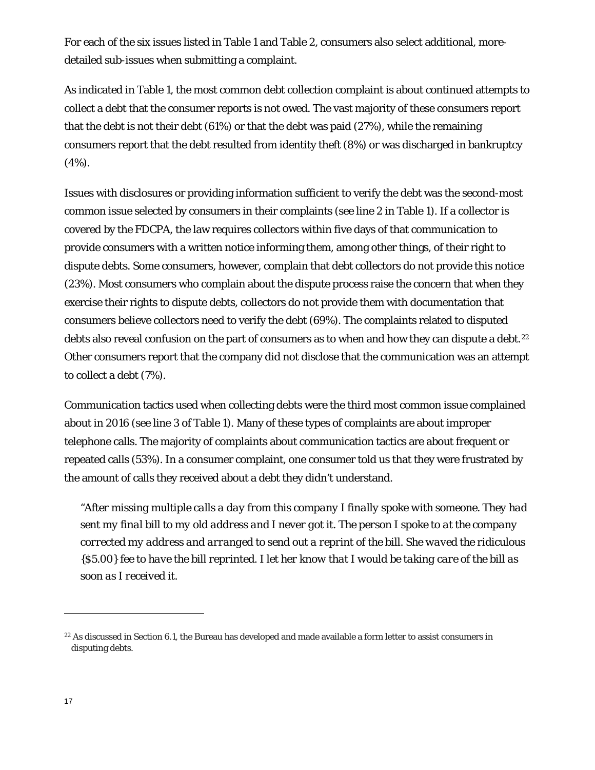For each of the six issues listed in Table 1 and Table 2, consumers also select additional, more-detailed sub-issues when submitting a complaint.

As indicated in Table 1, the most common debt collection complaint is about continued attempts to collect a debt that the consumer reports is not owed. The vast majority of these consumers report that the debt is not their debt (61%) or that the debt was paid (27%), while the remaining consumers report that the debt resulted from identity theft (8%) or was discharged in bankruptcy (4%).

Issues with disclosures or providing information sufficient to verify the debt was the second-most common issue selected by consumers in their complaints (see line 2 in Table 1). If a collector is covered by the FDCPA, the law requires collectors within five days of that communication to provide consumers with a written notice informing them, among other things, of their right to dispute debts. Some consumers, however, complain that debt collectors do not provide this notice (23%). Most consumers who complain about the dispute process raise the concern that when they exercise their rights to dispute debts, collectors do not provide them with documentation that consumers believe collectors need to verify the debt (69%). The complaints related to disputed debts also reveal confusion on the part of consumers as to when and how they can dispute a debt.[22] Other consumers report that the company did not disclose that the communication was an attempt to collect a debt (7%).

Communication tactics used when collecting debts were the third most common issue complained about in 2016 (see line 3 of Table 1). Many of these types of complaints are about improper telephone calls. The majority of complaints about communication tactics are about frequent or repeated calls (53%). In a consumer complaint, one consumer told us that they were frustrated by the amount of calls they received about a debt they didn't understand.

> *"After missing multiple calls a day from this company I finally spoke with someone. They had sent my final bill to my old address and I never got it. The person I spoke to at the company corrected my address and arranged to send out a reprint of the bill. She waved the ridiculous {$5.00} fee to have the bill reprinted. I let her know that I would be taking care of the bill as soon as I received it.*

---

[22] As discussed in Section 6.1, the Bureau has developed and made available a form letter to assist consumers in disputing debts.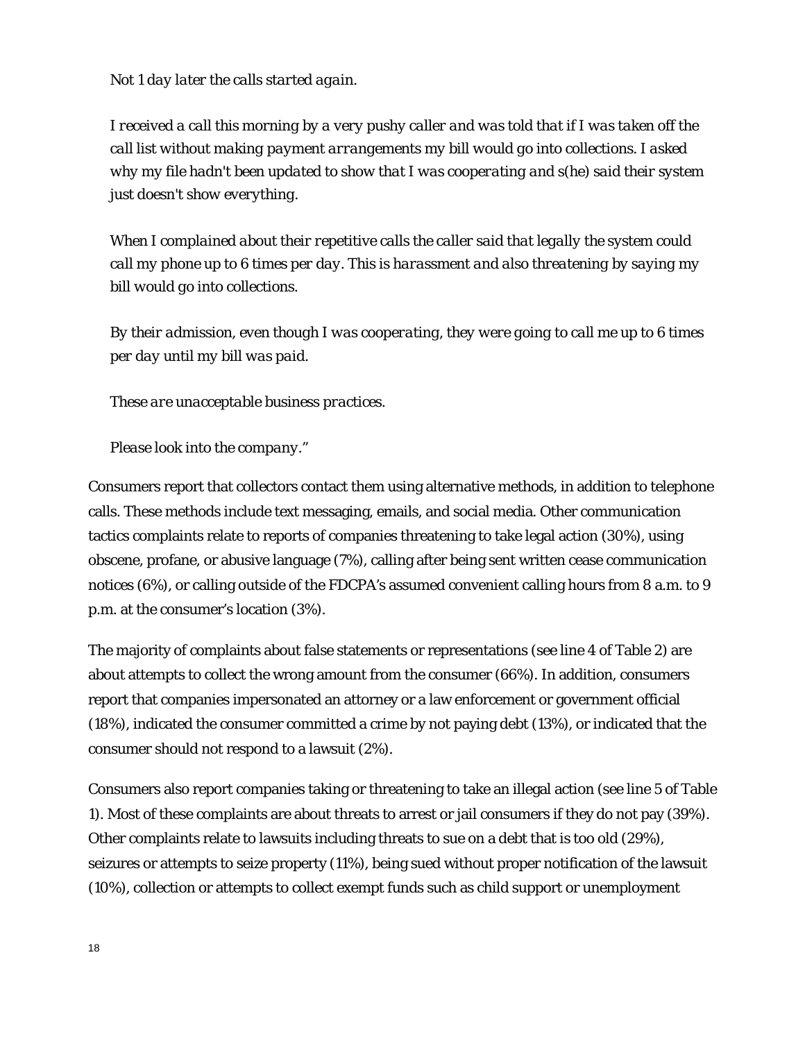*Not 1 day later the calls started again.*

*I received a call this morning by a very pushy caller and was told that if I was taken off the call list without making payment arrangements my bill would go into collections. I asked why my file hadn't been updated to show that I was cooperating and s(he) said their system just doesn't show everything.*

*When I complained about their repetitive calls the caller said that legally the system could call my phone up to 6 times per day. This is harassment and also threatening by saying my bill would go into collections.*

*By their admission, even though I was cooperating, they were going to call me up to 6 times per day until my bill was paid.*

*These are unacceptable business practices.*

*Please look into the company."*

Consumers report that collectors contact them using alternative methods, in addition to telephone calls. These methods include text messaging, emails, and social media. Other communication tactics complaints relate to reports of companies threatening to take legal action (30%), using obscene, profane, or abusive language (7%), calling after being sent written cease communication notices (6%), or calling outside of the FDCPA's assumed convenient calling hours from 8 a.m. to 9 p.m. at the consumer's location (3%).

The majority of complaints about false statements or representations (see line 4 of Table 2) are about attempts to collect the wrong amount from the consumer (66%). In addition, consumers report that companies impersonated an attorney or a law enforcement or government official (18%), indicated the consumer committed a crime by not paying debt (13%), or indicated that the consumer should not respond to a lawsuit (2%).

Consumers also report companies taking or threatening to take an illegal action (see line 5 of Table 1). Most of these complaints are about threats to arrest or jail consumers if they do not pay (39%). Other complaints relate to lawsuits including threats to sue on a debt that is too old (29%), seizures or attempts to seize property (11%), being sued without proper notification of the lawsuit (10%), collection or attempts to collect exempt funds such as child support or unemployment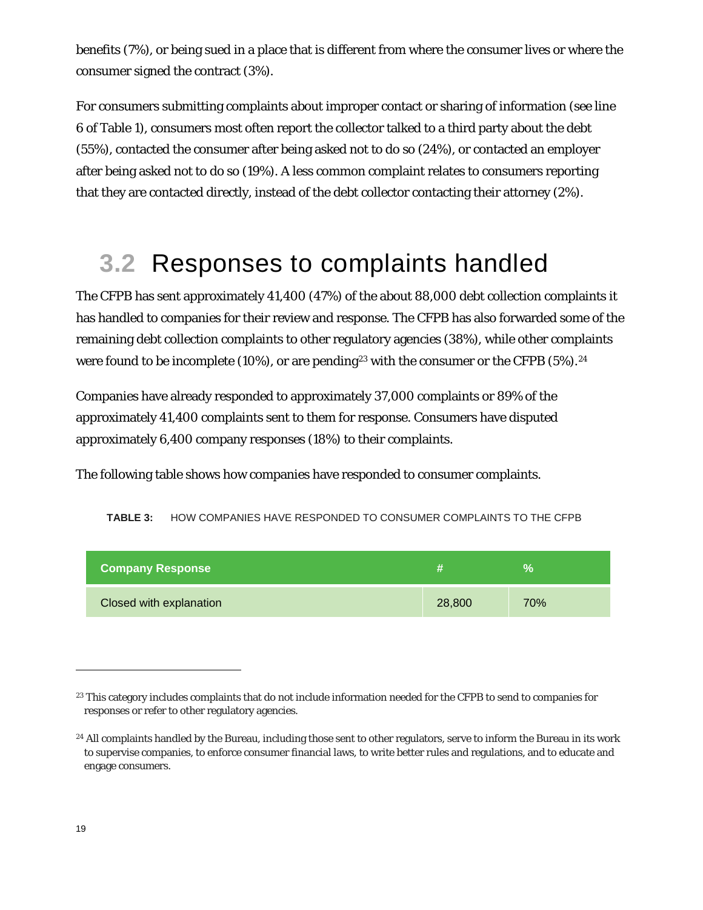benefits (7%), or being sued in a place that is different from where the consumer lives or where the consumer signed the contract (3%).

For consumers submitting complaints about improper contact or sharing of information (see line 6 of Table 1), consumers most often report the collector talked to a third party about the debt (55%), contacted the consumer after being asked not to do so (24%), or contacted an employer after being asked not to do so (19%). A less common complaint relates to consumers reporting that they are contacted directly, instead of the debt collector contacting their attorney (2%).

## 3.2 Responses to complaints handled

The CFPB has sent approximately 41,400 (47%) of the about 88,000 debt collection complaints it has handled to companies for their review and response. The CFPB has also forwarded some of the remaining debt collection complaints to other regulatory agencies (38%), while other complaints were found to be incomplete (10%), or are pending[23] with the consumer or the CFPB (5%).[24]

Companies have already responded to approximately 37,000 complaints or 89% of the approximately 41,400 complaints sent to them for response. Consumers have disputed approximately 6,400 company responses (18%) to their complaints.

The following table shows how companies have responded to consumer complaints.

**TABLE 3:** HOW COMPANIES HAVE RESPONDED TO CONSUMER COMPLAINTS TO THE CFPB

| Company Response | # | % |
|---|---|---|
| Closed with explanation | 28,800 | 70% |

[23] This category includes complaints that do not include information needed for the CFPB to send to companies for responses or refer to other regulatory agencies.

[24] All complaints handled by the Bureau, including those sent to other regulators, serve to inform the Bureau in its work to supervise companies, to enforce consumer financial laws, to write better rules and regulations, and to educate and engage consumers.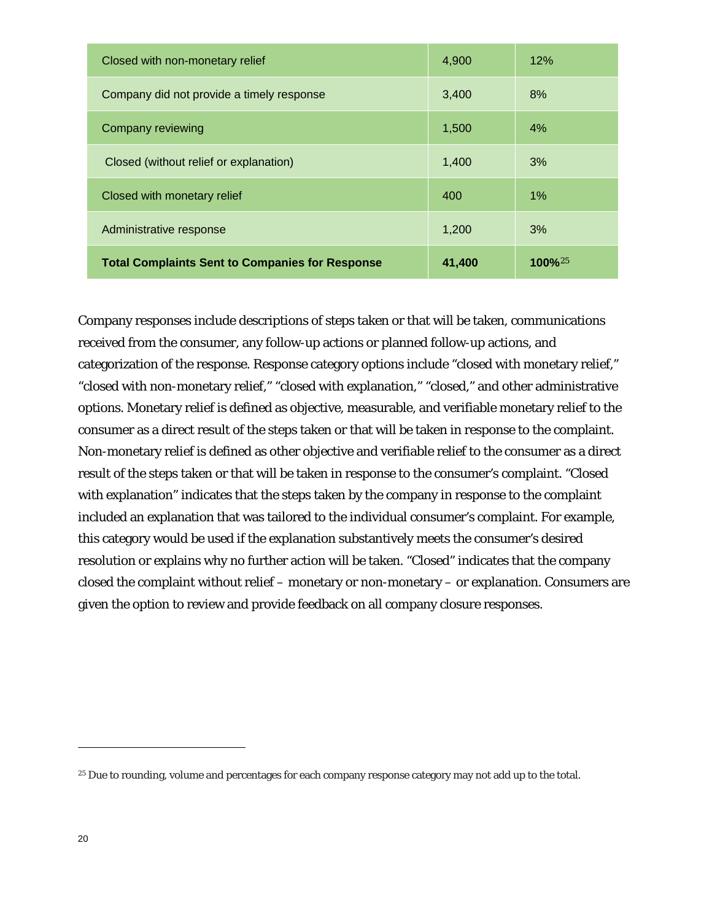| Closed with non-monetary relief | 4,900 | 12% |
|---|---|---|
| Company did not provide a timely response | 3,400 | 8% |
| Company reviewing | 1,500 | 4% |
| Closed (without relief or explanation) | 1,400 | 3% |
| Closed with monetary relief | 400 | 1% |
| Administrative response | 1,200 | 3% |
| **Total Complaints Sent to Companies for Response** | **41,400** | **100%**[25] |

Company responses include descriptions of steps taken or that will be taken, communications received from the consumer, any follow-up actions or planned follow-up actions, and categorization of the response. Response category options include "closed with monetary relief," "closed with non-monetary relief," "closed with explanation," "closed," and other administrative options. Monetary relief is defined as objective, measurable, and verifiable monetary relief to the consumer as a direct result of the steps taken or that will be taken in response to the complaint. Non-monetary relief is defined as other objective and verifiable relief to the consumer as a direct result of the steps taken or that will be taken in response to the consumer's complaint. "Closed with explanation" indicates that the steps taken by the company in response to the complaint included an explanation that was tailored to the individual consumer's complaint. For example, this category would be used if the explanation substantively meets the consumer's desired resolution or explains why no further action will be taken. "Closed" indicates that the company closed the complaint without relief – monetary or non-monetary – or explanation. Consumers are given the option to review and provide feedback on all company closure responses.

[25] Due to rounding, volume and percentages for each company response category may not add up to the total.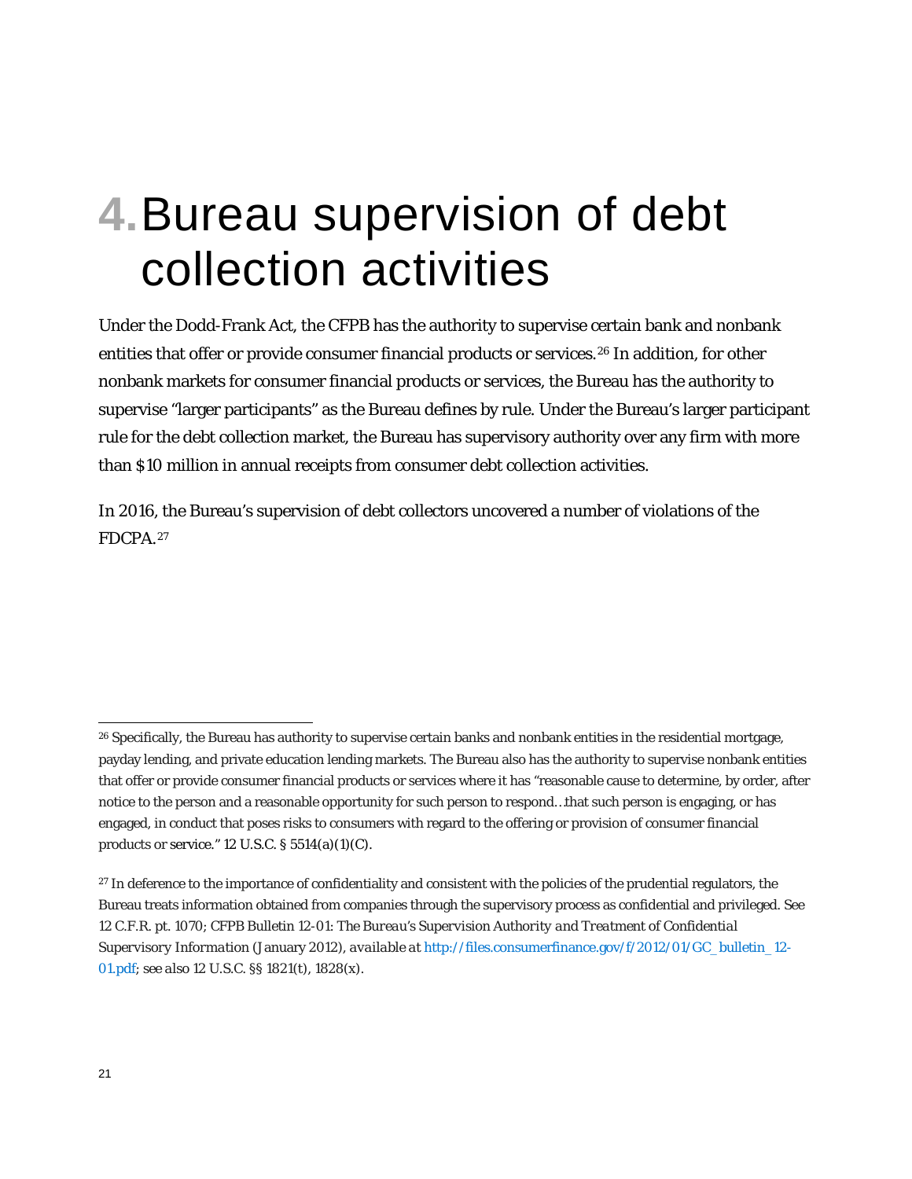# 4. Bureau supervision of debt collection activities

Under the Dodd-Frank Act, the CFPB has the authority to supervise certain bank and nonbank entities that offer or provide consumer financial products or services.[26] In addition, for other nonbank markets for consumer financial products or services, the Bureau has the authority to supervise "larger participants" as the Bureau defines by rule. Under the Bureau's larger participant rule for the debt collection market, the Bureau has supervisory authority over any firm with more than $10 million in annual receipts from consumer debt collection activities.

In 2016, the Bureau's supervision of debt collectors uncovered a number of violations of the FDCPA.[27]

---

[26] Specifically, the Bureau has authority to supervise certain banks and nonbank entities in the residential mortgage, payday lending, and private education lending markets. The Bureau also has the authority to supervise nonbank entities that offer or provide consumer financial products or services where it has "reasonable cause to determine, by order, after notice to the person and a reasonable opportunity for such person to respond…that such person is engaging, or has engaged, in conduct that poses risks to consumers with regard to the offering or provision of consumer financial products or service." 12 U.S.C. § 5514(a)(1)(C).

[27] In deference to the importance of confidentiality and consistent with the policies of the prudential regulators, the Bureau treats information obtained from companies through the supervisory process as confidential and privileged. See 12 C.F.R. pt. 1070; CFPB Bulletin 12-01: *The Bureau's Supervision Authority and Treatment of Confidential Supervisory Information* (January 2012), *available at* http://files.consumerfinance.gov/f/2012/01/GC_bulletin_12-01.pdf; *see also* 12 U.S.C. §§ 1821(t), 1828(x).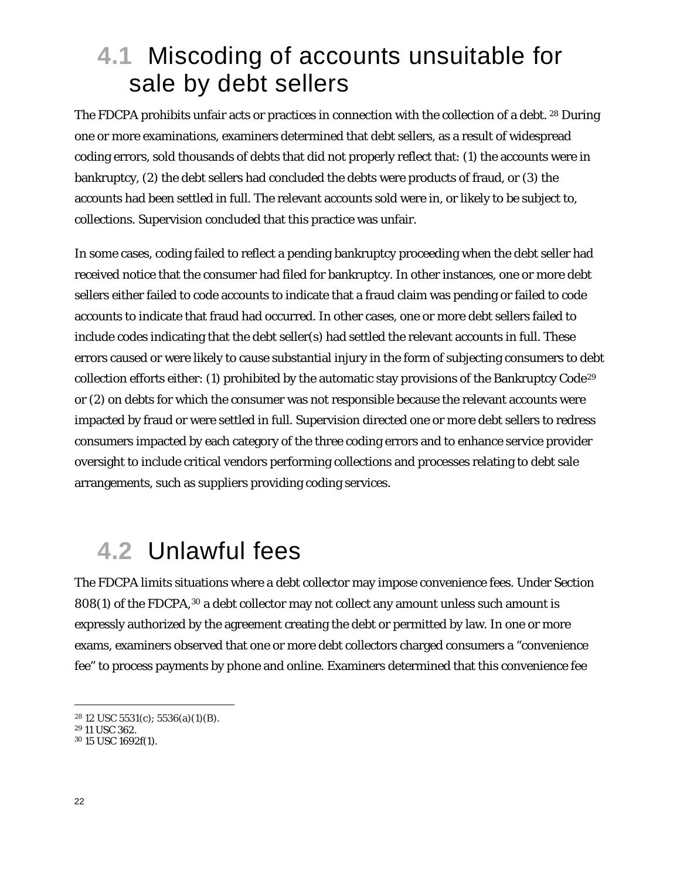## 4.1 Miscoding of accounts unsuitable for sale by debt sellers

The FDCPA prohibits unfair acts or practices in connection with the collection of a debt. [28] During one or more examinations, examiners determined that debt sellers, as a result of widespread coding errors, sold thousands of debts that did not properly reflect that: (1) the accounts were in bankruptcy, (2) the debt sellers had concluded the debts were products of fraud, or (3) the accounts had been settled in full. The relevant accounts sold were in, or likely to be subject to, collections. Supervision concluded that this practice was unfair.

In some cases, coding failed to reflect a pending bankruptcy proceeding when the debt seller had received notice that the consumer had filed for bankruptcy. In other instances, one or more debt sellers either failed to code accounts to indicate that a fraud claim was pending or failed to code accounts to indicate that fraud had occurred. In other cases, one or more debt sellers failed to include codes indicating that the debt seller(s) had settled the relevant accounts in full. These errors caused or were likely to cause substantial injury in the form of subjecting consumers to debt collection efforts either: (1) prohibited by the automatic stay provisions of the Bankruptcy Code[29] or (2) on debts for which the consumer was not responsible because the relevant accounts were impacted by fraud or were settled in full. Supervision directed one or more debt sellers to redress consumers impacted by each category of the three coding errors and to enhance service provider oversight to include critical vendors performing collections and processes relating to debt sale arrangements, such as suppliers providing coding services.

## 4.2 Unlawful fees

The FDCPA limits situations where a debt collector may impose convenience fees. Under Section 808(1) of the FDCPA,[30] a debt collector may not collect any amount unless such amount is expressly authorized by the agreement creating the debt or permitted by law. In one or more exams, examiners observed that one or more debt collectors charged consumers a "convenience fee" to process payments by phone and online. Examiners determined that this convenience fee

---

[28] 12 USC 5531(c); 5536(a)(1)(B).

[29] 11 USC 362.

[30] 15 USC 1692f(1).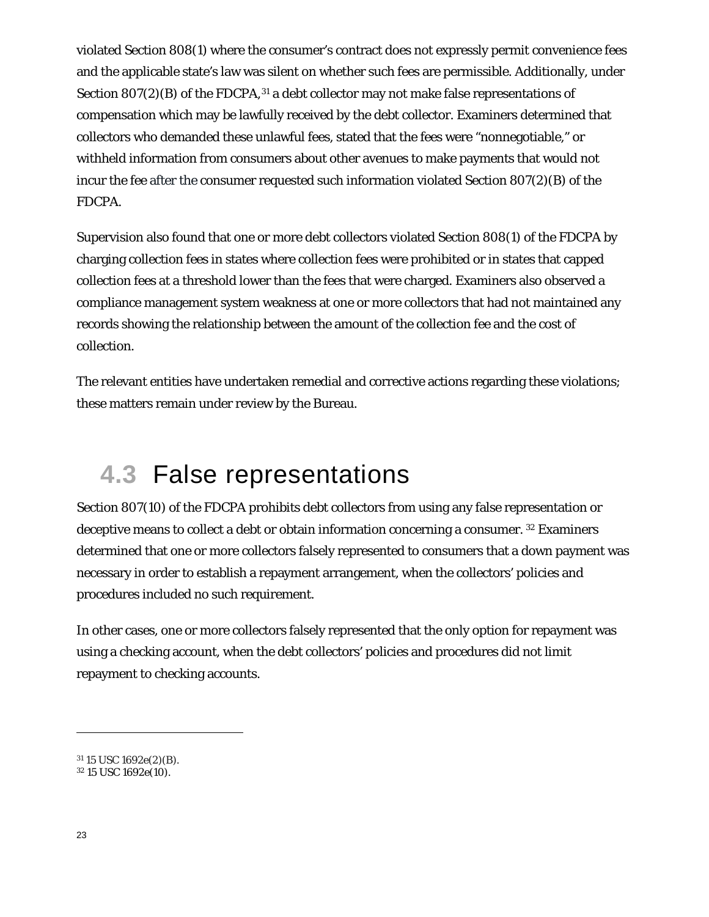violated Section 808(1) where the consumer's contract does not expressly permit convenience fees and the applicable state's law was silent on whether such fees are permissible. Additionally, under Section 807(2)(B) of the FDCPA,[31] a debt collector may not make false representations of compensation which may be lawfully received by the debt collector. Examiners determined that collectors who demanded these unlawful fees, stated that the fees were "nonnegotiable," or withheld information from consumers about other avenues to make payments that would not incur the fee after the consumer requested such information violated Section 807(2)(B) of the FDCPA.

Supervision also found that one or more debt collectors violated Section 808(1) of the FDCPA by charging collection fees in states where collection fees were prohibited or in states that capped collection fees at a threshold lower than the fees that were charged. Examiners also observed a compliance management system weakness at one or more collectors that had not maintained any records showing the relationship between the amount of the collection fee and the cost of collection.

The relevant entities have undertaken remedial and corrective actions regarding these violations; these matters remain under review by the Bureau.

## 4.3 False representations

Section 807(10) of the FDCPA prohibits debt collectors from using any false representation or deceptive means to collect a debt or obtain information concerning a consumer.[32] Examiners determined that one or more collectors falsely represented to consumers that a down payment was necessary in order to establish a repayment arrangement, when the collectors' policies and procedures included no such requirement.

In other cases, one or more collectors falsely represented that the only option for repayment was using a checking account, when the debt collectors' policies and procedures did not limit repayment to checking accounts.

---

[31] 15 USC 1692e(2)(B).

[32] 15 USC 1692e(10).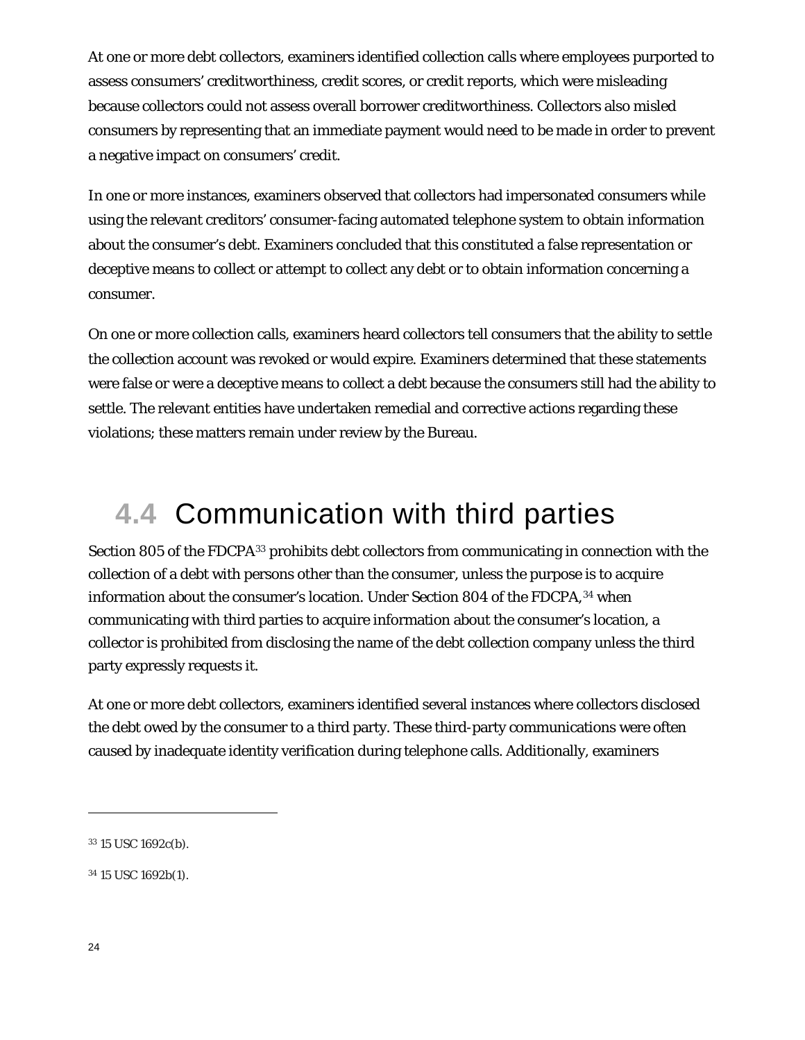At one or more debt collectors, examiners identified collection calls where employees purported to assess consumers' creditworthiness, credit scores, or credit reports, which were misleading because collectors could not assess overall borrower creditworthiness. Collectors also misled consumers by representing that an immediate payment would need to be made in order to prevent a negative impact on consumers' credit.

In one or more instances, examiners observed that collectors had impersonated consumers while using the relevant creditors' consumer-facing automated telephone system to obtain information about the consumer's debt. Examiners concluded that this constituted a false representation or deceptive means to collect or attempt to collect any debt or to obtain information concerning a consumer.

On one or more collection calls, examiners heard collectors tell consumers that the ability to settle the collection account was revoked or would expire. Examiners determined that these statements were false or were a deceptive means to collect a debt because the consumers still had the ability to settle. The relevant entities have undertaken remedial and corrective actions regarding these violations; these matters remain under review by the Bureau.

## 4.4 Communication with third parties

Section 805 of the FDCPA[33] prohibits debt collectors from communicating in connection with the collection of a debt with persons other than the consumer, unless the purpose is to acquire information about the consumer's location. Under Section 804 of the FDCPA,[34] when communicating with third parties to acquire information about the consumer's location, a collector is prohibited from disclosing the name of the debt collection company unless the third party expressly requests it.

At one or more debt collectors, examiners identified several instances where collectors disclosed the debt owed by the consumer to a third party. These third-party communications were often caused by inadequate identity verification during telephone calls. Additionally, examiners

[33] 15 USC 1692c(b).

[34] 15 USC 1692b(1).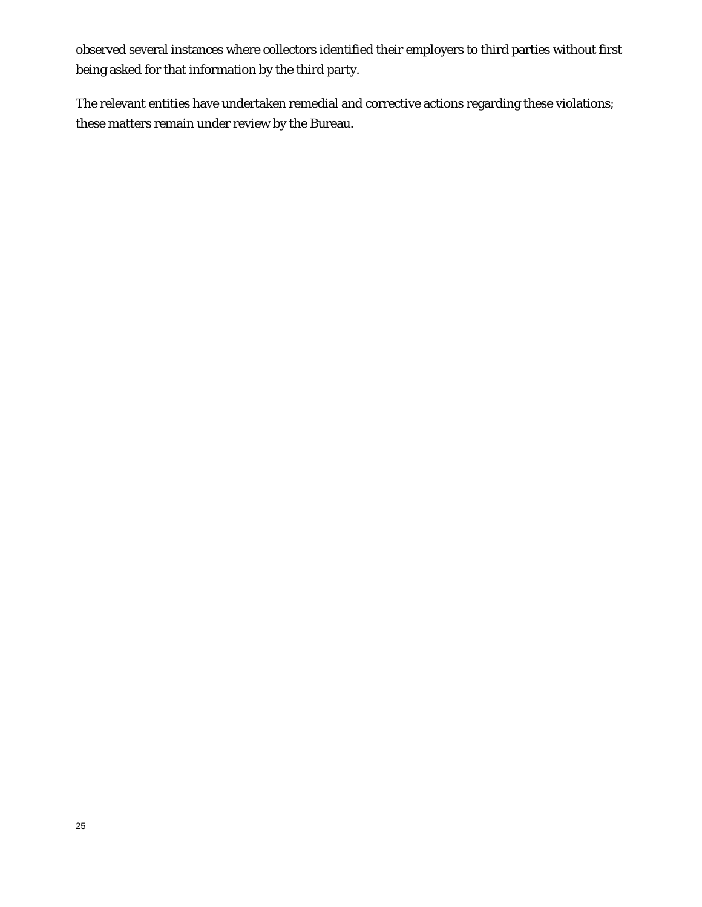observed several instances where collectors identified their employers to third parties without first being asked for that information by the third party.

The relevant entities have undertaken remedial and corrective actions regarding these violations; these matters remain under review by the Bureau.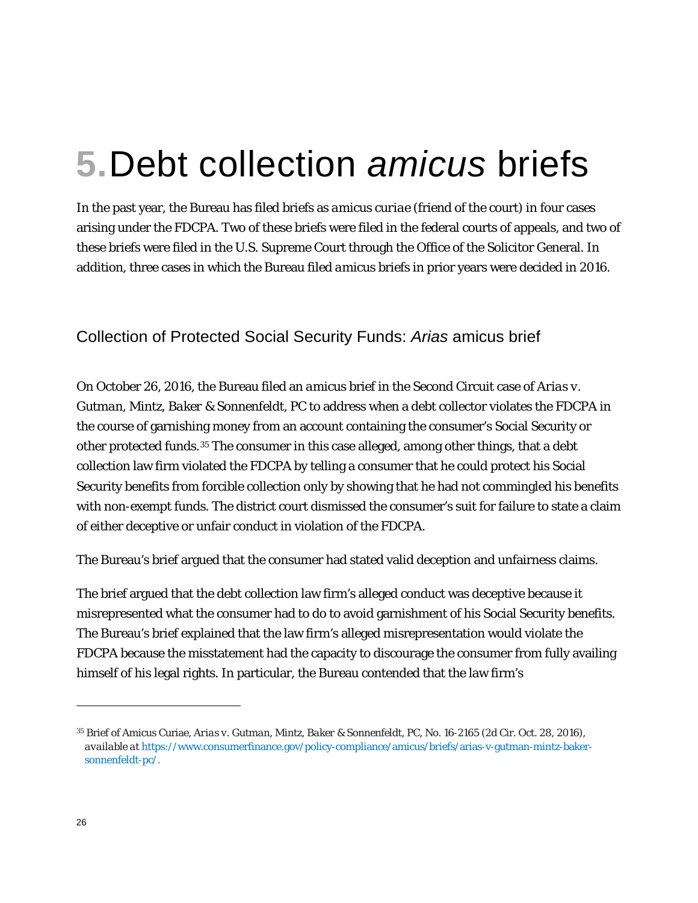# 5. Debt collection *amicus* briefs

In the past year, the Bureau has filed briefs as *amicus curiae* (friend of the court) in four cases arising under the FDCPA. Two of these briefs were filed in the federal courts of appeals, and two of these briefs were filed in the U.S. Supreme Court through the Office of the Solicitor General. In addition, three cases in which the Bureau filed *amicus* briefs in prior years were decided in 2016.

## Collection of Protected Social Security Funds: *Arias* amicus brief

On October 26, 2016, the Bureau filed an *amicus* brief in the Second Circuit case of *Arias v. Gutman, Mintz, Baker & Sonnenfeldt, PC* to address when a debt collector violates the FDCPA in the course of garnishing money from an account containing the consumer's Social Security or other protected funds.[35] The consumer in this case alleged, among other things, that a debt collection law firm violated the FDCPA by telling a consumer that he could protect his Social Security benefits from forcible collection only by showing that he had not commingled his benefits with non-exempt funds. The district court dismissed the consumer's suit for failure to state a claim of either deceptive or unfair conduct in violation of the FDCPA.

The Bureau's brief argued that the consumer had stated valid deception and unfairness claims.

The brief argued that the debt collection law firm's alleged conduct was deceptive because it misrepresented what the consumer had to do to avoid garnishment of his Social Security benefits. The Bureau's brief explained that the law firm's alleged misrepresentation would violate the FDCPA because the misstatement had the capacity to discourage the consumer from fully availing himself of his legal rights. In particular, the Bureau contended that the law firm's

---

[35] Brief of Amicus Curiae, *Arias v. Gutman, Mintz, Baker & Sonnenfeldt, PC*, No. 16-2165 (2d Cir. Oct. 28, 2016), *available at* https://www.consumerfinance.gov/policy-compliance/amicus/briefs/arias-v-gutman-mintz-baker-sonnenfeldt-pc/.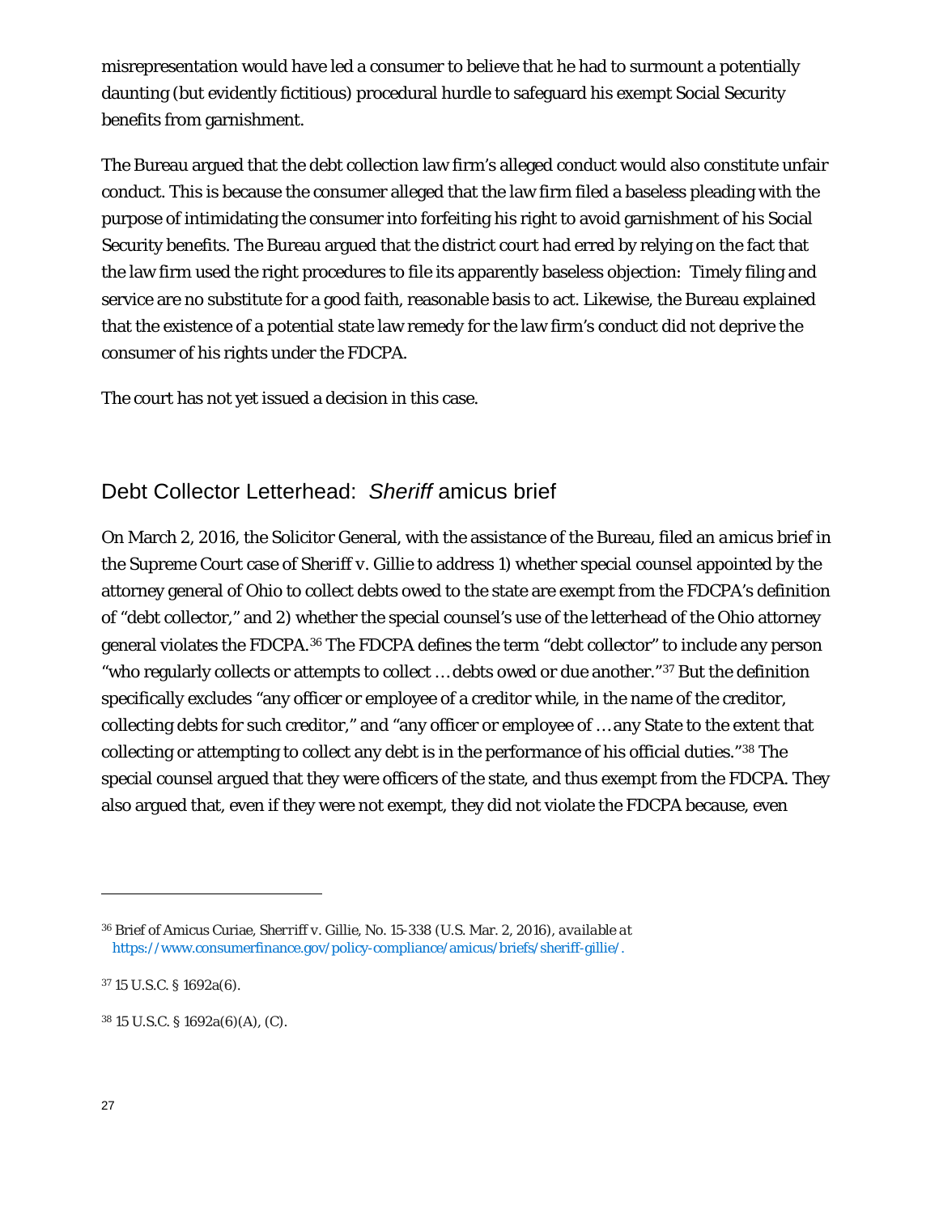misrepresentation would have led a consumer to believe that he had to surmount a potentially daunting (but evidently fictitious) procedural hurdle to safeguard his exempt Social Security benefits from garnishment.

The Bureau argued that the debt collection law firm's alleged conduct would also constitute unfair conduct. This is because the consumer alleged that the law firm filed a baseless pleading with the purpose of intimidating the consumer into forfeiting his right to avoid garnishment of his Social Security benefits. The Bureau argued that the district court had erred by relying on the fact that the law firm used the right procedures to file its apparently baseless objection: Timely filing and service are no substitute for a good faith, reasonable basis to act. Likewise, the Bureau explained that the existence of a potential state law remedy for the law firm's conduct did not deprive the consumer of his rights under the FDCPA.

The court has not yet issued a decision in this case.

## Debt Collector Letterhead: *Sheriff* amicus brief

On March 2, 2016, the Solicitor General, with the assistance of the Bureau, filed an *amicus* brief in the Supreme Court case of *Sheriff v. Gillie* to address 1) whether special counsel appointed by the attorney general of Ohio to collect debts owed to the state are exempt from the FDCPA's definition of "debt collector," and 2) whether the special counsel's use of the letterhead of the Ohio attorney general violates the FDCPA.[36] The FDCPA defines the term "debt collector" to include any person "who regularly collects or attempts to collect … debts owed or due another."[37] But the definition specifically excludes "any officer or employee of a creditor while, in the name of the creditor, collecting debts for such creditor," and "any officer or employee of … any State to the extent that collecting or attempting to collect any debt is in the performance of his official duties."[38] The special counsel argued that they were officers of the state, and thus exempt from the FDCPA. They also argued that, even if they were not exempt, they did not violate the FDCPA because, even

---

[36] Brief of Amicus Curiae, *Sherriff v. Gillie*, No. 15-338 (U.S. Mar. 2, 2016), *available at* https://www.consumerfinance.gov/policy-compliance/amicus/briefs/sheriff-gillie/.

[37] 15 U.S.C. § 1692a(6).

[38] 15 U.S.C. § 1692a(6)(A), (C).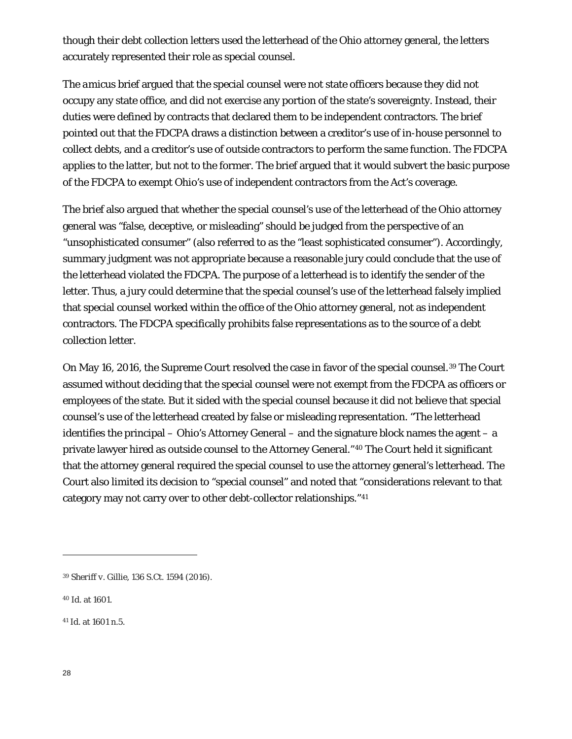though their debt collection letters used the letterhead of the Ohio attorney general, the letters accurately represented their role as special counsel.

The *amicus* brief argued that the special counsel were not state officers because they did not occupy any state office, and did not exercise any portion of the state's sovereignty. Instead, their duties were defined by contracts that declared them to be independent contractors. The brief pointed out that the FDCPA draws a distinction between a creditor's use of in-house personnel to collect debts, and a creditor's use of outside contractors to perform the same function. The FDCPA applies to the latter, but not to the former. The brief argued that it would subvert the basic purpose of the FDCPA to exempt Ohio's use of independent contractors from the Act's coverage.

The brief also argued that whether the special counsel's use of the letterhead of the Ohio attorney general was "false, deceptive, or misleading" should be judged from the perspective of an "unsophisticated consumer" (also referred to as the "least sophisticated consumer"). Accordingly, summary judgment was not appropriate because a reasonable jury could conclude that the use of the letterhead violated the FDCPA. The purpose of a letterhead is to identify the sender of the letter. Thus, a jury could determine that the special counsel's use of the letterhead falsely implied that special counsel worked within the office of the Ohio attorney general, not as independent contractors. The FDCPA specifically prohibits false representations as to the source of a debt collection letter.

On May 16, 2016, the Supreme Court resolved the case in favor of the special counsel.[39] The Court assumed without deciding that the special counsel were not exempt from the FDCPA as officers or employees of the state. But it sided with the special counsel because it did not believe that special counsel's use of the letterhead created by false or misleading representation. "The letterhead identifies the principal – Ohio's Attorney General – and the signature block names the agent – a private lawyer hired as outside counsel to the Attorney General."[40] The Court held it significant that the attorney general required the special counsel to use the attorney general's letterhead. The Court also limited its decision to "special counsel" and noted that "considerations relevant to that category may not carry over to other debt-collector relationships."[41]

---

[39] Sheriff v. Gillie, 136 S.Ct. 1594 (2016).

[40] Id. at 1601.

[41] Id. at 1601 n.5.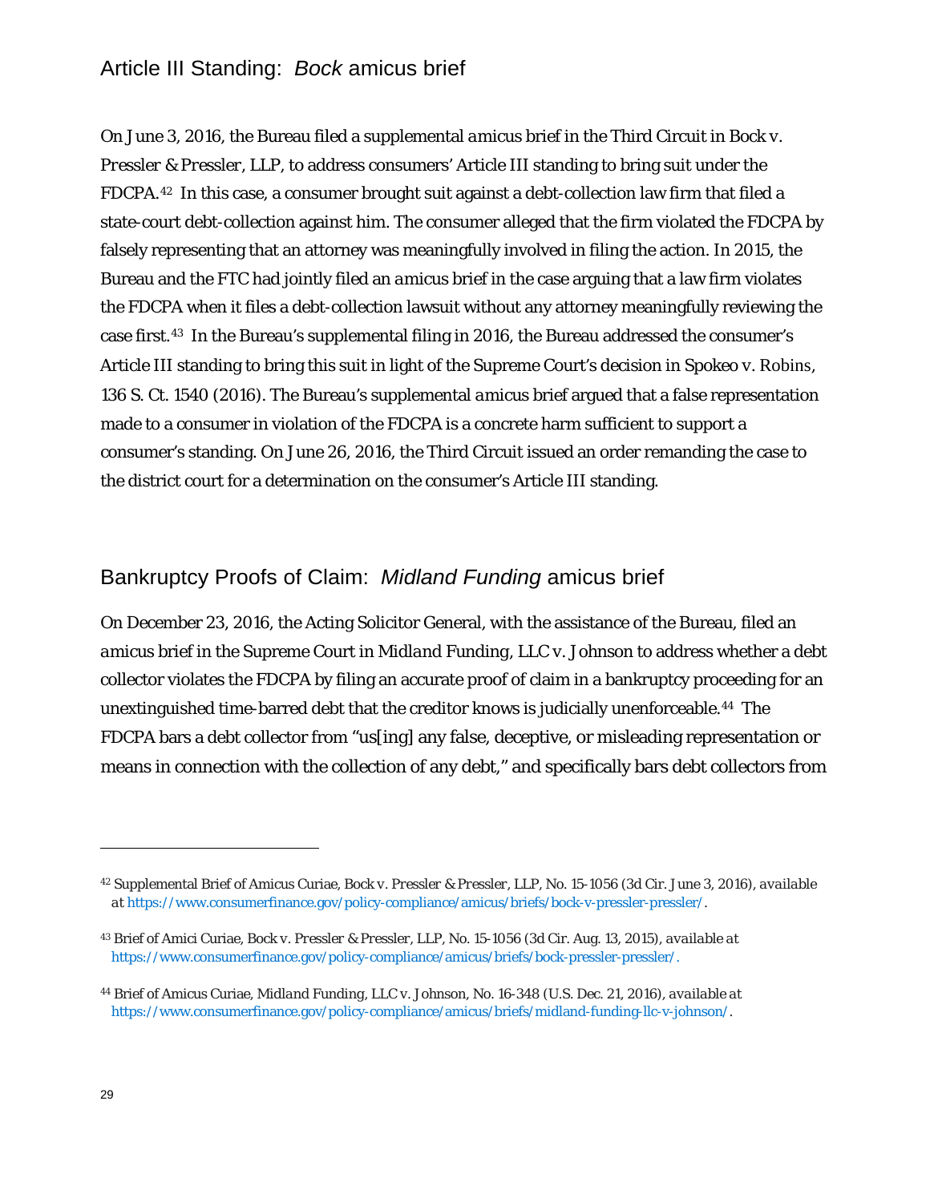## Article III Standing: *Bock* amicus brief

On June 3, 2016, the Bureau filed a supplemental *amicus* brief in the Third Circuit in *Bock v. Pressler & Pressler, LLP*, to address consumers' Article III standing to bring suit under the FDCPA.[42] In this case, a consumer brought suit against a debt-collection law firm that filed a state-court debt-collection against him. The consumer alleged that the firm violated the FDCPA by falsely representing that an attorney was meaningfully involved in filing the action. In 2015, the Bureau and the FTC had jointly filed an *amicus* brief in the case arguing that a law firm violates the FDCPA when it files a debt-collection lawsuit without any attorney meaningfully reviewing the case first.[43] In the Bureau's supplemental filing in 2016, the Bureau addressed the consumer's Article III standing to bring this suit in light of the Supreme Court's decision in *Spokeo v. Robins*, 136 S. Ct. 1540 (2016). The Bureau's supplemental *amicus* brief argued that a false representation made to a consumer in violation of the FDCPA is a concrete harm sufficient to support a consumer's standing. On June 26, 2016, the Third Circuit issued an order remanding the case to the district court for a determination on the consumer's Article III standing.

## Bankruptcy Proofs of Claim: *Midland Funding* amicus brief

On December 23, 2016, the Acting Solicitor General, with the assistance of the Bureau, filed an *amicus* brief in the Supreme Court in *Midland Funding, LLC v. Johnson* to address whether a debt collector violates the FDCPA by filing an accurate proof of claim in a bankruptcy proceeding for an unextinguished time-barred debt that the creditor knows is judicially unenforceable.[44] The FDCPA bars a debt collector from "us[ing] any false, deceptive, or misleading representation or means in connection with the collection of any debt," and specifically bars debt collectors from

---

[42] Supplemental Brief of Amicus Curiae, *Bock v. Pressler & Pressler, LLP*, No. 15-1056 (3d Cir. June 3, 2016), *available at* https://www.consumerfinance.gov/policy-compliance/amicus/briefs/bock-v-pressler-pressler/.

[43] Brief of Amici Curiae, *Bock v. Pressler & Pressler, LLP*, No. 15-1056 (3d Cir. Aug. 13, 2015), *available at* https://www.consumerfinance.gov/policy-compliance/amicus/briefs/bock-pressler-pressler/.

[44] Brief of Amicus Curiae, *Midland Funding, LLC v. Johnson*, No. 16-348 (U.S. Dec. 21, 2016), *available at* https://www.consumerfinance.gov/policy-compliance/amicus/briefs/midland-funding-llc-v-johnson/.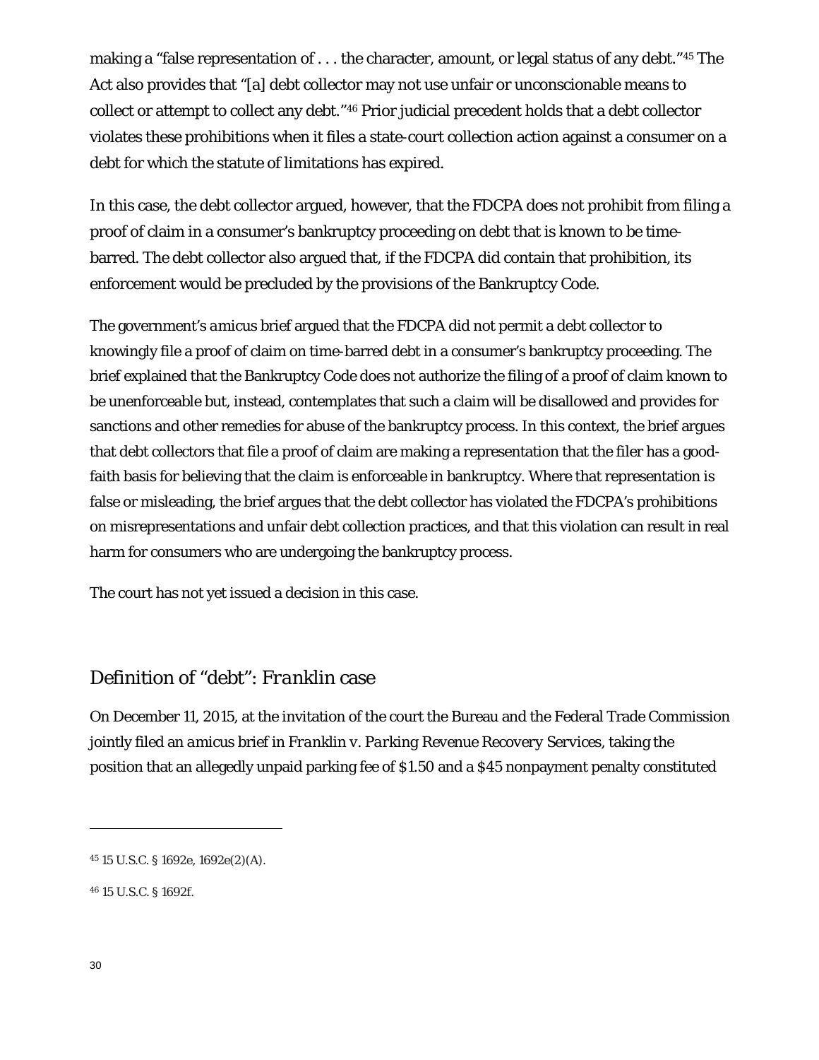making a "false representation of . . . the character, amount, or legal status of any debt."[45] The Act also provides that "[a] debt collector may not use unfair or unconscionable means to collect or attempt to collect any debt."[46] Prior judicial precedent holds that a debt collector violates these prohibitions when it files a state-court collection action against a consumer on a debt for which the statute of limitations has expired.

In this case, the debt collector argued, however, that the FDCPA does not prohibit from filing a proof of claim in a consumer's bankruptcy proceeding on debt that is known to be time-barred. The debt collector also argued that, if the FDCPA did contain that prohibition, its enforcement would be precluded by the provisions of the Bankruptcy Code.

The government's *amicus* brief argued that the FDCPA did not permit a debt collector to knowingly file a proof of claim on time-barred debt in a consumer's bankruptcy proceeding. The brief explained that the Bankruptcy Code does not authorize the filing of a proof of claim known to be unenforceable but, instead, contemplates that such a claim will be disallowed and provides for sanctions and other remedies for abuse of the bankruptcy process. In this context, the brief argues that debt collectors that file a proof of claim are making a representation that the filer has a good-faith basis for believing that the claim is enforceable in bankruptcy. Where that representation is false or misleading, the brief argues that the debt collector has violated the FDCPA's prohibitions on misrepresentations and unfair debt collection practices, and that this violation can result in real harm for consumers who are undergoing the bankruptcy process.

The court has not yet issued a decision in this case.

## Definition of "debt": *Franklin* case

On December 11, 2015, at the invitation of the court the Bureau and the Federal Trade Commission jointly filed an *amicus* brief in *Franklin v. Parking Revenue Recovery Services*, taking the position that an allegedly unpaid parking fee of $1.50 and a $45 nonpayment penalty constituted

---

[45] 15 U.S.C. § 1692e, 1692e(2)(A).

[46] 15 U.S.C. § 1692f.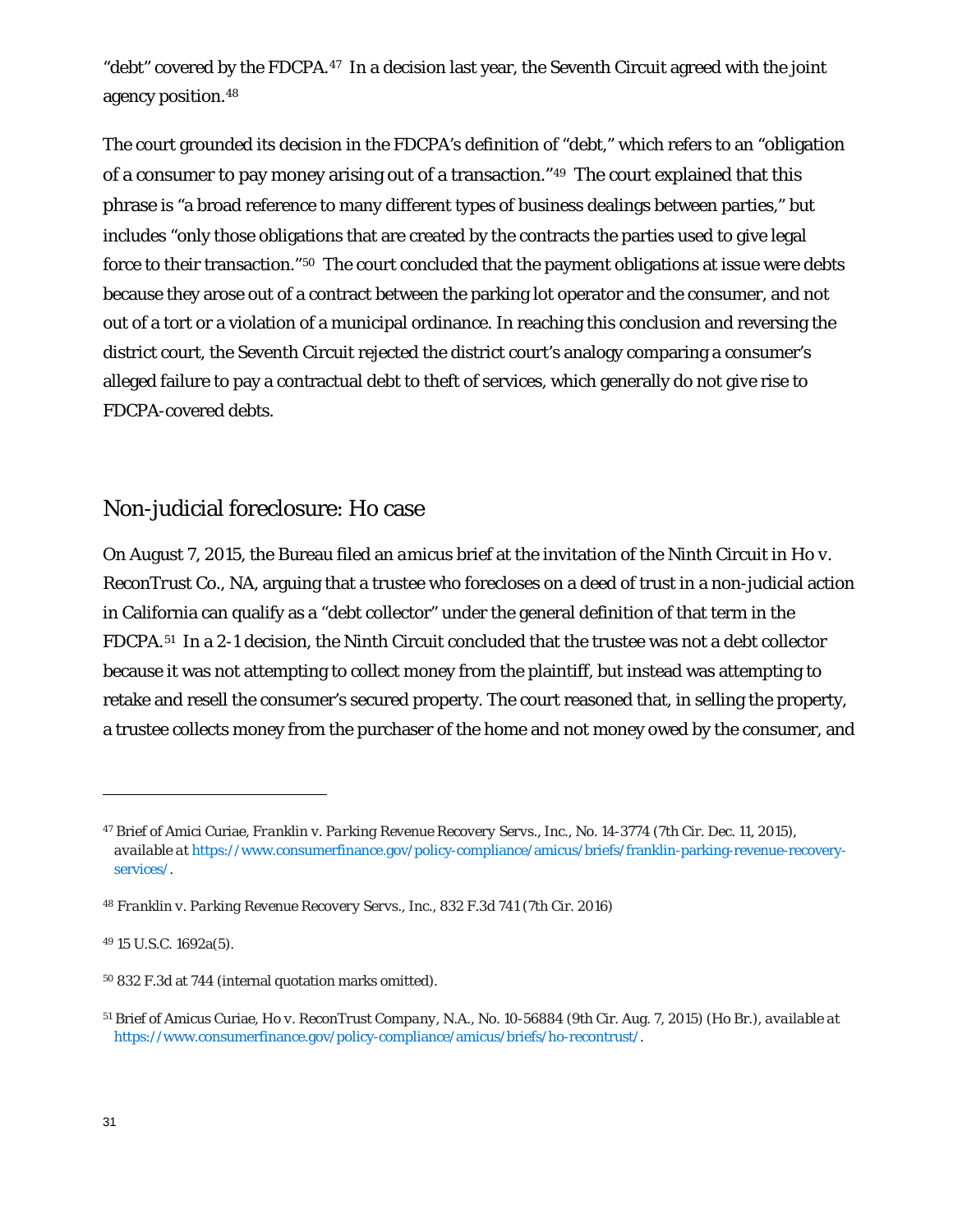"debt" covered by the FDCPA.[47] In a decision last year, the Seventh Circuit agreed with the joint agency position.[48]

The court grounded its decision in the FDCPA's definition of "debt," which refers to an "obligation of a consumer to pay money arising out of a transaction."[49] The court explained that this phrase is "a broad reference to many different types of business dealings between parties," but includes "only those obligations that are created by the contracts the parties used to give legal force to their transaction."[50] The court concluded that the payment obligations at issue were debts because they arose out of a contract between the parking lot operator and the consumer, and not out of a tort or a violation of a municipal ordinance. In reaching this conclusion and reversing the district court, the Seventh Circuit rejected the district court's analogy comparing a consumer's alleged failure to pay a contractual debt to theft of services, which generally do not give rise to FDCPA-covered debts.

## Non-judicial foreclosure: Ho case

On August 7, 2015, the Bureau filed an *amicus* brief at the invitation of the Ninth Circuit in *Ho v. ReconTrust Co., NA*, arguing that a trustee who forecloses on a deed of trust in a non-judicial action in California can qualify as a "debt collector" under the general definition of that term in the FDCPA.[51] In a 2-1 decision, the Ninth Circuit concluded that the trustee was not a debt collector because it was not attempting to collect money from the plaintiff, but instead was attempting to retake and resell the consumer's secured property. The court reasoned that, in selling the property, a trustee collects money from the purchaser of the home and not money owed by the consumer, and

---

[47] Brief of Amici Curiae, *Franklin v. Parking Revenue Recovery Servs., Inc.*, No. 14-3774 (7th Cir. Dec. 11, 2015), *available at* https://www.consumerfinance.gov/policy-compliance/amicus/briefs/franklin-parking-revenue-recovery-services/.

[48] *Franklin v. Parking Revenue Recovery Servs., Inc.*, 832 F.3d 741 (7th Cir. 2016)

[49] 15 U.S.C. 1692a(5).

[50] 832 F.3d at 744 (internal quotation marks omitted).

[51] Brief of Amicus Curiae, *Ho v. ReconTrust Company, N.A.*, No. 10-56884 (9th Cir. Aug. 7, 2015) (Ho Br.), *available at* https://www.consumerfinance.gov/policy-compliance/amicus/briefs/ho-recontrust/.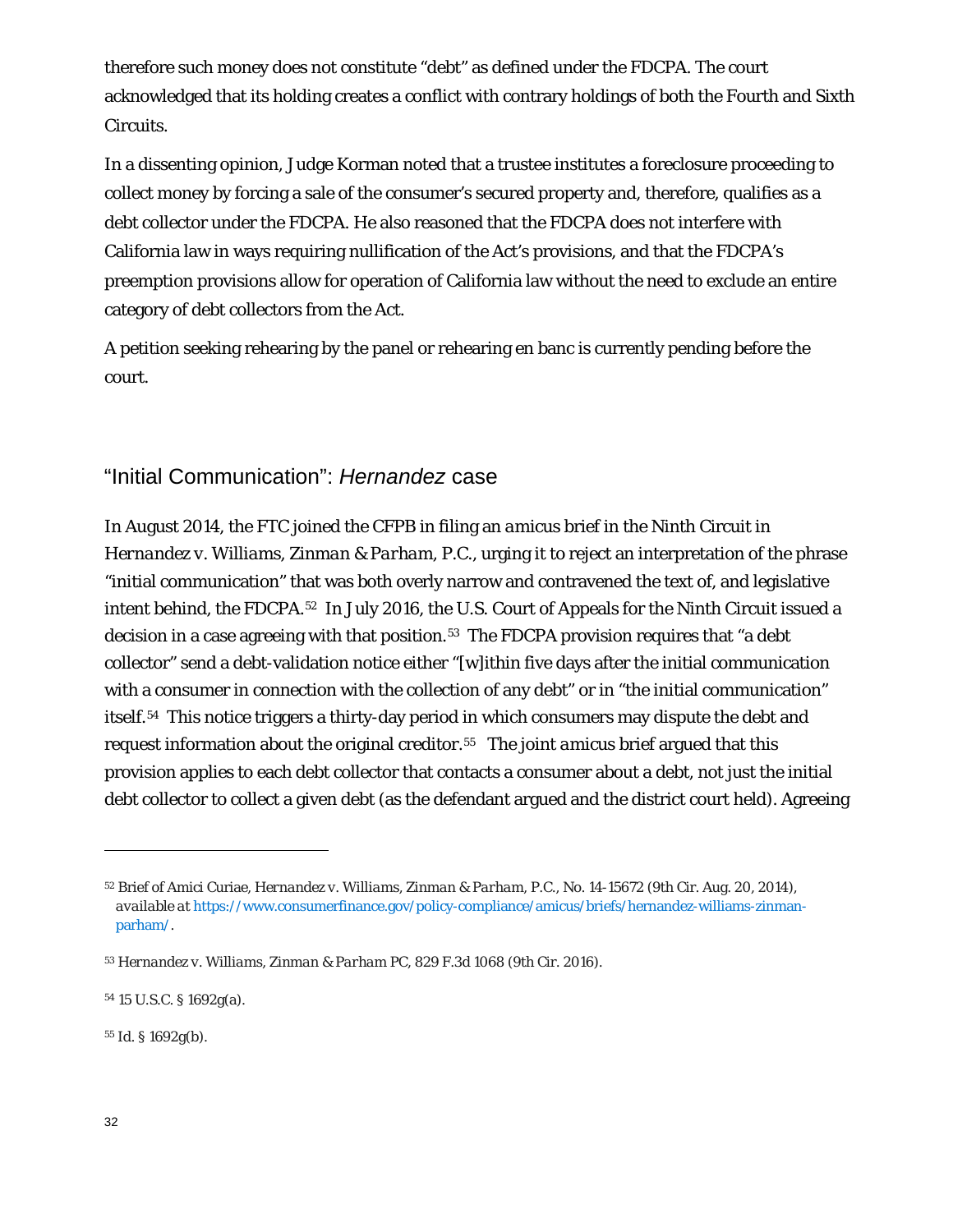therefore such money does not constitute "debt" as defined under the FDCPA. The court acknowledged that its holding creates a conflict with contrary holdings of both the Fourth and Sixth Circuits.

In a dissenting opinion, Judge Korman noted that a trustee institutes a foreclosure proceeding to collect money by forcing a sale of the consumer's secured property and, therefore, qualifies as a debt collector under the FDCPA. He also reasoned that the FDCPA does not interfere with California law in ways requiring nullification of the Act's provisions, and that the FDCPA's preemption provisions allow for operation of California law without the need to exclude an entire category of debt collectors from the Act.

A petition seeking rehearing by the panel or rehearing en banc is currently pending before the court.

## "Initial Communication": *Hernandez* case

In August 2014, the FTC joined the CFPB in filing an *amicus* brief in the Ninth Circuit in *Hernandez v. Williams, Zinman & Parham, P.C.*, urging it to reject an interpretation of the phrase "initial communication" that was both overly narrow and contravened the text of, and legislative intent behind, the FDCPA.[52] In July 2016, the U.S. Court of Appeals for the Ninth Circuit issued a decision in a case agreeing with that position.[53] The FDCPA provision requires that "a debt collector" send a debt-validation notice either "[w]ithin five days after the initial communication with a consumer in connection with the collection of any debt" or in "the initial communication" itself.[54] This notice triggers a thirty-day period in which consumers may dispute the debt and request information about the original creditor.[55] The joint *amicus* brief argued that this provision applies to each debt collector that contacts a consumer about a debt, not just the initial debt collector to collect a given debt (as the defendant argued and the district court held). Agreeing

---

[52] Brief of Amici Curiae, *Hernandez v. Williams, Zinman & Parham, P.C.*, No. 14-15672 (9th Cir. Aug. 20, 2014), *available at* https://www.consumerfinance.gov/policy-compliance/amicus/briefs/hernandez-williams-zinman-parham/.

[53] *Hernandez v. Williams, Zinman & Parham PC*, 829 F.3d 1068 (9th Cir. 2016).

[54] 15 U.S.C. § 1692g(a).

[55] *Id.* § 1692g(b).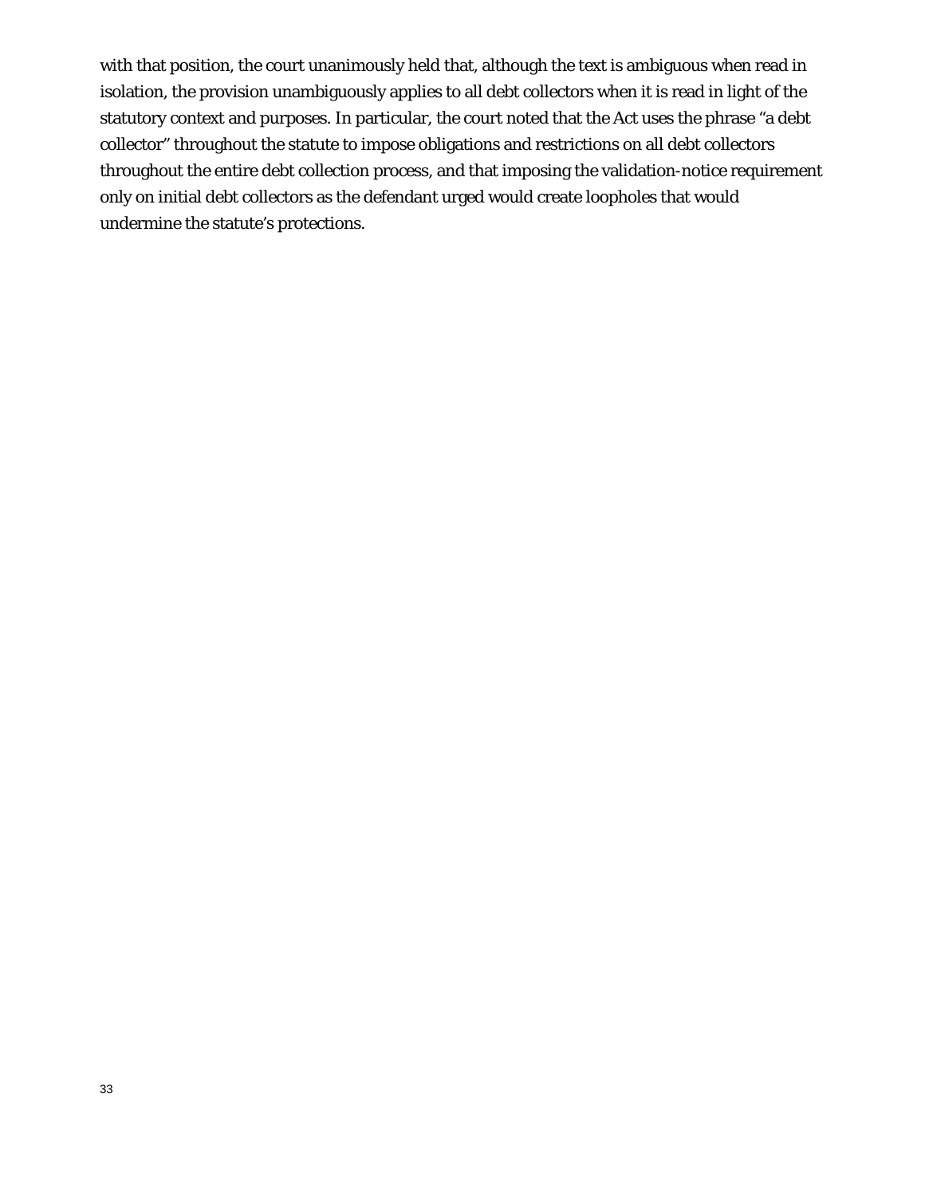with that position, the court unanimously held that, although the text is ambiguous when read in isolation, the provision unambiguously applies to all debt collectors when it is read in light of the statutory context and purposes. In particular, the court noted that the Act uses the phrase "a debt collector" throughout the statute to impose obligations and restrictions on all debt collectors throughout the entire debt collection process, and that imposing the validation-notice requirement only on initial debt collectors as the defendant urged would create loopholes that would undermine the statute's protections.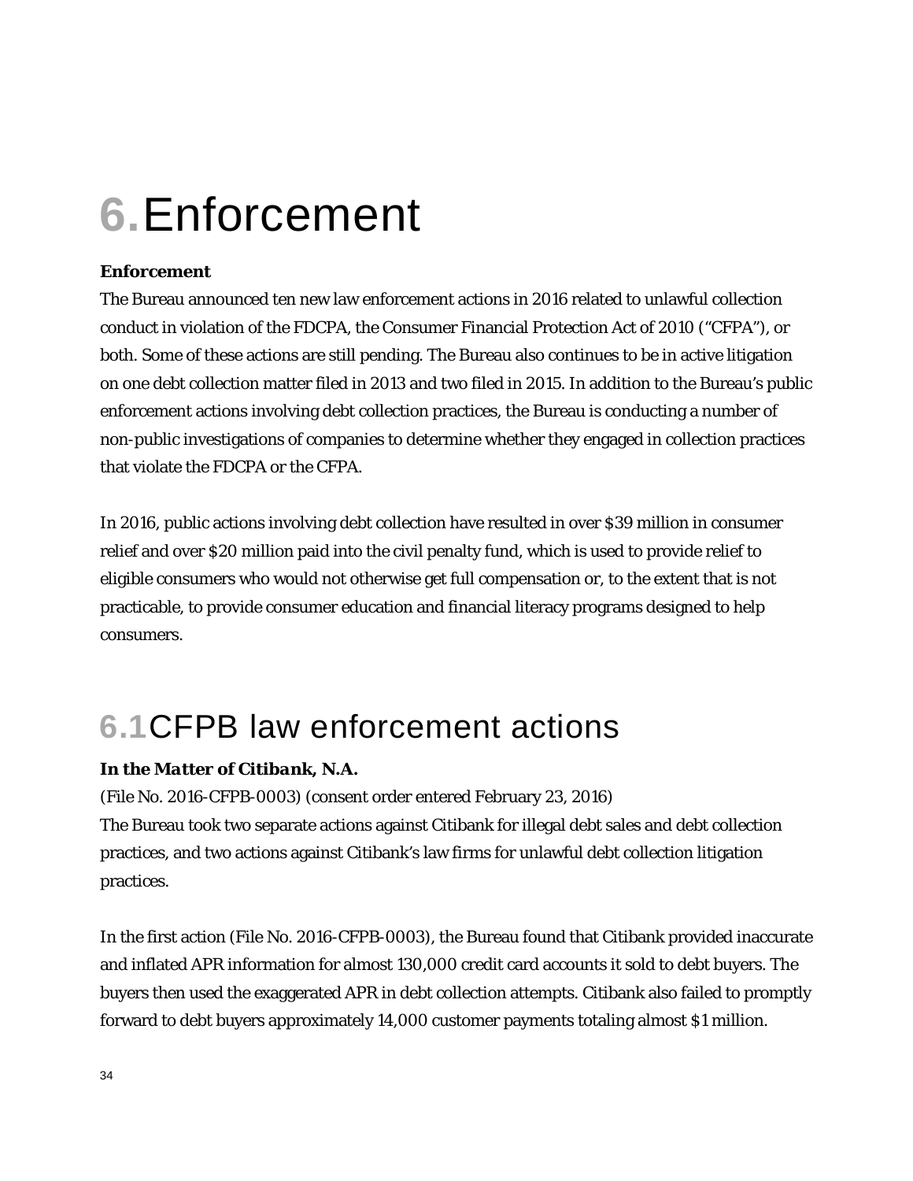# 6. Enforcement

**Enforcement**

The Bureau announced ten new law enforcement actions in 2016 related to unlawful collection conduct in violation of the FDCPA, the Consumer Financial Protection Act of 2010 ("CFPA"), or both. Some of these actions are still pending. The Bureau also continues to be in active litigation on one debt collection matter filed in 2013 and two filed in 2015. In addition to the Bureau's public enforcement actions involving debt collection practices, the Bureau is conducting a number of non-public investigations of companies to determine whether they engaged in collection practices that violate the FDCPA or the CFPA.

In 2016, public actions involving debt collection have resulted in over $39 million in consumer relief and over $20 million paid into the civil penalty fund, which is used to provide relief to eligible consumers who would not otherwise get full compensation or, to the extent that is not practicable, to provide consumer education and financial literacy programs designed to help consumers.

## 6.1 CFPB law enforcement actions

***In the Matter of Citibank, N.A.***

(File No. 2016-CFPB-0003) (consent order entered February 23, 2016)

The Bureau took two separate actions against Citibank for illegal debt sales and debt collection practices, and two actions against Citibank's law firms for unlawful debt collection litigation practices.

In the first action (File No. 2016-CFPB-0003), the Bureau found that Citibank provided inaccurate and inflated APR information for almost 130,000 credit card accounts it sold to debt buyers. The buyers then used the exaggerated APR in debt collection attempts. Citibank also failed to promptly forward to debt buyers approximately 14,000 customer payments totaling almost $1 million.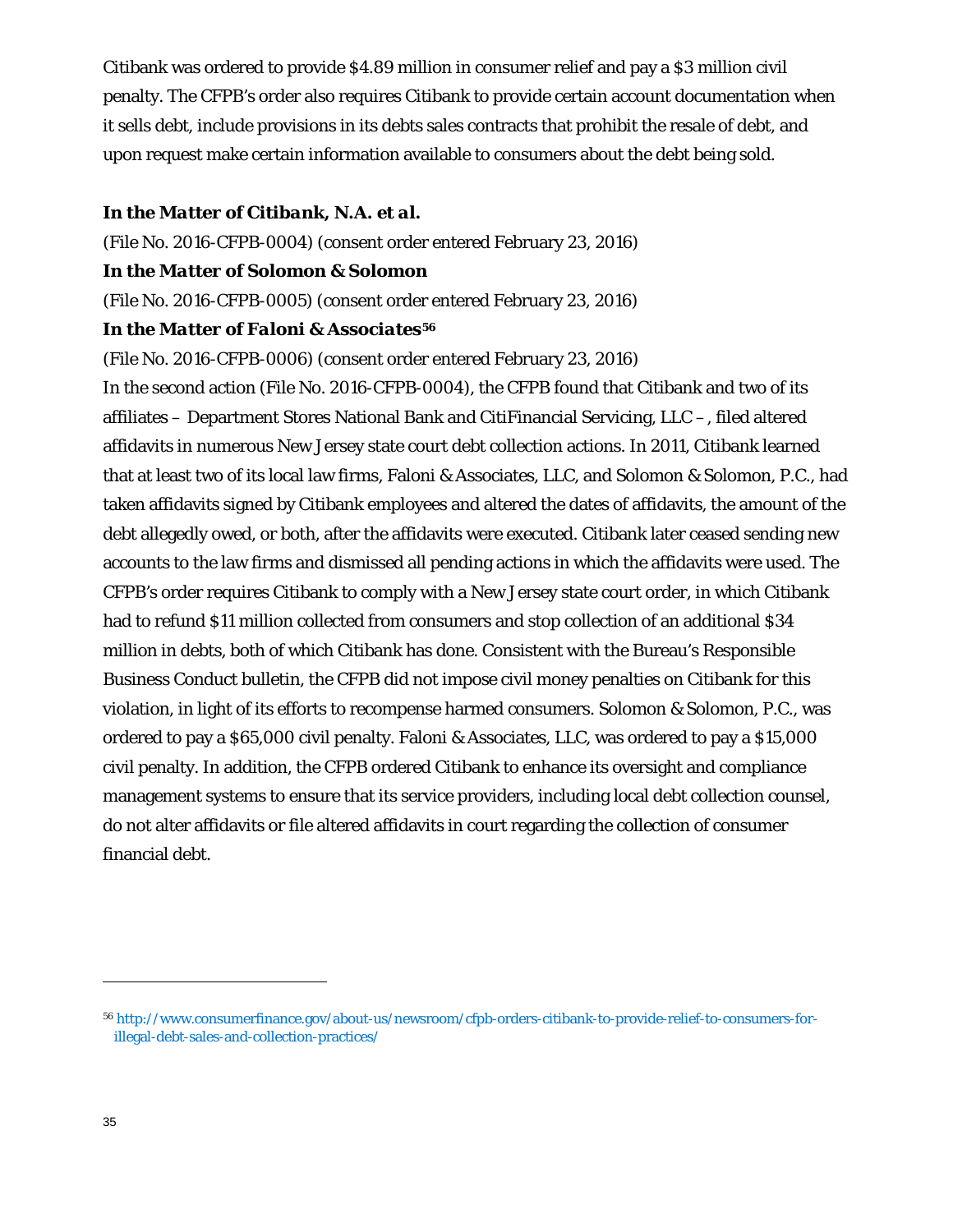Citibank was ordered to provide $4.89 million in consumer relief and pay a $3 million civil penalty. The CFPB's order also requires Citibank to provide certain account documentation when it sells debt, include provisions in its debts sales contracts that prohibit the resale of debt, and upon request make certain information available to consumers about the debt being sold.

***In the Matter of Citibank, N.A. et al.***

(File No. 2016-CFPB-0004) (consent order entered February 23, 2016)

***In the Matter of Solomon & Solomon***

(File No. 2016-CFPB-0005) (consent order entered February 23, 2016)

***In the Matter of Faloni & Associates***[56]

(File No. 2016-CFPB-0006) (consent order entered February 23, 2016)

In the second action (File No. 2016-CFPB-0004), the CFPB found that Citibank and two of its affiliates – Department Stores National Bank and CitiFinancial Servicing, LLC –, filed altered affidavits in numerous New Jersey state court debt collection actions. In 2011, Citibank learned that at least two of its local law firms, Faloni & Associates, LLC, and Solomon & Solomon, P.C., had taken affidavits signed by Citibank employees and altered the dates of affidavits, the amount of the debt allegedly owed, or both, after the affidavits were executed. Citibank later ceased sending new accounts to the law firms and dismissed all pending actions in which the affidavits were used. The CFPB's order requires Citibank to comply with a New Jersey state court order, in which Citibank had to refund $11 million collected from consumers and stop collection of an additional $34 million in debts, both of which Citibank has done. Consistent with the Bureau's Responsible Business Conduct bulletin, the CFPB did not impose civil money penalties on Citibank for this violation, in light of its efforts to recompense harmed consumers. Solomon & Solomon, P.C., was ordered to pay a $65,000 civil penalty. Faloni & Associates, LLC, was ordered to pay a $15,000 civil penalty. In addition, the CFPB ordered Citibank to enhance its oversight and compliance management systems to ensure that its service providers, including local debt collection counsel, do not alter affidavits or file altered affidavits in court regarding the collection of consumer financial debt.

---

[56] http://www.consumerfinance.gov/about-us/newsroom/cfpb-orders-citibank-to-provide-relief-to-consumers-for-illegal-debt-sales-and-collection-practices/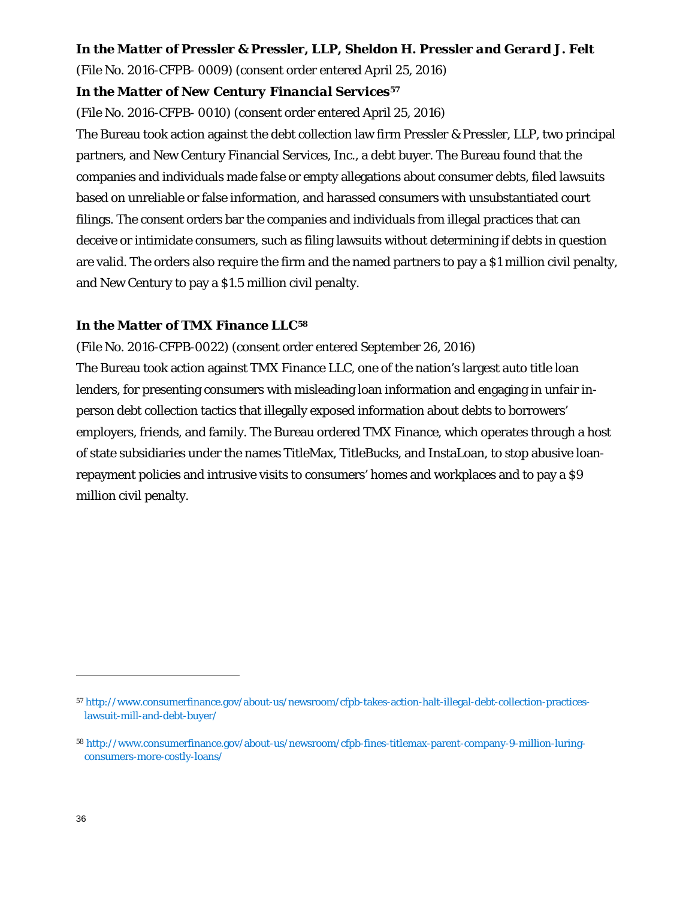***In the Matter of Pressler & Pressler, LLP, Sheldon H. Pressler and Gerard J. Felt***

(File No. 2016-CFPB- 0009) (consent order entered April 25, 2016)

***In the Matter of New Century Financial Services***[57]

(File No. 2016-CFPB- 0010) (consent order entered April 25, 2016)

The Bureau took action against the debt collection law firm Pressler & Pressler, LLP, two principal partners, and New Century Financial Services, Inc., a debt buyer. The Bureau found that the companies and individuals made false or empty allegations about consumer debts, filed lawsuits based on unreliable or false information, and harassed consumers with unsubstantiated court filings. The consent orders bar the companies and individuals from illegal practices that can deceive or intimidate consumers, such as filing lawsuits without determining if debts in question are valid. The orders also require the firm and the named partners to pay a $1 million civil penalty, and New Century to pay a $1.5 million civil penalty.

***In the Matter of TMX Finance LLC***[58]

(File No. 2016-CFPB-0022) (consent order entered September 26, 2016)

The Bureau took action against TMX Finance LLC, one of the nation's largest auto title loan lenders, for presenting consumers with misleading loan information and engaging in unfair in-person debt collection tactics that illegally exposed information about debts to borrowers' employers, friends, and family. The Bureau ordered TMX Finance, which operates through a host of state subsidiaries under the names TitleMax, TitleBucks, and InstaLoan, to stop abusive loan-repayment policies and intrusive visits to consumers' homes and workplaces and to pay a $9 million civil penalty.

---

[57] http://www.consumerfinance.gov/about-us/newsroom/cfpb-takes-action-halt-illegal-debt-collection-practices-lawsuit-mill-and-debt-buyer/

[58] http://www.consumerfinance.gov/about-us/newsroom/cfpb-fines-titlemax-parent-company-9-million-luring-consumers-more-costly-loans/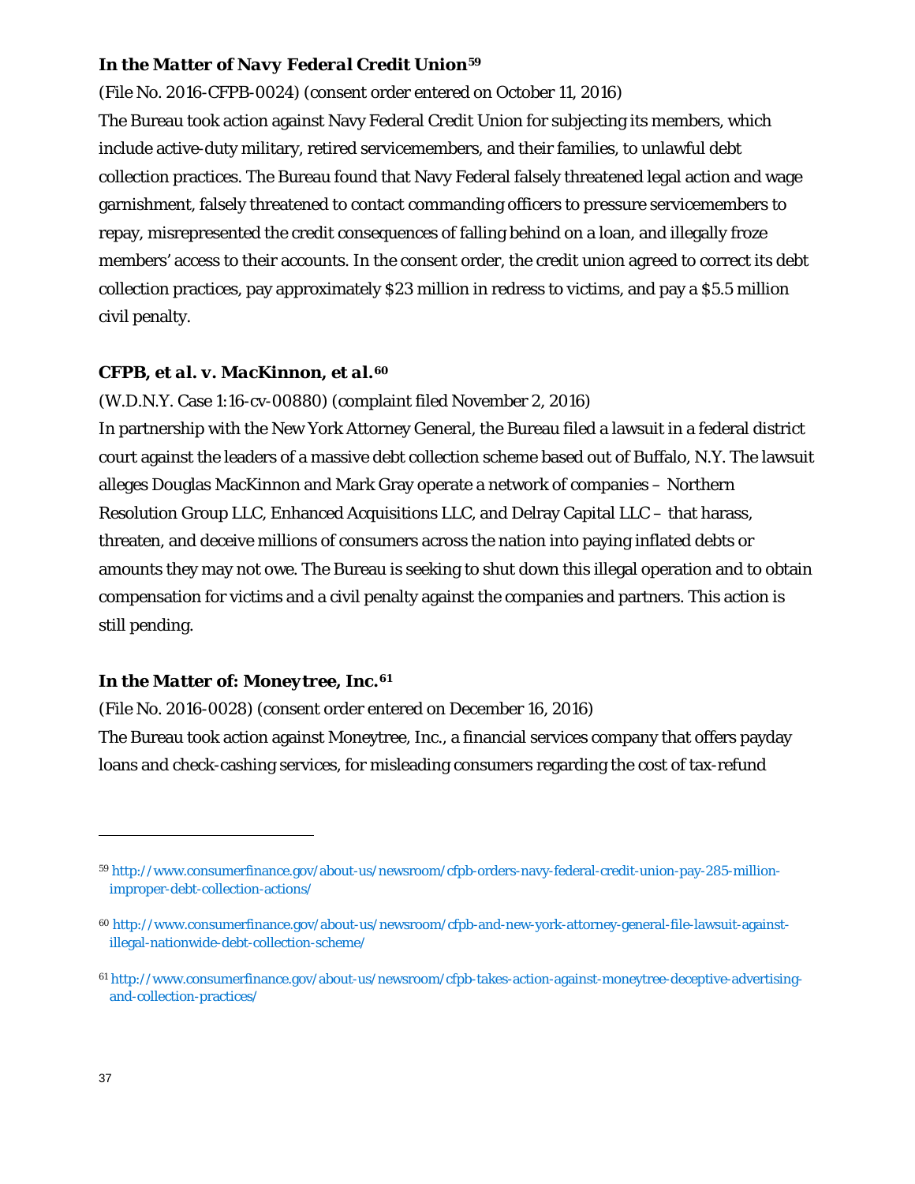### *In the Matter of Navy Federal Credit Union*[59]

(File No. 2016-CFPB-0024) (consent order entered on October 11, 2016)

The Bureau took action against Navy Federal Credit Union for subjecting its members, which include active-duty military, retired servicemembers, and their families, to unlawful debt collection practices. The Bureau found that Navy Federal falsely threatened legal action and wage garnishment, falsely threatened to contact commanding officers to pressure servicemembers to repay, misrepresented the credit consequences of falling behind on a loan, and illegally froze members' access to their accounts. In the consent order, the credit union agreed to correct its debt collection practices, pay approximately $23 million in redress to victims, and pay a $5.5 million civil penalty.

### *CFPB, et al. v. MacKinnon, et al.*[60]

(W.D.N.Y. Case 1:16-cv-00880) (complaint filed November 2, 2016)

In partnership with the New York Attorney General, the Bureau filed a lawsuit in a federal district court against the leaders of a massive debt collection scheme based out of Buffalo, N.Y. The lawsuit alleges Douglas MacKinnon and Mark Gray operate a network of companies – Northern Resolution Group LLC, Enhanced Acquisitions LLC, and Delray Capital LLC – that harass, threaten, and deceive millions of consumers across the nation into paying inflated debts or amounts they may not owe. The Bureau is seeking to shut down this illegal operation and to obtain compensation for victims and a civil penalty against the companies and partners. This action is still pending.

### *In the Matter of: Moneytree, Inc.*[61]

(File No. 2016-0028) (consent order entered on December 16, 2016)

The Bureau took action against Moneytree, Inc., a financial services company that offers payday loans and check-cashing services, for misleading consumers regarding the cost of tax-refund

---

[59] http://www.consumerfinance.gov/about-us/newsroom/cfpb-orders-navy-federal-credit-union-pay-285-million-improper-debt-collection-actions/

[60] http://www.consumerfinance.gov/about-us/newsroom/cfpb-and-new-york-attorney-general-file-lawsuit-against-illegal-nationwide-debt-collection-scheme/

[61] http://www.consumerfinance.gov/about-us/newsroom/cfpb-takes-action-against-moneytree-deceptive-advertising-and-collection-practices/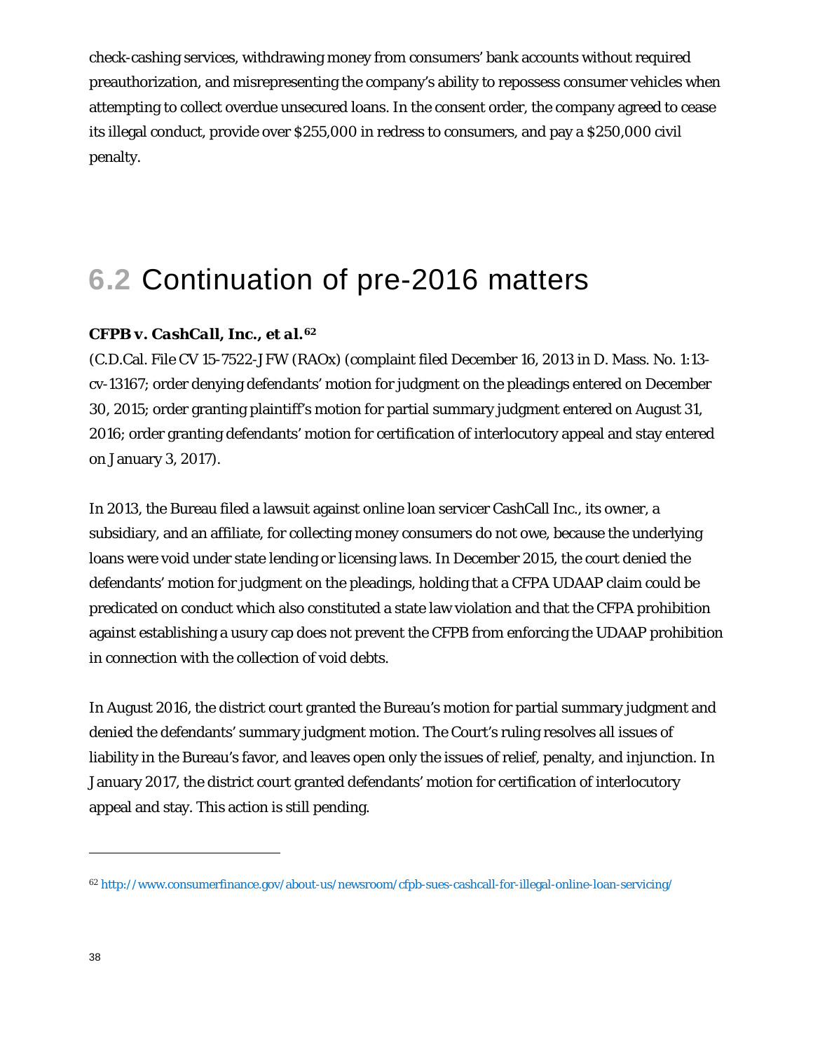check-cashing services, withdrawing money from consumers' bank accounts without required preauthorization, and misrepresenting the company's ability to repossess consumer vehicles when attempting to collect overdue unsecured loans. In the consent order, the company agreed to cease its illegal conduct, provide over $255,000 in redress to consumers, and pay a $250,000 civil penalty.

## 6.2 Continuation of pre-2016 matters

### ***CFPB v. CashCall, Inc., et al.***[62]

(C.D.Cal. File CV 15-7522-JFW (RAOx) (complaint filed December 16, 2013 in D. Mass. No. 1:13-cv-13167; order denying defendants' motion for judgment on the pleadings entered on December 30, 2015; order granting plaintiff's motion for partial summary judgment entered on August 31, 2016; order granting defendants' motion for certification of interlocutory appeal and stay entered on January 3, 2017).

In 2013, the Bureau filed a lawsuit against online loan servicer CashCall Inc., its owner, a subsidiary, and an affiliate, for collecting money consumers do not owe, because the underlying loans were void under state lending or licensing laws. In December 2015, the court denied the defendants' motion for judgment on the pleadings, holding that a CFPA UDAAP claim could be predicated on conduct which also constituted a state law violation and that the CFPA prohibition against establishing a usury cap does not prevent the CFPB from enforcing the UDAAP prohibition in connection with the collection of void debts.

In August 2016, the district court granted the Bureau's motion for partial summary judgment and denied the defendants' summary judgment motion. The Court's ruling resolves all issues of liability in the Bureau's favor, and leaves open only the issues of relief, penalty, and injunction. In January 2017, the district court granted defendants' motion for certification of interlocutory appeal and stay. This action is still pending.

---

[62] http://www.consumerfinance.gov/about-us/newsroom/cfpb-sues-cashcall-for-illegal-online-loan-servicing/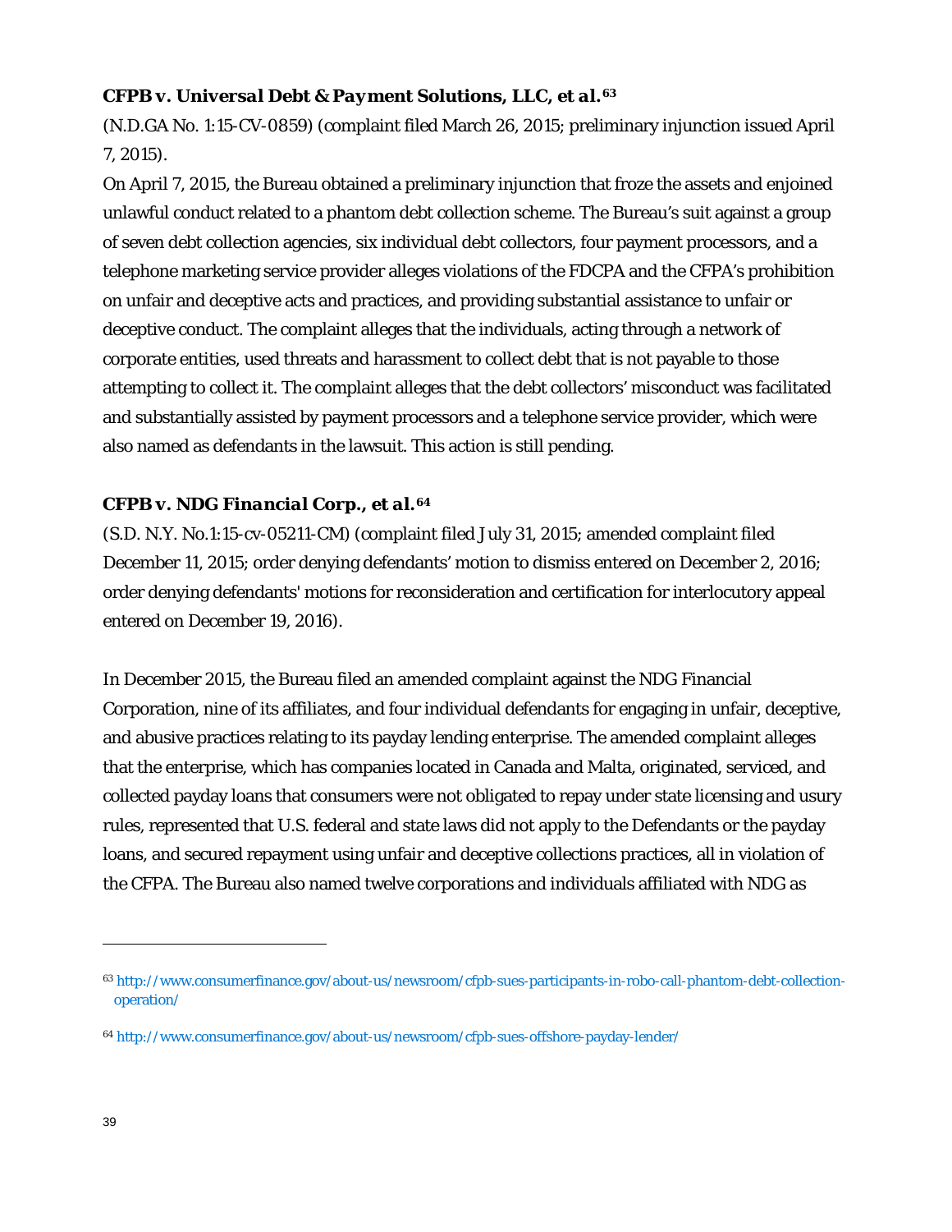### ***CFPB v. Universal Debt & Payment Solutions, LLC, et al.***[63]

(N.D.GA No. 1:15-CV-0859) (complaint filed March 26, 2015; preliminary injunction issued April 7, 2015).

On April 7, 2015, the Bureau obtained a preliminary injunction that froze the assets and enjoined unlawful conduct related to a phantom debt collection scheme. The Bureau's suit against a group of seven debt collection agencies, six individual debt collectors, four payment processors, and a telephone marketing service provider alleges violations of the FDCPA and the CFPA's prohibition on unfair and deceptive acts and practices, and providing substantial assistance to unfair or deceptive conduct. The complaint alleges that the individuals, acting through a network of corporate entities, used threats and harassment to collect debt that is not payable to those attempting to collect it. The complaint alleges that the debt collectors' misconduct was facilitated and substantially assisted by payment processors and a telephone service provider, which were also named as defendants in the lawsuit. This action is still pending.

### ***CFPB v. NDG Financial Corp., et al.***[64]

(S.D. N.Y. No.1:15-cv-05211-CM) (complaint filed July 31, 2015; amended complaint filed December 11, 2015; order denying defendants' motion to dismiss entered on December 2, 2016; order denying defendants' motions for reconsideration and certification for interlocutory appeal entered on December 19, 2016).

In December 2015, the Bureau filed an amended complaint against the NDG Financial Corporation, nine of its affiliates, and four individual defendants for engaging in unfair, deceptive, and abusive practices relating to its payday lending enterprise. The amended complaint alleges that the enterprise, which has companies located in Canada and Malta, originated, serviced, and collected payday loans that consumers were not obligated to repay under state licensing and usury rules, represented that U.S. federal and state laws did not apply to the Defendants or the payday loans, and secured repayment using unfair and deceptive collections practices, all in violation of the CFPA. The Bureau also named twelve corporations and individuals affiliated with NDG as

---

[63] http://www.consumerfinance.gov/about-us/newsroom/cfpb-sues-participants-in-robo-call-phantom-debt-collection-operation/

[64] http://www.consumerfinance.gov/about-us/newsroom/cfpb-sues-offshore-payday-lender/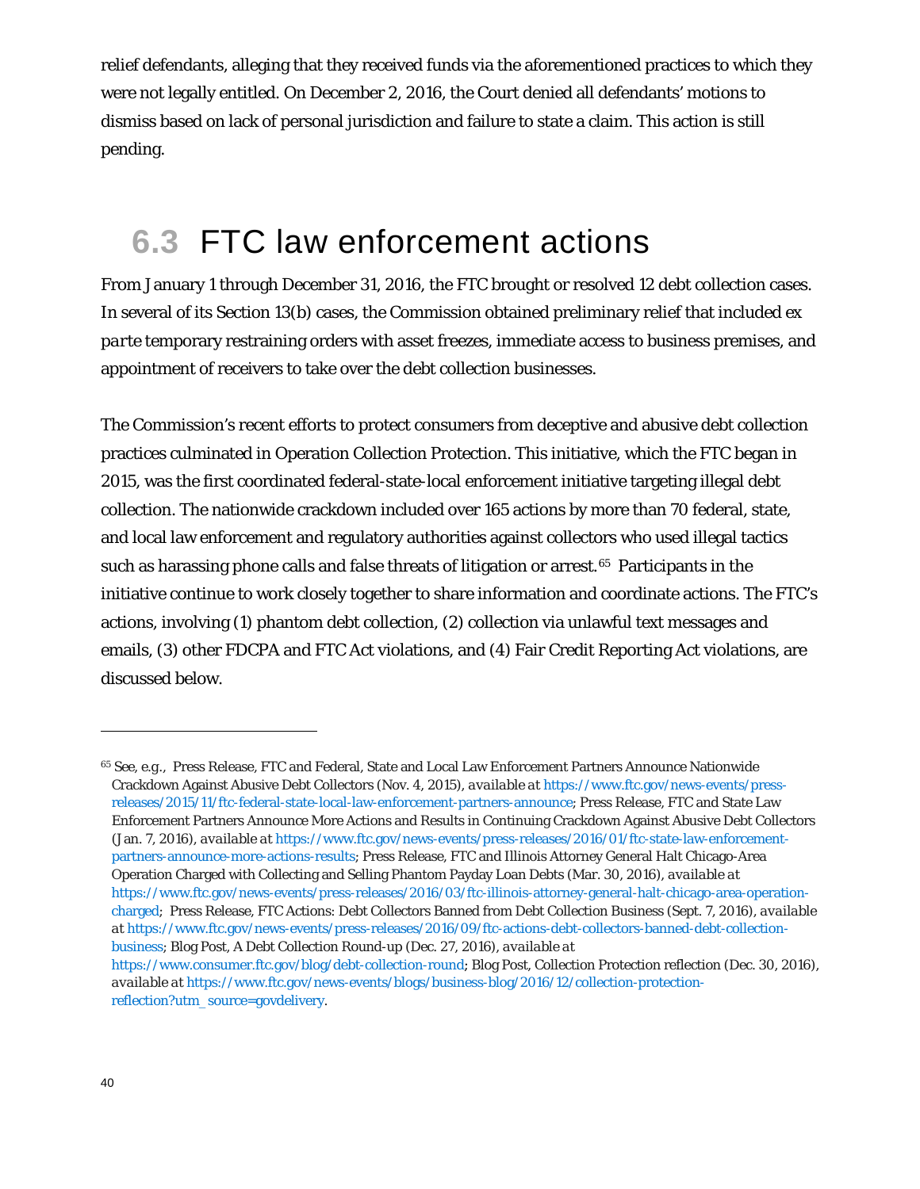relief defendants, alleging that they received funds via the aforementioned practices to which they were not legally entitled. On December 2, 2016, the Court denied all defendants' motions to dismiss based on lack of personal jurisdiction and failure to state a claim. This action is still pending.

## 6.3 FTC law enforcement actions

From January 1 through December 31, 2016, the FTC brought or resolved 12 debt collection cases. In several of its Section 13(b) cases, the Commission obtained preliminary relief that included *ex parte* temporary restraining orders with asset freezes, immediate access to business premises, and appointment of receivers to take over the debt collection businesses.

The Commission's recent efforts to protect consumers from deceptive and abusive debt collection practices culminated in Operation Collection Protection. This initiative, which the FTC began in 2015, was the first coordinated federal-state-local enforcement initiative targeting illegal debt collection. The nationwide crackdown included over 165 actions by more than 70 federal, state, and local law enforcement and regulatory authorities against collectors who used illegal tactics such as harassing phone calls and false threats of litigation or arrest.[65] Participants in the initiative continue to work closely together to share information and coordinate actions. The FTC's actions, involving (1) phantom debt collection, (2) collection via unlawful text messages and emails, (3) other FDCPA and FTC Act violations, and (4) Fair Credit Reporting Act violations, are discussed below.

---

[65] *See, e.g.*, Press Release, FTC and Federal, State and Local Law Enforcement Partners Announce Nationwide Crackdown Against Abusive Debt Collectors (Nov. 4, 2015), *available at* https://www.ftc.gov/news-events/press-releases/2015/11/ftc-federal-state-local-law-enforcement-partners-announce; Press Release, FTC and State Law Enforcement Partners Announce More Actions and Results in Continuing Crackdown Against Abusive Debt Collectors (Jan. 7, 2016), *available at* https://www.ftc.gov/news-events/press-releases/2016/01/ftc-state-law-enforcement-partners-announce-more-actions-results; Press Release, FTC and Illinois Attorney General Halt Chicago-Area Operation Charged with Collecting and Selling Phantom Payday Loan Debts (Mar. 30, 2016), *available at* https://www.ftc.gov/news-events/press-releases/2016/03/ftc-illinois-attorney-general-halt-chicago-area-operation-charged; Press Release, FTC Actions: Debt Collectors Banned from Debt Collection Business (Sept. 7, 2016), *available at* https://www.ftc.gov/news-events/press-releases/2016/09/ftc-actions-debt-collectors-banned-debt-collection-business; Blog Post, A Debt Collection Round-up (Dec. 27, 2016), *available at* https://www.consumer.ftc.gov/blog/debt-collection-round; Blog Post, Collection Protection reflection (Dec. 30, 2016), *available at* https://www.ftc.gov/news-events/blogs/business-blog/2016/12/collection-protection-reflection?utm_source=govdelivery.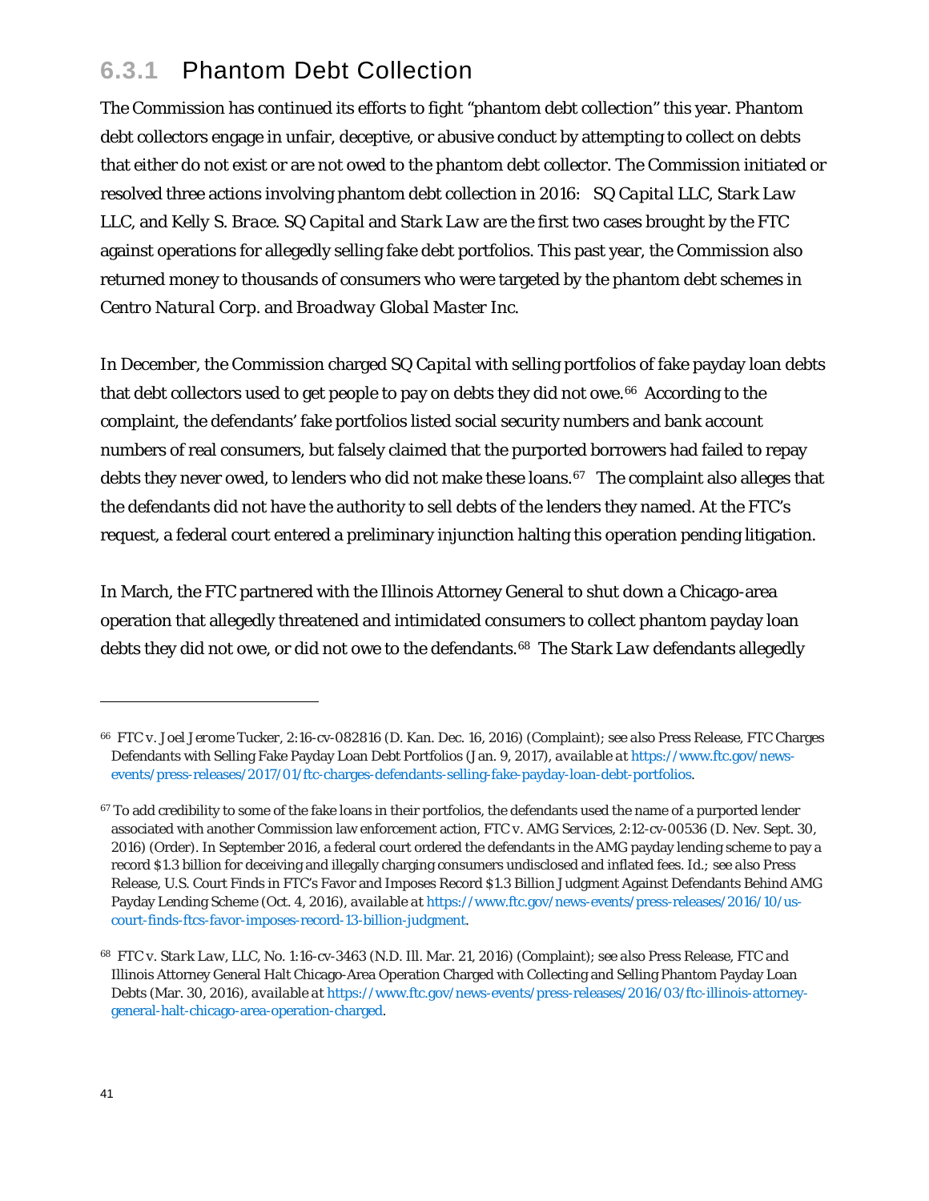### 6.3.1 Phantom Debt Collection

The Commission has continued its efforts to fight "phantom debt collection" this year. Phantom debt collectors engage in unfair, deceptive, or abusive conduct by attempting to collect on debts that either do not exist or are not owed to the phantom debt collector. The Commission initiated or resolved three actions involving phantom debt collection in 2016: *SQ Capital LLC*, *Stark Law LLC*, and *Kelly S. Brace*. *SQ Capital* and *Stark Law* are the first two cases brought by the FTC against operations for allegedly selling fake debt portfolios. This past year, the Commission also returned money to thousands of consumers who were targeted by the phantom debt schemes in *Centro Natural Corp.* and *Broadway Global Master Inc.*

In December, the Commission charged *SQ Capital* with selling portfolios of fake payday loan debts that debt collectors used to get people to pay on debts they did not owe.[66] According to the complaint, the defendants' fake portfolios listed social security numbers and bank account numbers of real consumers, but falsely claimed that the purported borrowers had failed to repay debts they never owed, to lenders who did not make these loans.[67] The complaint also alleges that the defendants did not have the authority to sell debts of the lenders they named. At the FTC's request, a federal court entered a preliminary injunction halting this operation pending litigation.

In March, the FTC partnered with the Illinois Attorney General to shut down a Chicago-area operation that allegedly threatened and intimidated consumers to collect phantom payday loan debts they did not owe, or did not owe to the defendants.[68] The *Stark Law* defendants allegedly

---

[66] *FTC v. Joel Jerome Tucker*, 2:16-cv-082816 (D. Kan. Dec. 16, 2016) (Complaint); *see also* Press Release, FTC Charges Defendants with Selling Fake Payday Loan Debt Portfolios (Jan. 9, 2017), *available at* https://www.ftc.gov/news-events/press-releases/2017/01/ftc-charges-defendants-selling-fake-payday-loan-debt-portfolios.

[67] To add credibility to some of the fake loans in their portfolios, the defendants used the name of a purported lender associated with another Commission law enforcement action, *FTC v. AMG Services*, 2:12-cv-00536 (D. Nev. Sept. 30, 2016) (Order). In September 2016, a federal court ordered the defendants in the AMG payday lending scheme to pay a record $1.3 billion for deceiving and illegally charging consumers undisclosed and inflated fees. *Id.*; *see also* Press Release, U.S. Court Finds in FTC's Favor and Imposes Record $1.3 Billion Judgment Against Defendants Behind AMG Payday Lending Scheme (Oct. 4, 2016), *available at* https://www.ftc.gov/news-events/press-releases/2016/10/us-court-finds-ftcs-favor-imposes-record-13-billion-judgment.

[68] *FTC v. Stark Law, LLC*, No. 1:16-cv-3463 (N.D. Ill. Mar. 21, 2016) (Complaint); *see also* Press Release, FTC and Illinois Attorney General Halt Chicago-Area Operation Charged with Collecting and Selling Phantom Payday Loan Debts (Mar. 30, 2016), *available at* https://www.ftc.gov/news-events/press-releases/2016/03/ftc-illinois-attorney-general-halt-chicago-area-operation-charged.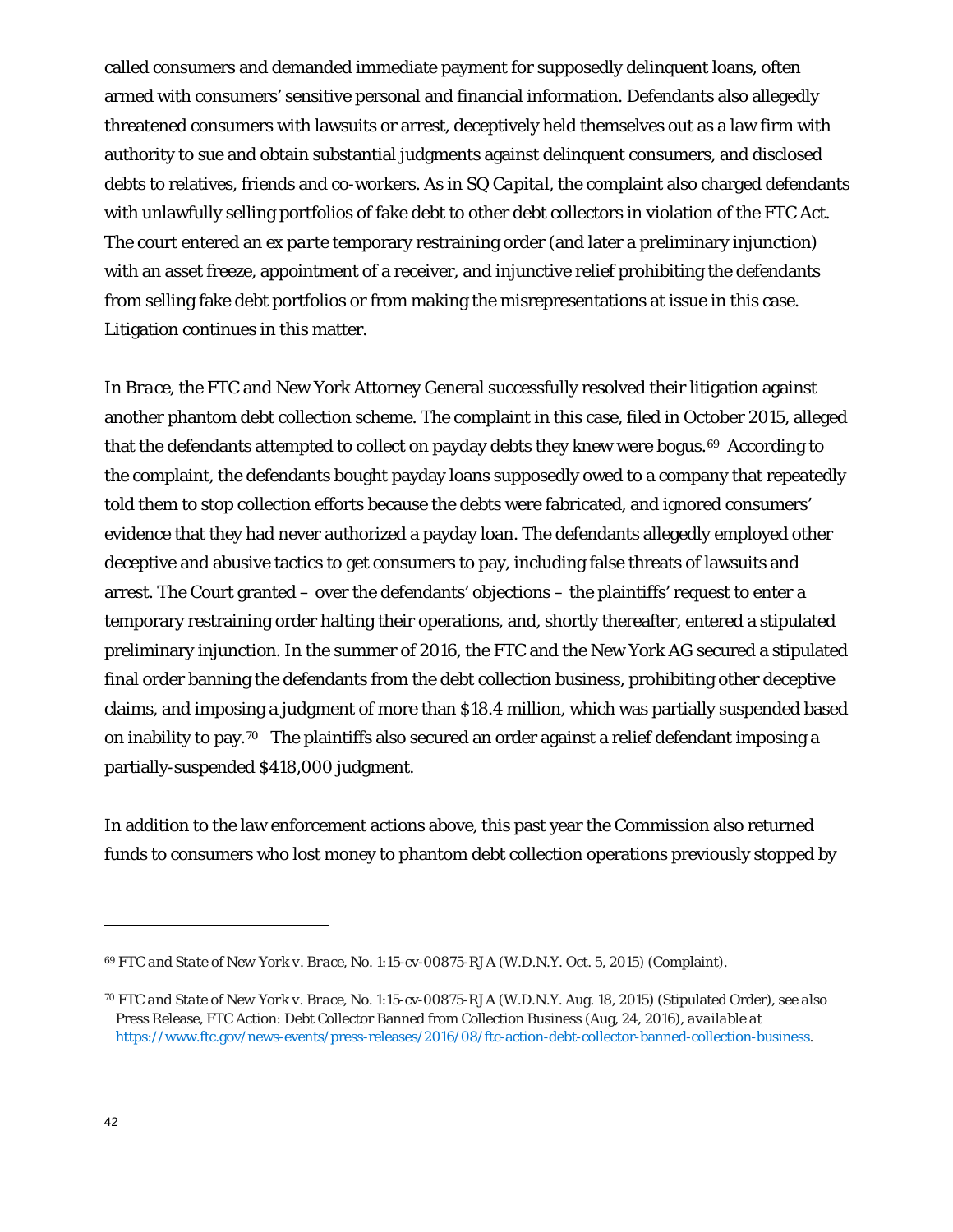called consumers and demanded immediate payment for supposedly delinquent loans, often armed with consumers' sensitive personal and financial information. Defendants also allegedly threatened consumers with lawsuits or arrest, deceptively held themselves out as a law firm with authority to sue and obtain substantial judgments against delinquent consumers, and disclosed debts to relatives, friends and co-workers. As in *SQ Capital*, the complaint also charged defendants with unlawfully selling portfolios of fake debt to other debt collectors in violation of the FTC Act. The court entered an *ex parte* temporary restraining order (and later a preliminary injunction) with an asset freeze, appointment of a receiver, and injunctive relief prohibiting the defendants from selling fake debt portfolios or from making the misrepresentations at issue in this case. Litigation continues in this matter.

In *Brace*, the FTC and New York Attorney General successfully resolved their litigation against another phantom debt collection scheme. The complaint in this case, filed in October 2015, alleged that the defendants attempted to collect on payday debts they knew were bogus.[69] According to the complaint, the defendants bought payday loans supposedly owed to a company that repeatedly told them to stop collection efforts because the debts were fabricated, and ignored consumers' evidence that they had never authorized a payday loan. The defendants allegedly employed other deceptive and abusive tactics to get consumers to pay, including false threats of lawsuits and arrest. The Court granted – over the defendants' objections – the plaintiffs' request to enter a temporary restraining order halting their operations, and, shortly thereafter, entered a stipulated preliminary injunction. In the summer of 2016, the FTC and the New York AG secured a stipulated final order banning the defendants from the debt collection business, prohibiting other deceptive claims, and imposing a judgment of more than $18.4 million, which was partially suspended based on inability to pay.[70] The plaintiffs also secured an order against a relief defendant imposing a partially-suspended $418,000 judgment.

In addition to the law enforcement actions above, this past year the Commission also returned funds to consumers who lost money to phantom debt collection operations previously stopped by

---

[69] *FTC and State of New York v. Brace*, No. 1:15-cv-00875-RJA (W.D.N.Y. Oct. 5, 2015) (Complaint).

[70] *FTC and State of New York v. Brace*, No. 1:15-cv-00875-RJA (W.D.N.Y. Aug. 18, 2015) (Stipulated Order), *see also* Press Release, FTC Action: Debt Collector Banned from Collection Business (Aug, 24, 2016), *available at* https://www.ftc.gov/news-events/press-releases/2016/08/ftc-action-debt-collector-banned-collection-business.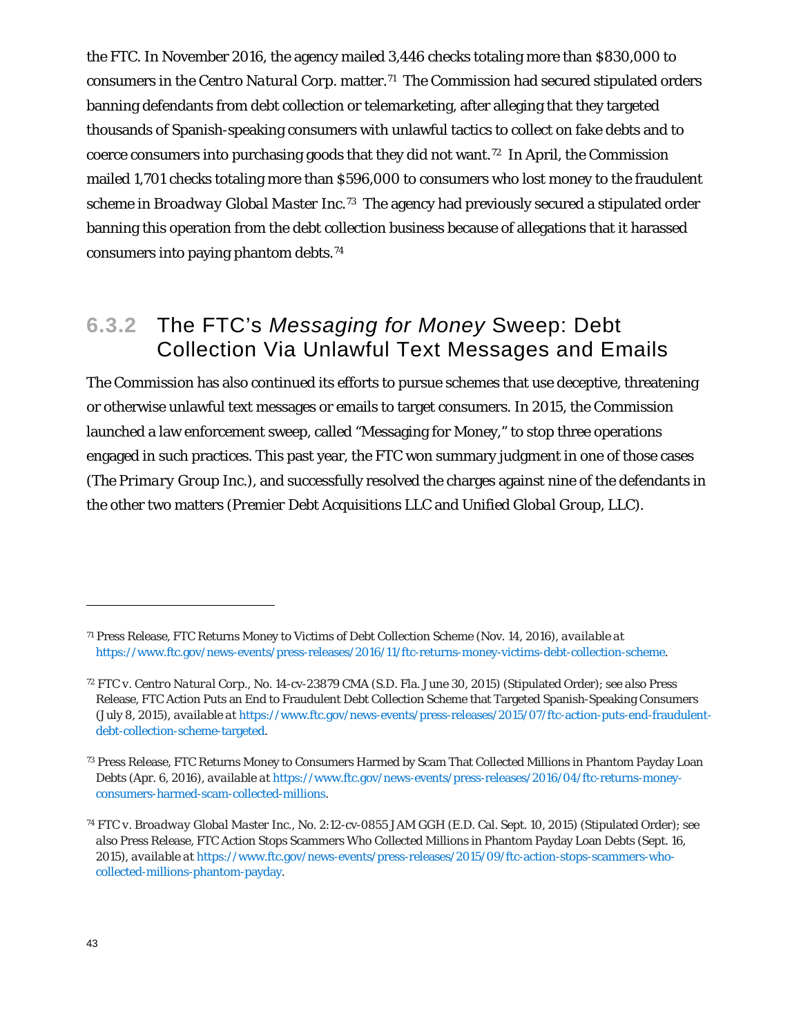the FTC. In November 2016, the agency mailed 3,446 checks totaling more than $830,000 to consumers in the *Centro Natural Corp.* matter.[71] The Commission had secured stipulated orders banning defendants from debt collection or telemarketing, after alleging that they targeted thousands of Spanish-speaking consumers with unlawful tactics to collect on fake debts and to coerce consumers into purchasing goods that they did not want.[72] In April, the Commission mailed 1,701 checks totaling more than $596,000 to consumers who lost money to the fraudulent scheme in *Broadway Global Master Inc.*[73] The agency had previously secured a stipulated order banning this operation from the debt collection business because of allegations that it harassed consumers into paying phantom debts.[74]

### 6.3.2 The FTC's *Messaging for Money* Sweep: Debt Collection Via Unlawful Text Messages and Emails

The Commission has also continued its efforts to pursue schemes that use deceptive, threatening or otherwise unlawful text messages or emails to target consumers. In 2015, the Commission launched a law enforcement sweep, called "Messaging for Money," to stop three operations engaged in such practices. This past year, the FTC won summary judgment in one of those cases (*The Primary Group Inc.*), and successfully resolved the charges against nine of the defendants in the other two matters (*Premier Debt Acquisitions LLC* and *Unified Global Group, LLC*).

---

[71] Press Release, FTC Returns Money to Victims of Debt Collection Scheme (Nov. 14, 2016), *available at* https://www.ftc.gov/news-events/press-releases/2016/11/ftc-returns-money-victims-debt-collection-scheme.

[72] *FTC v. Centro Natural Corp.*, No. 14-cv-23879 CMA (S.D. Fla. June 30, 2015) (Stipulated Order); *see also* Press Release, FTC Action Puts an End to Fraudulent Debt Collection Scheme that Targeted Spanish-Speaking Consumers (July 8, 2015), *available at* https://www.ftc.gov/news-events/press-releases/2015/07/ftc-action-puts-end-fraudulent-debt-collection-scheme-targeted.

[73] Press Release, FTC Returns Money to Consumers Harmed by Scam That Collected Millions in Phantom Payday Loan Debts (Apr. 6, 2016), *available at* https://www.ftc.gov/news-events/press-releases/2016/04/ftc-returns-money-consumers-harmed-scam-collected-millions.

[74] *FTC v. Broadway Global Master Inc.*, No. 2:12-cv-0855 JAM GGH (E.D. Cal. Sept. 10, 2015) (Stipulated Order); *see also* Press Release, FTC Action Stops Scammers Who Collected Millions in Phantom Payday Loan Debts (Sept. 16, 2015), *available at* https://www.ftc.gov/news-events/press-releases/2015/09/ftc-action-stops-scammers-who-collected-millions-phantom-payday.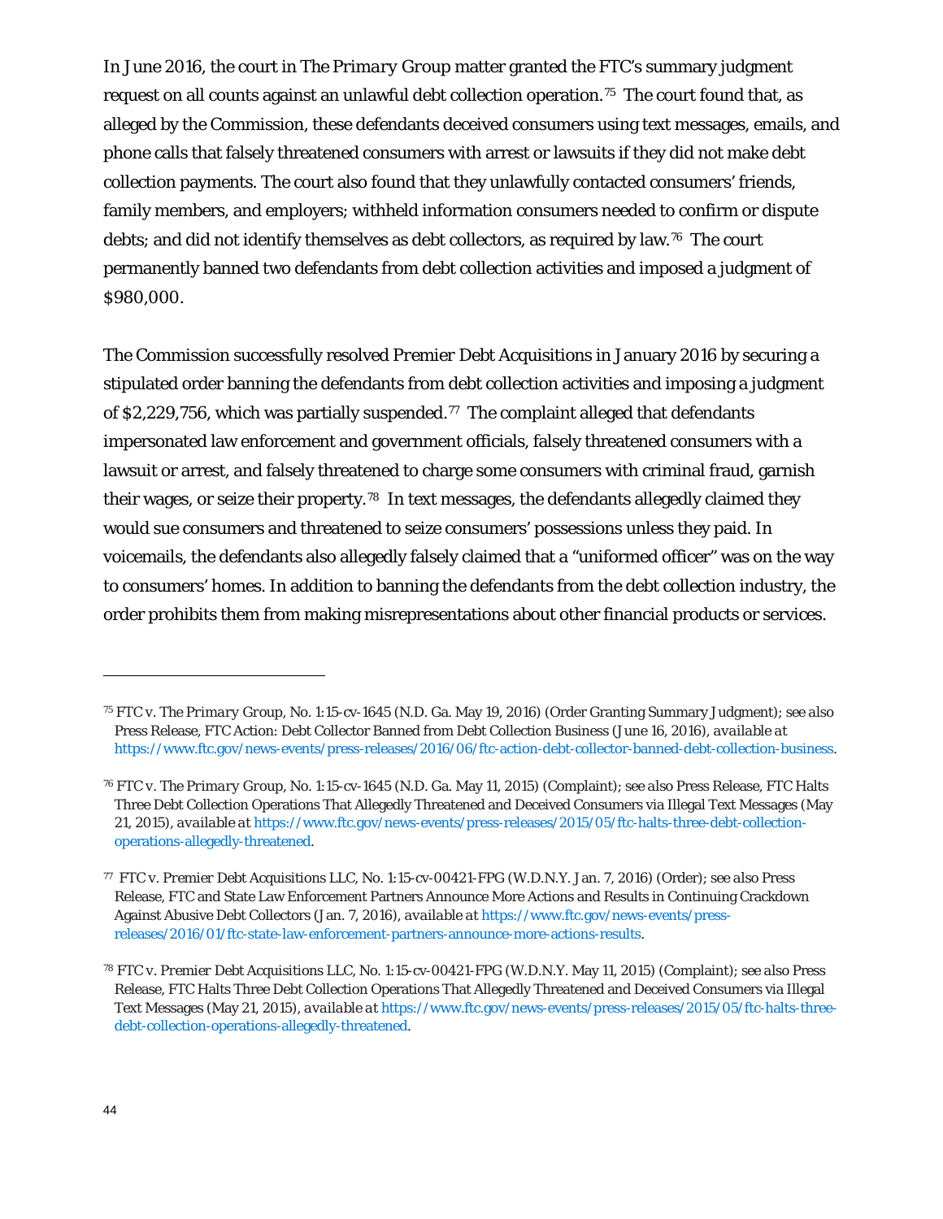In June 2016, the court in *The Primary Group* matter granted the FTC's summary judgment request on all counts against an unlawful debt collection operation.[75] The court found that, as alleged by the Commission, these defendants deceived consumers using text messages, emails, and phone calls that falsely threatened consumers with arrest or lawsuits if they did not make debt collection payments. The court also found that they unlawfully contacted consumers' friends, family members, and employers; withheld information consumers needed to confirm or dispute debts; and did not identify themselves as debt collectors, as required by law.[76] The court permanently banned two defendants from debt collection activities and imposed a judgment of $980,000.

The Commission successfully resolved *Premier Debt Acquisitions* in January 2016 by securing a stipulated order banning the defendants from debt collection activities and imposing a judgment of $2,229,756, which was partially suspended.[77] The complaint alleged that defendants impersonated law enforcement and government officials, falsely threatened consumers with a lawsuit or arrest, and falsely threatened to charge some consumers with criminal fraud, garnish their wages, or seize their property.[78] In text messages, the defendants allegedly claimed they would sue consumers and threatened to seize consumers' possessions unless they paid. In voicemails, the defendants also allegedly falsely claimed that a "uniformed officer" was on the way to consumers' homes. In addition to banning the defendants from the debt collection industry, the order prohibits them from making misrepresentations about other financial products or services.

---

[75] *FTC v. The Primary Group*, No. 1:15-cv-1645 (N.D. Ga. May 19, 2016) (Order Granting Summary Judgment); *see also* Press Release, FTC Action: Debt Collector Banned from Debt Collection Business (June 16, 2016), *available at* https://www.ftc.gov/news-events/press-releases/2016/06/ftc-action-debt-collector-banned-debt-collection-business.

[76] *FTC v. The Primary Group*, No. 1:15-cv-1645 (N.D. Ga. May 11, 2015) (Complaint); *see also* Press Release, FTC Halts Three Debt Collection Operations That Allegedly Threatened and Deceived Consumers via Illegal Text Messages (May 21, 2015), *available at* https://www.ftc.gov/news-events/press-releases/2015/05/ftc-halts-three-debt-collection-operations-allegedly-threatened.

[77] *FTC v. Premier Debt Acquisitions LLC*, No. 1:15-cv-00421-FPG (W.D.N.Y. Jan. 7, 2016) (Order); *see also* Press Release, FTC and State Law Enforcement Partners Announce More Actions and Results in Continuing Crackdown Against Abusive Debt Collectors (Jan. 7, 2016), *available at* https://www.ftc.gov/news-events/press-releases/2016/01/ftc-state-law-enforcement-partners-announce-more-actions-results.

[78] *FTC v. Premier Debt Acquisitions LLC*, No. 1:15-cv-00421-FPG (W.D.N.Y. May 11, 2015) (Complaint); *see also* Press Release, FTC Halts Three Debt Collection Operations That Allegedly Threatened and Deceived Consumers via Illegal Text Messages (May 21, 2015), *available at* https://www.ftc.gov/news-events/press-releases/2015/05/ftc-halts-three-debt-collection-operations-allegedly-threatened.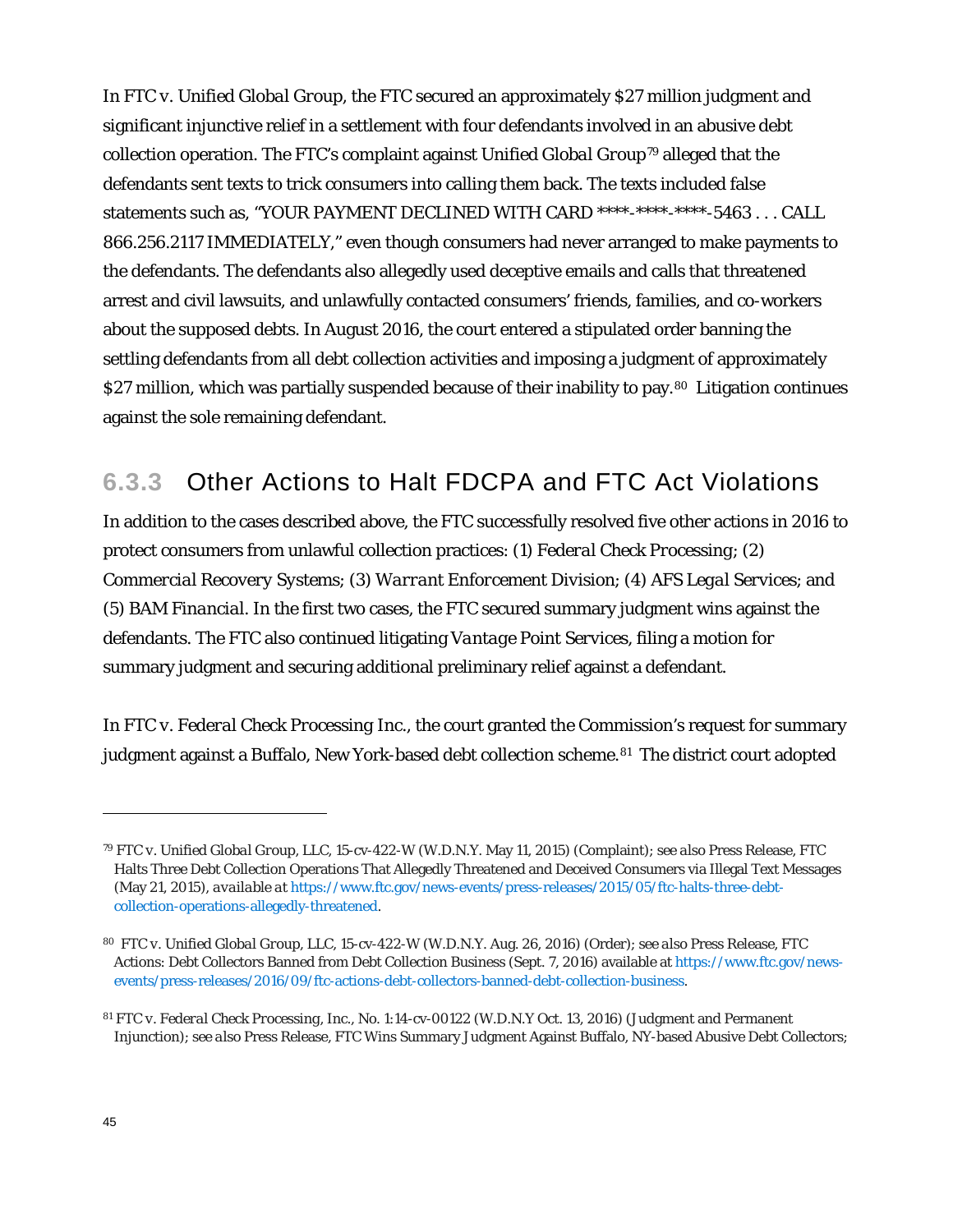In *FTC v. Unified Global Group*, the FTC secured an approximately $27 million judgment and significant injunctive relief in a settlement with four defendants involved in an abusive debt collection operation. The FTC's complaint against *Unified Global Group*[79] alleged that the defendants sent texts to trick consumers into calling them back. The texts included false statements such as, "YOUR PAYMENT DECLINED WITH CARD ****-****-****-5463 . . . CALL 866.256.2117 IMMEDIATELY," even though consumers had never arranged to make payments to the defendants. The defendants also allegedly used deceptive emails and calls that threatened arrest and civil lawsuits, and unlawfully contacted consumers' friends, families, and co-workers about the supposed debts. In August 2016, the court entered a stipulated order banning the settling defendants from all debt collection activities and imposing a judgment of approximately $27 million, which was partially suspended because of their inability to pay.[80] Litigation continues against the sole remaining defendant.

### 6.3.3 Other Actions to Halt FDCPA and FTC Act Violations

In addition to the cases described above, the FTC successfully resolved five other actions in 2016 to protect consumers from unlawful collection practices: (1) *Federal Check Processing*; (2) *Commercial Recovery Systems*; (3) *Warrant Enforcement Division*; (4) *AFS Legal Services*; and (5) *BAM Financial*. In the first two cases, the FTC secured summary judgment wins against the defendants. The FTC also continued litigating *Vantage Point Services*, filing a motion for summary judgment and securing additional preliminary relief against a defendant.

In *FTC v. Federal Check Processing Inc.*, the court granted the Commission's request for summary judgment against a Buffalo, New York-based debt collection scheme.[81] The district court adopted

---

[79] *FTC v. Unified Global Group, LLC*, 15-cv-422-W (W.D.N.Y. May 11, 2015) (Complaint); *see also* Press Release, FTC Halts Three Debt Collection Operations That Allegedly Threatened and Deceived Consumers via Illegal Text Messages (May 21, 2015), *available at* https://www.ftc.gov/news-events/press-releases/2015/05/ftc-halts-three-debt-collection-operations-allegedly-threatened.

[80] *FTC v. Unified Global Group, LLC*, 15-cv-422-W (W.D.N.Y. Aug. 26, 2016) (Order); *see also* Press Release, FTC Actions: Debt Collectors Banned from Debt Collection Business (Sept. 7, 2016) available at https://www.ftc.gov/news-events/press-releases/2016/09/ftc-actions-debt-collectors-banned-debt-collection-business.

[81] *FTC v. Federal Check Processing, Inc.*, No. 1:14-cv-00122 (W.D.N.Y Oct. 13, 2016) (Judgment and Permanent Injunction); *see also* Press Release, FTC Wins Summary Judgment Against Buffalo, NY-based Abusive Debt Collectors;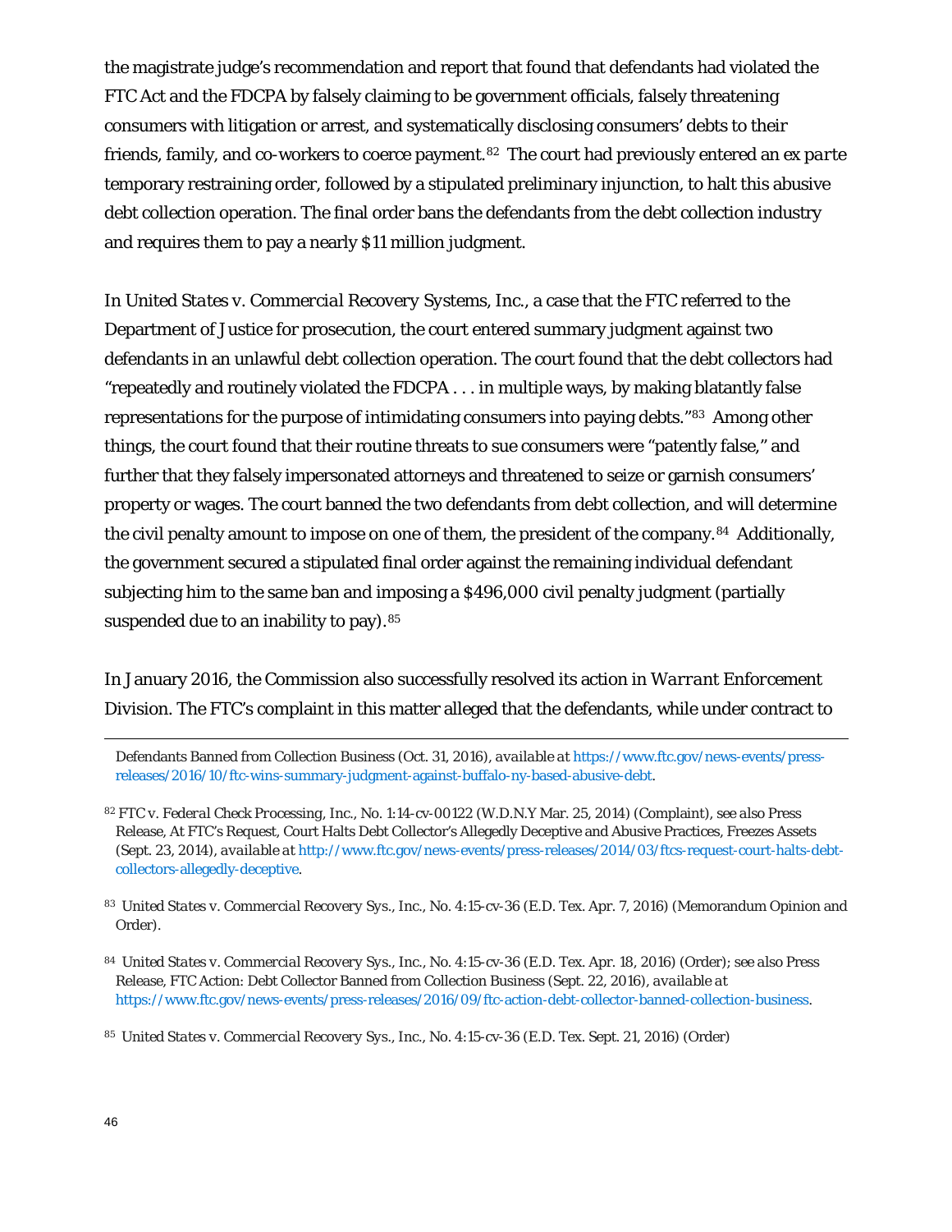the magistrate judge's recommendation and report that found that defendants had violated the FTC Act and the FDCPA by falsely claiming to be government officials, falsely threatening consumers with litigation or arrest, and systematically disclosing consumers' debts to their friends, family, and co-workers to coerce payment.[82] The court had previously entered an *ex parte* temporary restraining order, followed by a stipulated preliminary injunction, to halt this abusive debt collection operation. The final order bans the defendants from the debt collection industry and requires them to pay a nearly $11 million judgment.

In *United States v. Commercial Recovery Systems, Inc.*, a case that the FTC referred to the Department of Justice for prosecution, the court entered summary judgment against two defendants in an unlawful debt collection operation. The court found that the debt collectors had "repeatedly and routinely violated the FDCPA . . . in multiple ways, by making blatantly false representations for the purpose of intimidating consumers into paying debts."[83] Among other things, the court found that their routine threats to sue consumers were "patently false," and further that they falsely impersonated attorneys and threatened to seize or garnish consumers' property or wages. The court banned the two defendants from debt collection, and will determine the civil penalty amount to impose on one of them, the president of the company.[84] Additionally, the government secured a stipulated final order against the remaining individual defendant subjecting him to the same ban and imposing a $496,000 civil penalty judgment (partially suspended due to an inability to pay).[85]

In January 2016, the Commission also successfully resolved its action in *Warrant Enforcement Division*. The FTC's complaint in this matter alleged that the defendants, while under contract to

---

Defendants Banned from Collection Business (Oct. 31, 2016), *available at* https://www.ftc.gov/news-events/press-releases/2016/10/ftc-wins-summary-judgment-against-buffalo-ny-based-abusive-debt.

[82] *FTC v. Federal Check Processing, Inc.*, No. 1:14-cv-00122 (W.D.N.Y Mar. 25, 2014) (Complaint), *see also* Press Release, At FTC's Request, Court Halts Debt Collector's Allegedly Deceptive and Abusive Practices, Freezes Assets (Sept. 23, 2014), *available at* http://www.ftc.gov/news-events/press-releases/2014/03/ftcs-request-court-halts-debt-collectors-allegedly-deceptive.

[83] *United States v. Commercial Recovery Sys., Inc.*, No. 4:15-cv-36 (E.D. Tex. Apr. 7, 2016) (Memorandum Opinion and Order).

[84] *United States v. Commercial Recovery Sys., Inc.*, No. 4:15-cv-36 (E.D. Tex. Apr. 18, 2016) (Order); *see also* Press Release, FTC Action: Debt Collector Banned from Collection Business (Sept. 22, 2016), *available at* https://www.ftc.gov/news-events/press-releases/2016/09/ftc-action-debt-collector-banned-collection-business.

[85] *United States v. Commercial Recovery Sys., Inc.*, No. 4:15-cv-36 (E.D. Tex. Sept. 21, 2016) (Order)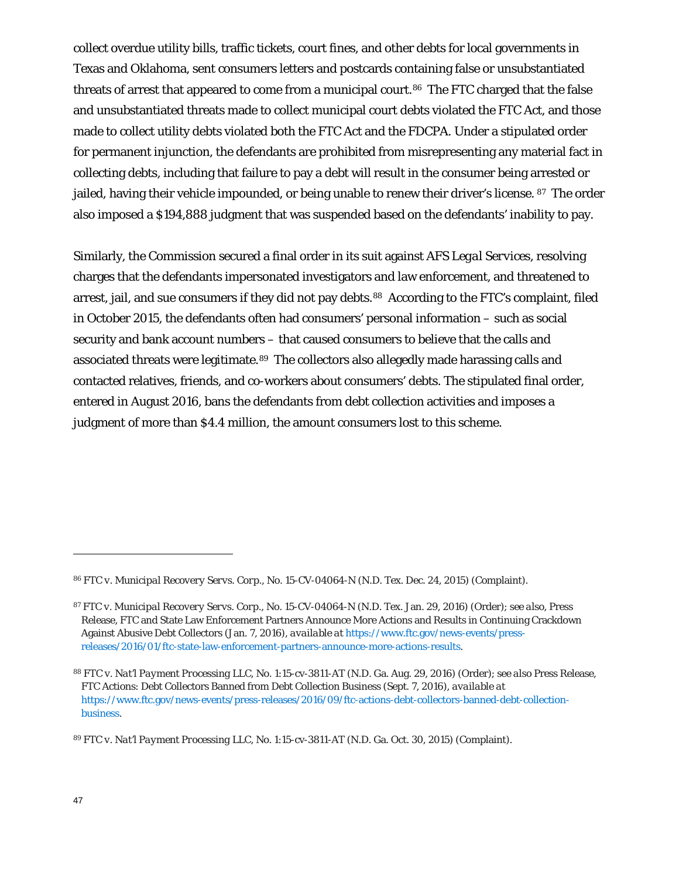collect overdue utility bills, traffic tickets, court fines, and other debts for local governments in Texas and Oklahoma, sent consumers letters and postcards containing false or unsubstantiated threats of arrest that appeared to come from a municipal court.[86] The FTC charged that the false and unsubstantiated threats made to collect municipal court debts violated the FTC Act, and those made to collect utility debts violated both the FTC Act and the FDCPA. Under a stipulated order for permanent injunction, the defendants are prohibited from misrepresenting any material fact in collecting debts, including that failure to pay a debt will result in the consumer being arrested or jailed, having their vehicle impounded, or being unable to renew their driver's license.[87] The order also imposed a $194,888 judgment that was suspended based on the defendants' inability to pay.

Similarly, the Commission secured a final order in its suit against *AFS Legal Services*, resolving charges that the defendants impersonated investigators and law enforcement, and threatened to arrest, jail, and sue consumers if they did not pay debts.[88] According to the FTC's complaint, filed in October 2015, the defendants often had consumers' personal information – such as social security and bank account numbers – that caused consumers to believe that the calls and associated threats were legitimate.[89] The collectors also allegedly made harassing calls and contacted relatives, friends, and co-workers about consumers' debts. The stipulated final order, entered in August 2016, bans the defendants from debt collection activities and imposes a judgment of more than $4.4 million, the amount consumers lost to this scheme.

---

[86] *FTC v. Municipal Recovery Servs. Corp.*, No. 15-CV-04064-N (N.D. Tex. Dec. 24, 2015) (Complaint).

[87] *FTC v. Municipal Recovery Servs. Corp.*, No. 15-CV-04064-N (N.D. Tex. Jan. 29, 2016) (Order); *see also*, Press Release, FTC and State Law Enforcement Partners Announce More Actions and Results in Continuing Crackdown Against Abusive Debt Collectors (Jan. 7, 2016), *available at* https://www.ftc.gov/news-events/press-releases/2016/01/ftc-state-law-enforcement-partners-announce-more-actions-results.

[88] *FTC v. Nat'l Payment Processing LLC*, No. 1:15-cv-3811-AT (N.D. Ga. Aug. 29, 2016) (Order); *see also* Press Release, FTC Actions: Debt Collectors Banned from Debt Collection Business (Sept. 7, 2016), *available at* https://www.ftc.gov/news-events/press-releases/2016/09/ftc-actions-debt-collectors-banned-debt-collection-business.

[89] *FTC v. Nat'l Payment Processing LLC*, No. 1:15-cv-3811-AT (N.D. Ga. Oct. 30, 2015) (Complaint).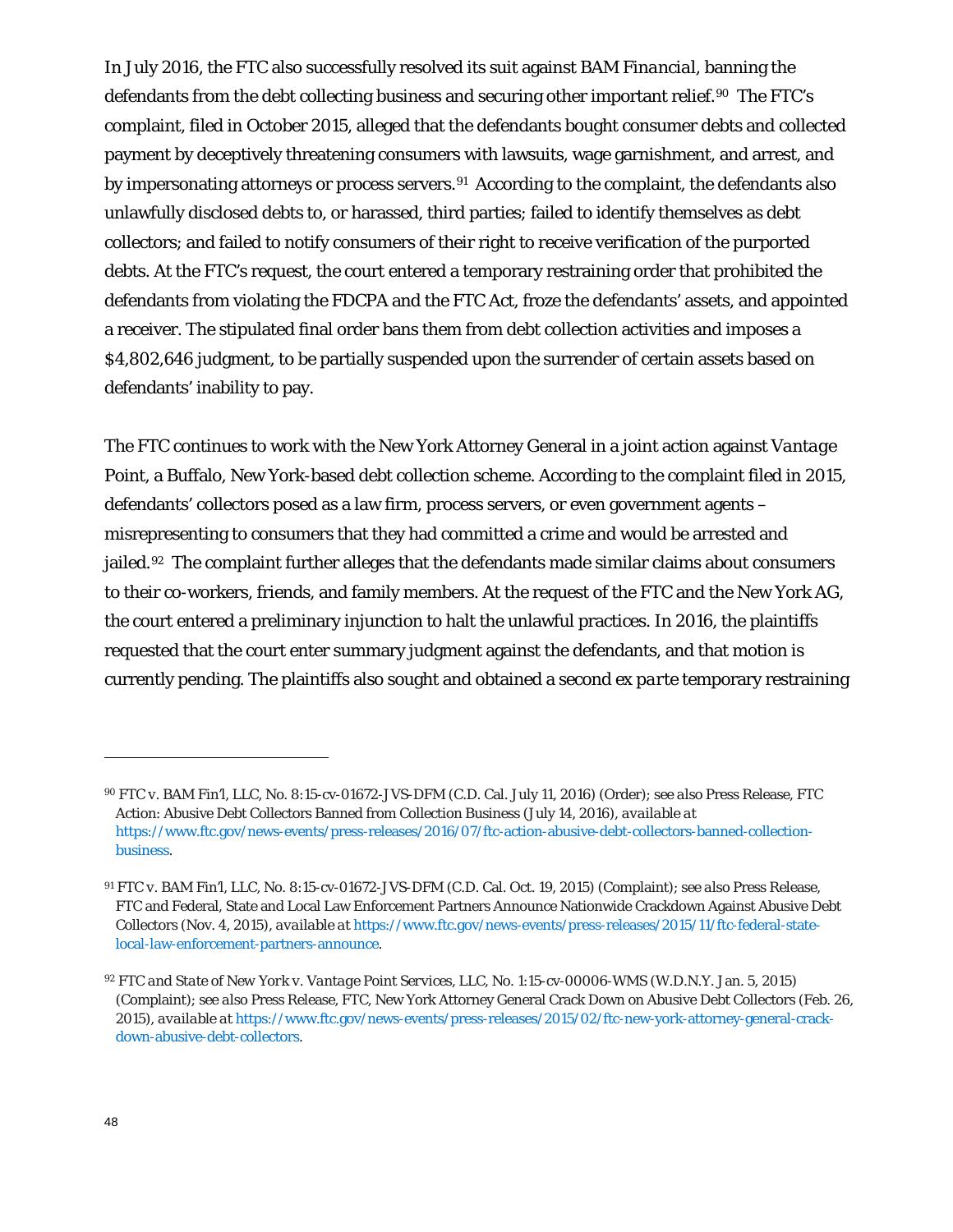In July 2016, the FTC also successfully resolved its suit against *BAM Financial*, banning the defendants from the debt collecting business and securing other important relief.[90] The FTC's complaint, filed in October 2015, alleged that the defendants bought consumer debts and collected payment by deceptively threatening consumers with lawsuits, wage garnishment, and arrest, and by impersonating attorneys or process servers.[91] According to the complaint, the defendants also unlawfully disclosed debts to, or harassed, third parties; failed to identify themselves as debt collectors; and failed to notify consumers of their right to receive verification of the purported debts. At the FTC's request, the court entered a temporary restraining order that prohibited the defendants from violating the FDCPA and the FTC Act, froze the defendants' assets, and appointed a receiver. The stipulated final order bans them from debt collection activities and imposes a $4,802,646 judgment, to be partially suspended upon the surrender of certain assets based on defendants' inability to pay.

The FTC continues to work with the New York Attorney General in a joint action against *Vantage Point*, a Buffalo, New York-based debt collection scheme. According to the complaint filed in 2015, defendants' collectors posed as a law firm, process servers, or even government agents – misrepresenting to consumers that they had committed a crime and would be arrested and jailed.[92] The complaint further alleges that the defendants made similar claims about consumers to their co-workers, friends, and family members. At the request of the FTC and the New York AG, the court entered a preliminary injunction to halt the unlawful practices. In 2016, the plaintiffs requested that the court enter summary judgment against the defendants, and that motion is currently pending. The plaintiffs also sought and obtained a second *ex parte* temporary restraining

---

[90] *FTC v. BAM Fin'l, LLC*, No. 8:15-cv-01672-JVS-DFM (C.D. Cal. July 11, 2016) (Order); *see also* Press Release, FTC Action: Abusive Debt Collectors Banned from Collection Business (July 14, 2016), *available at* https://www.ftc.gov/news-events/press-releases/2016/07/ftc-action-abusive-debt-collectors-banned-collection-business.

[91] *FTC v. BAM Fin'l, LLC*, No. 8:15-cv-01672-JVS-DFM (C.D. Cal. Oct. 19, 2015) (Complaint); *see also* Press Release, FTC and Federal, State and Local Law Enforcement Partners Announce Nationwide Crackdown Against Abusive Debt Collectors (Nov. 4, 2015), *available at* https://www.ftc.gov/news-events/press-releases/2015/11/ftc-federal-state-local-law-enforcement-partners-announce.

[92] *FTC and State of New York v. Vantage Point Services, LLC*, No. 1:15-cv-00006-WMS (W.D.N.Y. Jan. 5, 2015) (Complaint); *see also* Press Release, FTC, New York Attorney General Crack Down on Abusive Debt Collectors (Feb. 26, 2015), *available at* https://www.ftc.gov/news-events/press-releases/2015/02/ftc-new-york-attorney-general-crack-down-abusive-debt-collectors.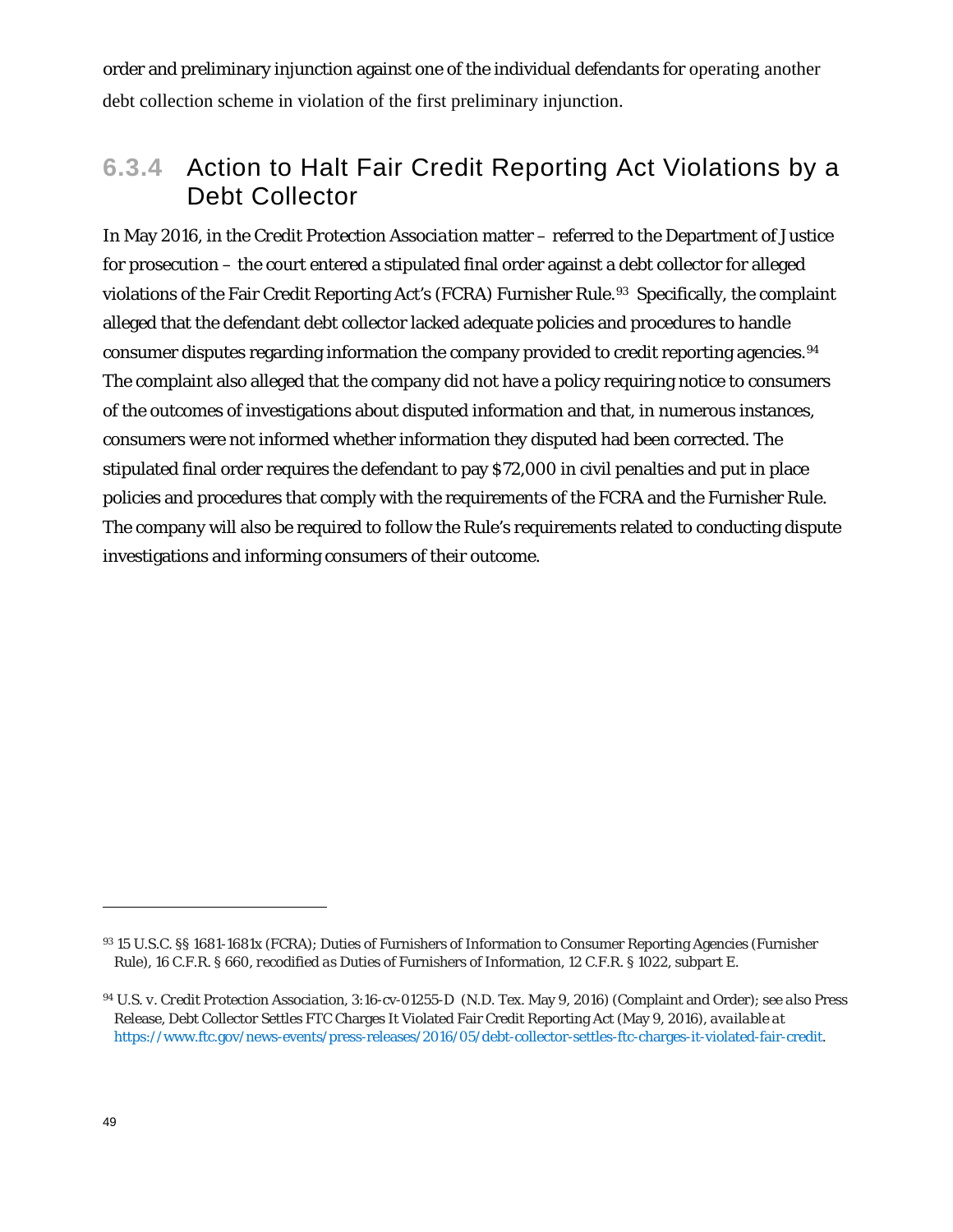order and preliminary injunction against one of the individual defendants for operating another debt collection scheme in violation of the first preliminary injunction.

### 6.3.4 Action to Halt Fair Credit Reporting Act Violations by a Debt Collector

In May 2016, in the *Credit Protection Association* matter – referred to the Department of Justice for prosecution – the court entered a stipulated final order against a debt collector for alleged violations of the Fair Credit Reporting Act's (FCRA) Furnisher Rule.[93] Specifically, the complaint alleged that the defendant debt collector lacked adequate policies and procedures to handle consumer disputes regarding information the company provided to credit reporting agencies.[94] The complaint also alleged that the company did not have a policy requiring notice to consumers of the outcomes of investigations about disputed information and that, in numerous instances, consumers were not informed whether information they disputed had been corrected. The stipulated final order requires the defendant to pay $72,000 in civil penalties and put in place policies and procedures that comply with the requirements of the FCRA and the Furnisher Rule. The company will also be required to follow the Rule's requirements related to conducting dispute investigations and informing consumers of their outcome.

---

[93] 15 U.S.C. §§ 1681-1681x (FCRA); Duties of Furnishers of Information to Consumer Reporting Agencies (Furnisher Rule), 16 C.F.R. § 660, *recodified as* Duties of Furnishers of Information, 12 C.F.R. § 1022, subpart E.

[94] *U.S. v. Credit Protection Association*, 3:16-cv-01255-D (N.D. Tex. May 9, 2016) (Complaint and Order); *see also* Press Release, Debt Collector Settles FTC Charges It Violated Fair Credit Reporting Act (May 9, 2016), *available at* https://www.ftc.gov/news-events/press-releases/2016/05/debt-collector-settles-ftc-charges-it-violated-fair-credit.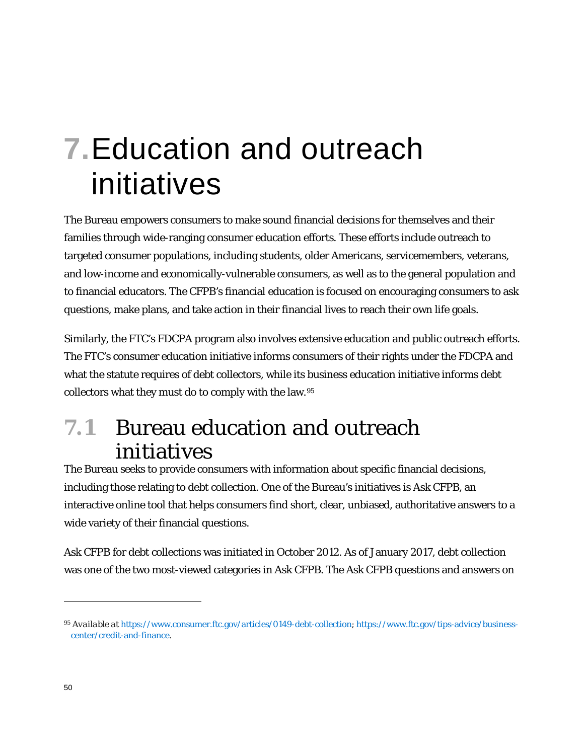# 7. Education and outreach initiatives

The Bureau empowers consumers to make sound financial decisions for themselves and their families through wide-ranging consumer education efforts. These efforts include outreach to targeted consumer populations, including students, older Americans, servicemembers, veterans, and low-income and economically-vulnerable consumers, as well as to the general population and to financial educators. The CFPB's financial education is focused on encouraging consumers to ask questions, make plans, and take action in their financial lives to reach their own life goals.

Similarly, the FTC's FDCPA program also involves extensive education and public outreach efforts. The FTC's consumer education initiative informs consumers of their rights under the FDCPA and what the statute requires of debt collectors, while its business education initiative informs debt collectors what they must do to comply with the law.[95]

## 7.1 Bureau education and outreach initiatives

The Bureau seeks to provide consumers with information about specific financial decisions, including those relating to debt collection. One of the Bureau's initiatives is Ask CFPB, an interactive online tool that helps consumers find short, clear, unbiased, authoritative answers to a wide variety of their financial questions.

Ask CFPB for debt collections was initiated in October 2012. As of January 2017, debt collection was one of the two most-viewed categories in Ask CFPB. The Ask CFPB questions and answers on

---

[95] *Available at* https://www.consumer.ftc.gov/articles/0149-debt-collection; https://www.ftc.gov/tips-advice/business-center/credit-and-finance.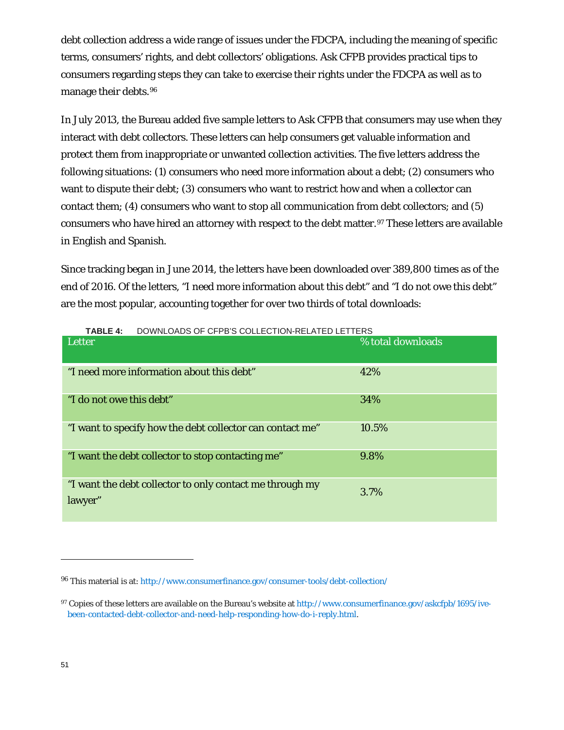debt collection address a wide range of issues under the FDCPA, including the meaning of specific terms, consumers' rights, and debt collectors' obligations. Ask CFPB provides practical tips to consumers regarding steps they can take to exercise their rights under the FDCPA as well as to manage their debts.[96]

In July 2013, the Bureau added five sample letters to Ask CFPB that consumers may use when they interact with debt collectors. These letters can help consumers get valuable information and protect them from inappropriate or unwanted collection activities. The five letters address the following situations: (1) consumers who need more information about a debt; (2) consumers who want to dispute their debt; (3) consumers who want to restrict how and when a collector can contact them; (4) consumers who want to stop all communication from debt collectors; and (5) consumers who have hired an attorney with respect to the debt matter.[97] These letters are available in English and Spanish.

Since tracking began in June 2014, the letters have been downloaded over 389,800 times as of the end of 2016. Of the letters, "I need more information about this debt" and "I do not owe this debt" are the most popular, accounting together for over two thirds of total downloads:

**TABLE 4:** DOWNLOADS OF CFPB'S COLLECTION-RELATED LETTERS

| Letter | % total downloads |
|---|---|
| "I need more information about this debt" | 42% |
| "I do not owe this debt" | 34% |
| "I want to specify how the debt collector can contact me" | 10.5% |
| "I want the debt collector to stop contacting me" | 9.8% |
| "I want the debt collector to only contact me through my lawyer" | 3.7% |

---

[96] This material is at: http://www.consumerfinance.gov/consumer-tools/debt-collection/

[97] Copies of these letters are available on the Bureau's website at http://www.consumerfinance.gov/askcfpb/1695/ive-been-contacted-debt-collector-and-need-help-responding-how-do-i-reply.html.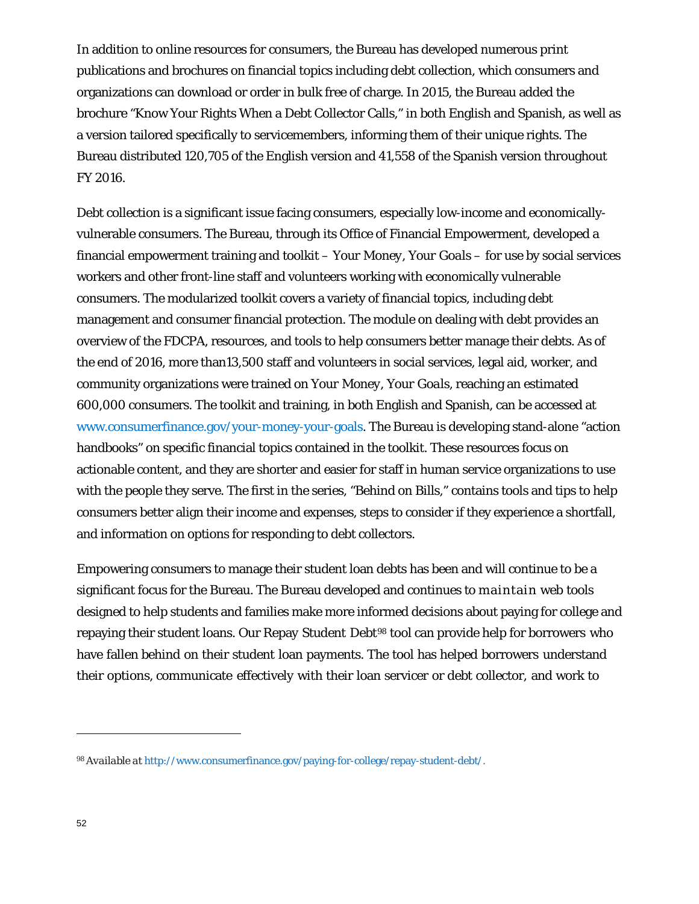In addition to online resources for consumers, the Bureau has developed numerous print publications and brochures on financial topics including debt collection, which consumers and organizations can download or order in bulk free of charge. In 2015, the Bureau added the brochure "Know Your Rights When a Debt Collector Calls," in both English and Spanish, as well as a version tailored specifically to servicemembers, informing them of their unique rights. The Bureau distributed 120,705 of the English version and 41,558 of the Spanish version throughout FY 2016.

Debt collection is a significant issue facing consumers, especially low-income and economically-vulnerable consumers. The Bureau, through its Office of Financial Empowerment, developed a financial empowerment training and toolkit – *Your Money, Your Goals* – for use by social services workers and other front-line staff and volunteers working with economically vulnerable consumers. The modularized toolkit covers a variety of financial topics, including debt management and consumer financial protection. The module on dealing with debt provides an overview of the FDCPA, resources, and tools to help consumers better manage their debts. As of the end of 2016, more than13,500 staff and volunteers in social services, legal aid, worker, and community organizations were trained on *Your Money, Your Goals*, reaching an estimated 600,000 consumers. The toolkit and training, in both English and Spanish, can be accessed at www.consumerfinance.gov/your-money-your-goals. The Bureau is developing stand-alone "action handbooks" on specific financial topics contained in the toolkit. These resources focus on actionable content, and they are shorter and easier for staff in human service organizations to use with the people they serve. The first in the series, "Behind on Bills," contains tools and tips to help consumers better align their income and expenses, steps to consider if they experience a shortfall, and information on options for responding to debt collectors.

Empowering consumers to manage their student loan debts has been and will continue to be a significant focus for the Bureau. The Bureau developed and continues to maintain web tools designed to help students and families make more informed decisions about paying for college and repaying their student loans. Our Repay Student Debt[98] tool can provide help for borrowers who have fallen behind on their student loan payments. The tool has helped borrowers understand their options, communicate effectively with their loan servicer or debt collector, and work to

---

[98] *Available at* http://www.consumerfinance.gov/paying-for-college/repay-student-debt/.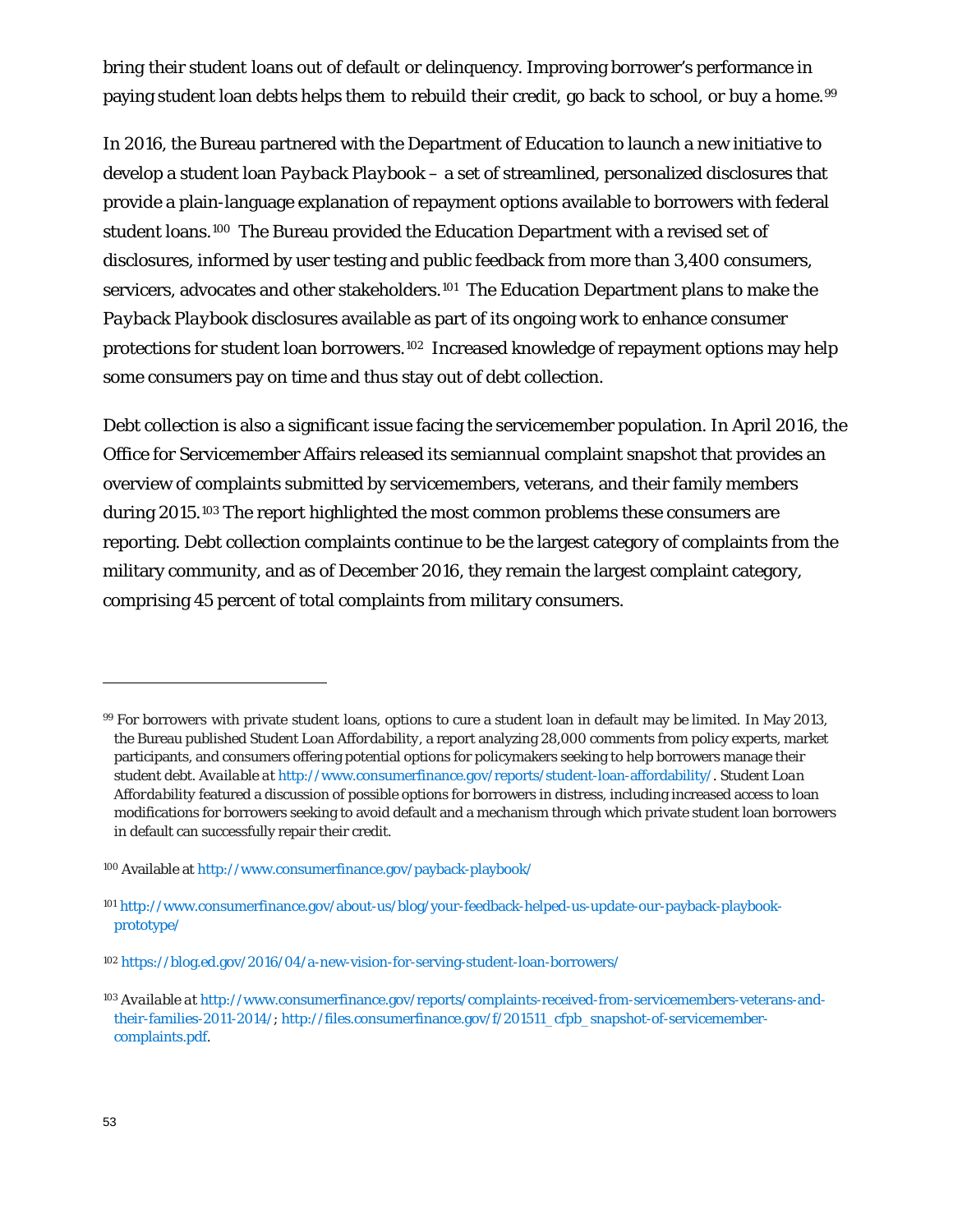bring their student loans out of default or delinquency. Improving borrower's performance in paying student loan debts helps them to rebuild their credit, go back to school, or buy a home.[99]

In 2016, the Bureau partnered with the Department of Education to launch a new initiative to develop a student loan *Payback Playbook* – a set of streamlined, personalized disclosures that provide a plain-language explanation of repayment options available to borrowers with federal student loans.[100] The Bureau provided the Education Department with a revised set of disclosures, informed by user testing and public feedback from more than 3,400 consumers, servicers, advocates and other stakeholders.[101] The Education Department plans to make the *Payback Playbook* disclosures available as part of its ongoing work to enhance consumer protections for student loan borrowers.[102] Increased knowledge of repayment options may help some consumers pay on time and thus stay out of debt collection.

Debt collection is also a significant issue facing the servicemember population. In April 2016, the Office for Servicemember Affairs released its semiannual complaint snapshot that provides an overview of complaints submitted by servicemembers, veterans, and their family members during 2015.[103] The report highlighted the most common problems these consumers are reporting. Debt collection complaints continue to be the largest category of complaints from the military community, and as of December 2016, they remain the largest complaint category, comprising 45 percent of total complaints from military consumers.

---

[99] For borrowers with private student loans, options to cure a student loan in default may be limited. In May 2013, the Bureau published *Student Loan Affordability*, a report analyzing 28,000 comments from policy experts, market participants, and consumers offering potential options for policymakers seeking to help borrowers manage their student debt. *Available at* http://www.consumerfinance.gov/reports/student-loan-affordability/. *Student Loan Affordability* featured a discussion of possible options for borrowers in distress, including increased access to loan modifications for borrowers seeking to avoid default and a mechanism through which private student loan borrowers in default can successfully repair their credit.

[100] Available at http://www.consumerfinance.gov/payback-playbook/

[101] http://www.consumerfinance.gov/about-us/blog/your-feedback-helped-us-update-our-payback-playbook-prototype/

[102] https://blog.ed.gov/2016/04/a-new-vision-for-serving-student-loan-borrowers/

[103] *Available at* http://www.consumerfinance.gov/reports/complaints-received-from-servicemembers-veterans-and-their-families-2011-2014/; http://files.consumerfinance.gov/f/201511_cfpb_snapshot-of-servicemember-complaints.pdf.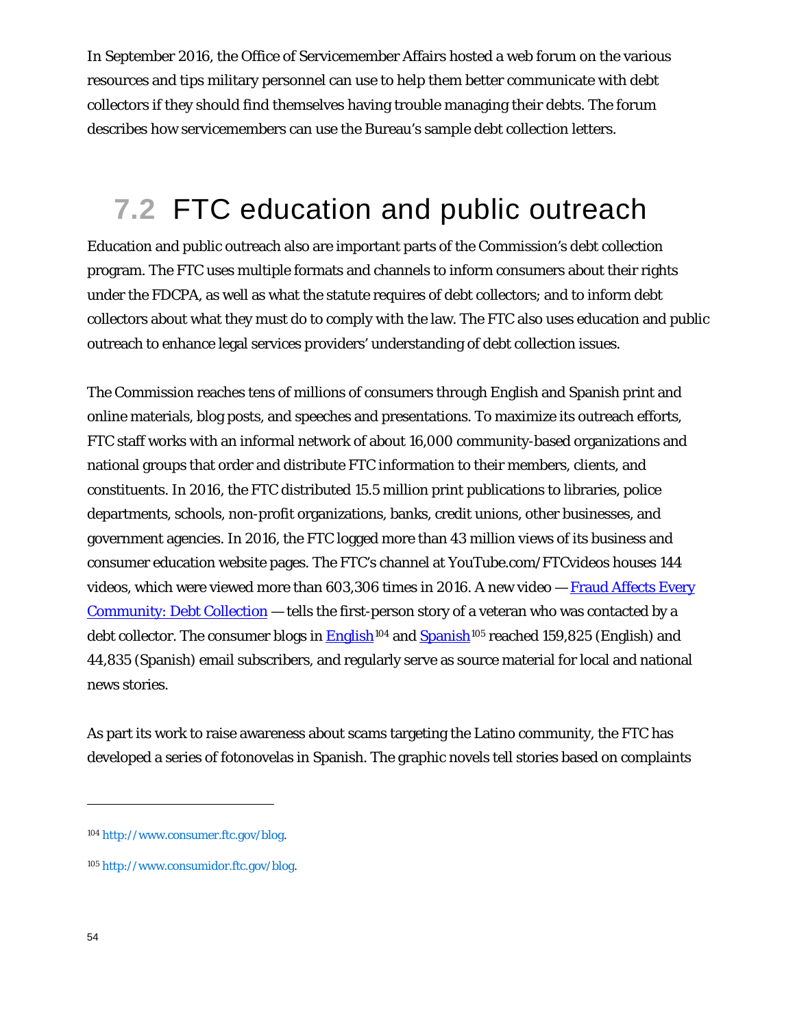In September 2016, the Office of Servicemember Affairs hosted a web forum on the various resources and tips military personnel can use to help them better communicate with debt collectors if they should find themselves having trouble managing their debts. The forum describes how servicemembers can use the Bureau's sample debt collection letters.

## 7.2 FTC education and public outreach

Education and public outreach also are important parts of the Commission's debt collection program. The FTC uses multiple formats and channels to inform consumers about their rights under the FDCPA, as well as what the statute requires of debt collectors; and to inform debt collectors about what they must do to comply with the law. The FTC also uses education and public outreach to enhance legal services providers' understanding of debt collection issues.

The Commission reaches tens of millions of consumers through English and Spanish print and online materials, blog posts, and speeches and presentations. To maximize its outreach efforts, FTC staff works with an informal network of about 16,000 community-based organizations and national groups that order and distribute FTC information to their members, clients, and constituents. In 2016, the FTC distributed 15.5 million print publications to libraries, police departments, schools, non-profit organizations, banks, credit unions, other businesses, and government agencies. In 2016, the FTC logged more than 43 million views of its business and consumer education website pages. The FTC's channel at YouTube.com/FTCvideos houses 144 videos, which were viewed more than 603,306 times in 2016. A new video — Fraud Affects Every Community: Debt Collection — tells the first-person story of a veteran who was contacted by a debt collector. The consumer blogs in English[104] and Spanish[105] reached 159,825 (English) and 44,835 (Spanish) email subscribers, and regularly serve as source material for local and national news stories.

As part its work to raise awareness about scams targeting the Latino community, the FTC has developed a series of fotonovelas in Spanish. The graphic novels tell stories based on complaints

---

[104] http://www.consumer.ftc.gov/blog.

[105] http://www.consumidor.ftc.gov/blog.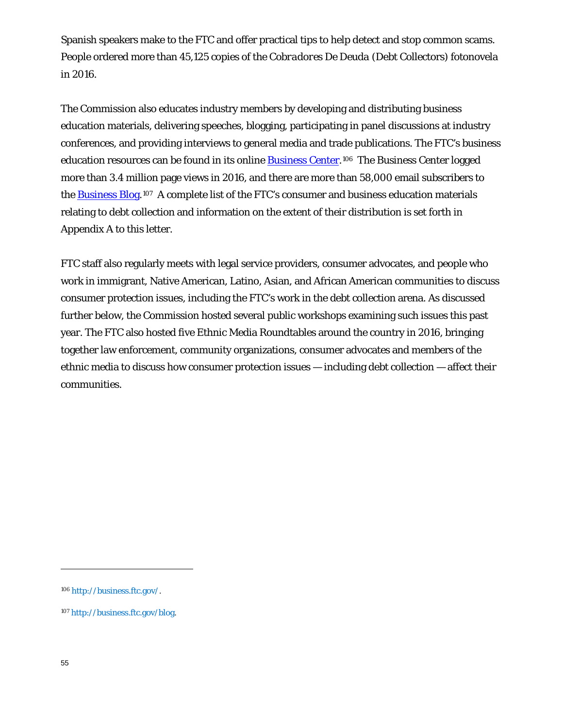Spanish speakers make to the FTC and offer practical tips to help detect and stop common scams. People ordered more than 45,125 copies of the *Cobradores De Deuda* (Debt Collectors) fotonovela in 2016.

The Commission also educates industry members by developing and distributing business education materials, delivering speeches, blogging, participating in panel discussions at industry conferences, and providing interviews to general media and trade publications. The FTC's business education resources can be found in its online [Business Center](http://business.ftc.gov/).[106] The Business Center logged more than 3.4 million page views in 2016, and there are more than 58,000 email subscribers to the [Business Blog](http://business.ftc.gov/blog).[107] A complete list of the FTC's consumer and business education materials relating to debt collection and information on the extent of their distribution is set forth in Appendix A to this letter.

FTC staff also regularly meets with legal service providers, consumer advocates, and people who work in immigrant, Native American, Latino, Asian, and African American communities to discuss consumer protection issues, including the FTC's work in the debt collection arena. As discussed further below, the Commission hosted several public workshops examining such issues this past year. The FTC also hosted five Ethnic Media Roundtables around the country in 2016, bringing together law enforcement, community organizations, consumer advocates and members of the ethnic media to discuss how consumer protection issues — including debt collection — affect their communities.

---

[106] http://business.ftc.gov/.

[107] http://business.ftc.gov/blog.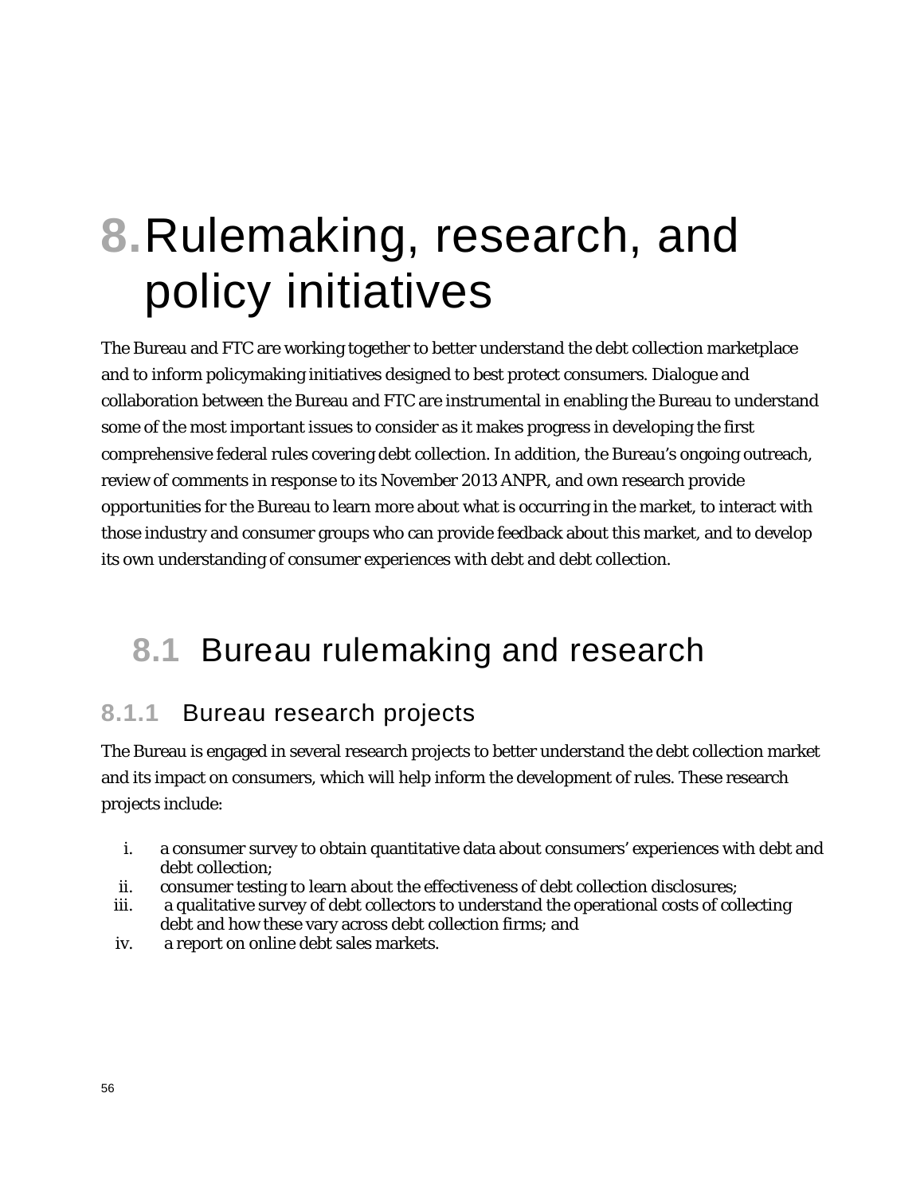# 8. Rulemaking, research, and policy initiatives

The Bureau and FTC are working together to better understand the debt collection marketplace and to inform policymaking initiatives designed to best protect consumers. Dialogue and collaboration between the Bureau and FTC are instrumental in enabling the Bureau to understand some of the most important issues to consider as it makes progress in developing the first comprehensive federal rules covering debt collection. In addition, the Bureau's ongoing outreach, review of comments in response to its November 2013 ANPR, and own research provide opportunities for the Bureau to learn more about what is occurring in the market, to interact with those industry and consumer groups who can provide feedback about this market, and to develop its own understanding of consumer experiences with debt and debt collection.

## 8.1 Bureau rulemaking and research

### 8.1.1 Bureau research projects

The Bureau is engaged in several research projects to better understand the debt collection market and its impact on consumers, which will help inform the development of rules. These research projects include:

i. a consumer survey to obtain quantitative data about consumers' experiences with debt and debt collection;
ii. consumer testing to learn about the effectiveness of debt collection disclosures;
iii. a qualitative survey of debt collectors to understand the operational costs of collecting debt and how these vary across debt collection firms; and
iv. a report on online debt sales markets.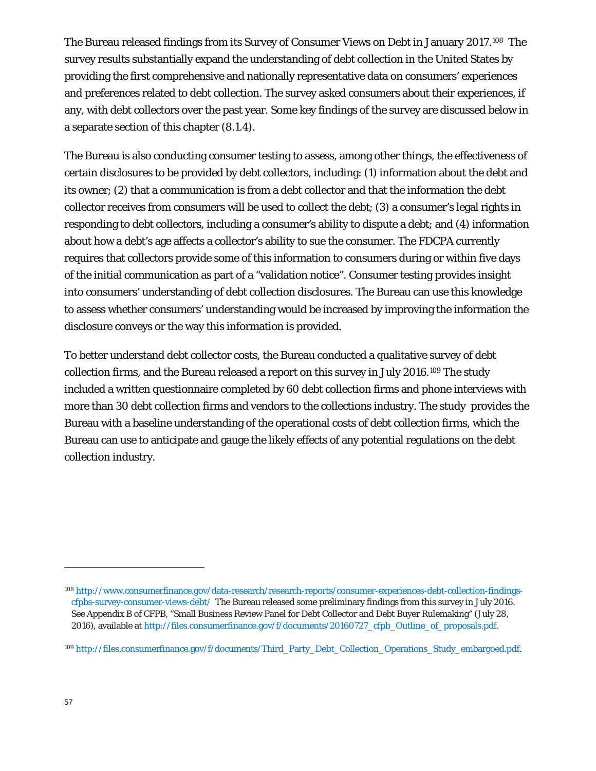The Bureau released findings from its Survey of Consumer Views on Debt in January 2017.[108] The survey results substantially expand the understanding of debt collection in the United States by providing the first comprehensive and nationally representative data on consumers' experiences and preferences related to debt collection. The survey asked consumers about their experiences, if any, with debt collectors over the past year. Some key findings of the survey are discussed below in a separate section of this chapter (8.1.4).

The Bureau is also conducting consumer testing to assess, among other things, the effectiveness of certain disclosures to be provided by debt collectors, including: (1) information about the debt and its owner; (2) that a communication is from a debt collector and that the information the debt collector receives from consumers will be used to collect the debt; (3) a consumer's legal rights in responding to debt collectors, including a consumer's ability to dispute a debt; and (4) information about how a debt's age affects a collector's ability to sue the consumer. The FDCPA currently requires that collectors provide some of this information to consumers during or within five days of the initial communication as part of a "validation notice". Consumer testing provides insight into consumers' understanding of debt collection disclosures. The Bureau can use this knowledge to assess whether consumers' understanding would be increased by improving the information the disclosure conveys or the way this information is provided.

To better understand debt collector costs, the Bureau conducted a qualitative survey of debt collection firms, and the Bureau released a report on this survey in July 2016.[109] The study included a written questionnaire completed by 60 debt collection firms and phone interviews with more than 30 debt collection firms and vendors to the collections industry. The study provides the Bureau with a baseline understanding of the operational costs of debt collection firms, which the Bureau can use to anticipate and gauge the likely effects of any potential regulations on the debt collection industry.

---

[108] http://www.consumerfinance.gov/data-research/research-reports/consumer-experiences-debt-collection-findings-cfpbs-survey-consumer-views-debt/ The Bureau released some preliminary findings from this survey in July 2016. See Appendix B of CFPB, "Small Business Review Panel for Debt Collector and Debt Buyer Rulemaking" (July 28, 2016), available at http://files.consumerfinance.gov/f/documents/20160727_cfpb_Outline_of_proposals.pdf.

[109] http://files.consumerfinance.gov/f/documents/Third_Party_Debt_Collection_Operations_Study_embargoed.pdf.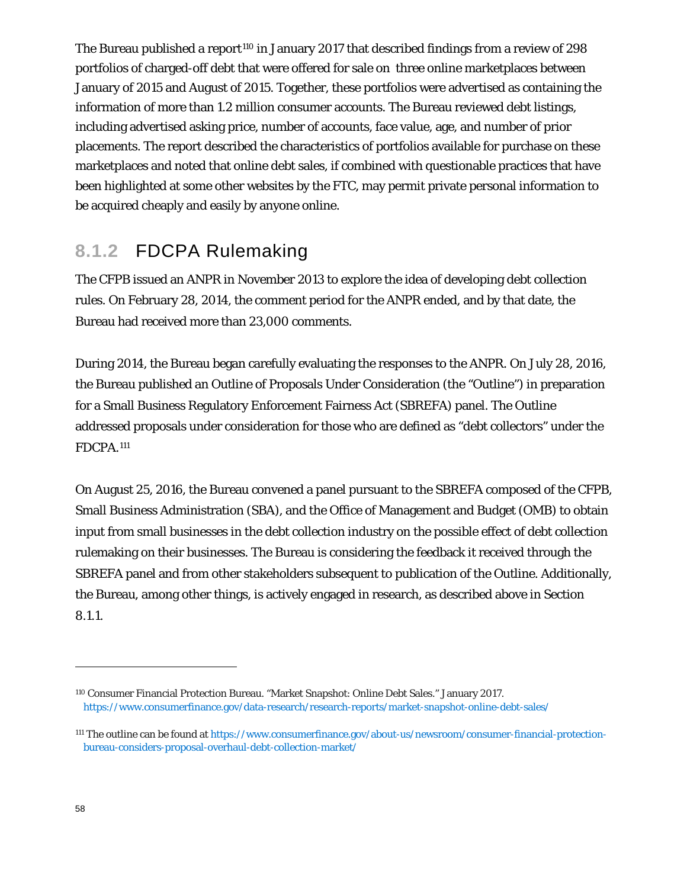The Bureau published a report[110] in January 2017 that described findings from a review of 298 portfolios of charged-off debt that were offered for sale on three online marketplaces between January of 2015 and August of 2015. Together, these portfolios were advertised as containing the information of more than 1.2 million consumer accounts. The Bureau reviewed debt listings, including advertised asking price, number of accounts, face value, age, and number of prior placements. The report described the characteristics of portfolios available for purchase on these marketplaces and noted that online debt sales, if combined with questionable practices that have been highlighted at some other websites by the FTC, may permit private personal information to be acquired cheaply and easily by anyone online.

### 8.1.2 FDCPA Rulemaking

The CFPB issued an ANPR in November 2013 to explore the idea of developing debt collection rules. On February 28, 2014, the comment period for the ANPR ended, and by that date, the Bureau had received more than 23,000 comments.

During 2014, the Bureau began carefully evaluating the responses to the ANPR. On July 28, 2016, the Bureau published an Outline of Proposals Under Consideration (the "Outline") in preparation for a Small Business Regulatory Enforcement Fairness Act (SBREFA) panel. The Outline addressed proposals under consideration for those who are defined as "debt collectors" under the FDCPA.[111]

On August 25, 2016, the Bureau convened a panel pursuant to the SBREFA composed of the CFPB, Small Business Administration (SBA), and the Office of Management and Budget (OMB) to obtain input from small businesses in the debt collection industry on the possible effect of debt collection rulemaking on their businesses. The Bureau is considering the feedback it received through the SBREFA panel and from other stakeholders subsequent to publication of the Outline. Additionally, the Bureau, among other things, is actively engaged in research, as described above in Section 8.1.1.

---

[110] Consumer Financial Protection Bureau. "Market Snapshot: Online Debt Sales." January 2017. https://www.consumerfinance.gov/data-research/research-reports/market-snapshot-online-debt-sales/

[111] The outline can be found at https://www.consumerfinance.gov/about-us/newsroom/consumer-financial-protection-bureau-considers-proposal-overhaul-debt-collection-market/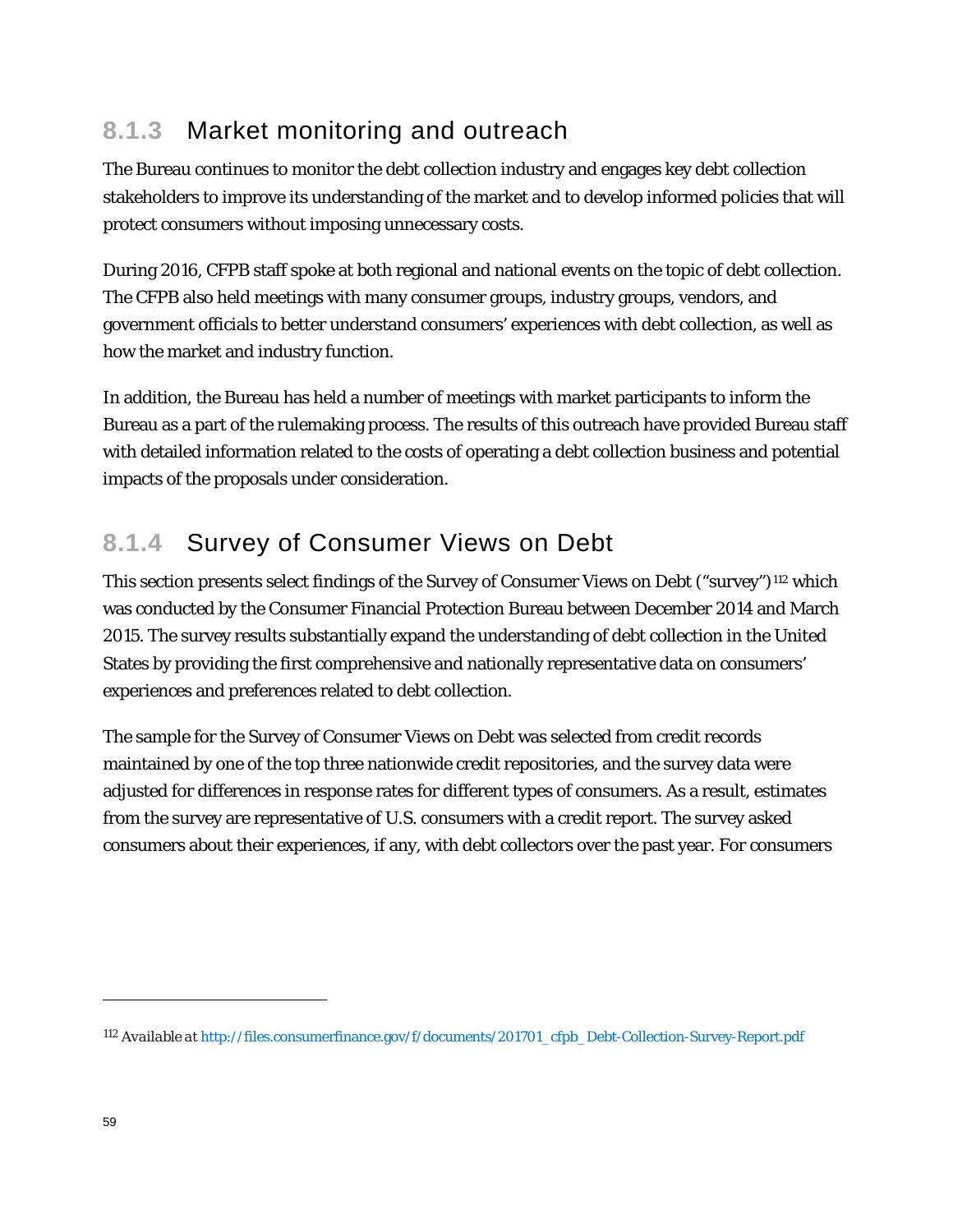### 8.1.3 Market monitoring and outreach

The Bureau continues to monitor the debt collection industry and engages key debt collection stakeholders to improve its understanding of the market and to develop informed policies that will protect consumers without imposing unnecessary costs.

During 2016, CFPB staff spoke at both regional and national events on the topic of debt collection. The CFPB also held meetings with many consumer groups, industry groups, vendors, and government officials to better understand consumers' experiences with debt collection, as well as how the market and industry function.

In addition, the Bureau has held a number of meetings with market participants to inform the Bureau as a part of the rulemaking process. The results of this outreach have provided Bureau staff with detailed information related to the costs of operating a debt collection business and potential impacts of the proposals under consideration.

### 8.1.4 Survey of Consumer Views on Debt

This section presents select findings of the Survey of Consumer Views on Debt ("survey")[112] which was conducted by the Consumer Financial Protection Bureau between December 2014 and March 2015. The survey results substantially expand the understanding of debt collection in the United States by providing the first comprehensive and nationally representative data on consumers' experiences and preferences related to debt collection.

The sample for the Survey of Consumer Views on Debt was selected from credit records maintained by one of the top three nationwide credit repositories, and the survey data were adjusted for differences in response rates for different types of consumers. As a result, estimates from the survey are representative of U.S. consumers with a credit report. The survey asked consumers about their experiences, if any, with debt collectors over the past year. For consumers

---

[112] *Available at* http://files.consumerfinance.gov/f/documents/201701_cfpb_Debt-Collection-Survey-Report.pdf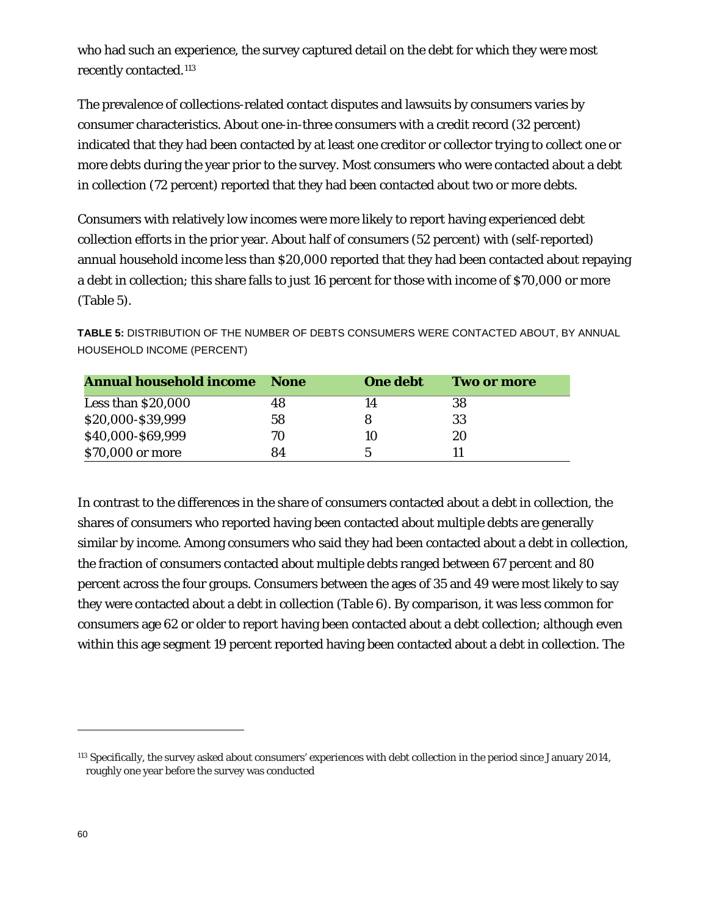who had such an experience, the survey captured detail on the debt for which they were most recently contacted.[113]

The prevalence of collections-related contact disputes and lawsuits by consumers varies by consumer characteristics. About one-in-three consumers with a credit record (32 percent) indicated that they had been contacted by at least one creditor or collector trying to collect one or more debts during the year prior to the survey. Most consumers who were contacted about a debt in collection (72 percent) reported that they had been contacted about two or more debts.

Consumers with relatively low incomes were more likely to report having experienced debt collection efforts in the prior year. About half of consumers (52 percent) with (self-reported) annual household income less than $20,000 reported that they had been contacted about repaying a debt in collection; this share falls to just 16 percent for those with income of $70,000 or more (Table 5).

**TABLE 5:** DISTRIBUTION OF THE NUMBER OF DEBTS CONSUMERS WERE CONTACTED ABOUT, BY ANNUAL HOUSEHOLD INCOME (PERCENT)

| Annual household income | None | One debt | Two or more |
| --- | --- | --- | --- |
| Less than $20,000 | 48 | 14 | 38 |
| $20,000-$39,999 | 58 | 8 | 33 |
| $40,000-$69,999 | 70 | 10 | 20 |
| $70,000 or more | 84 | 5 | 11 |

In contrast to the differences in the share of consumers contacted about a debt in collection, the shares of consumers who reported having been contacted about multiple debts are generally similar by income. Among consumers who said they had been contacted about a debt in collection, the fraction of consumers contacted about multiple debts ranged between 67 percent and 80 percent across the four groups. Consumers between the ages of 35 and 49 were most likely to say they were contacted about a debt in collection (Table 6). By comparison, it was less common for consumers age 62 or older to report having been contacted about a debt collection; although even within this age segment 19 percent reported having been contacted about a debt in collection. The

[113] Specifically, the survey asked about consumers' experiences with debt collection in the period since January 2014, roughly one year before the survey was conducted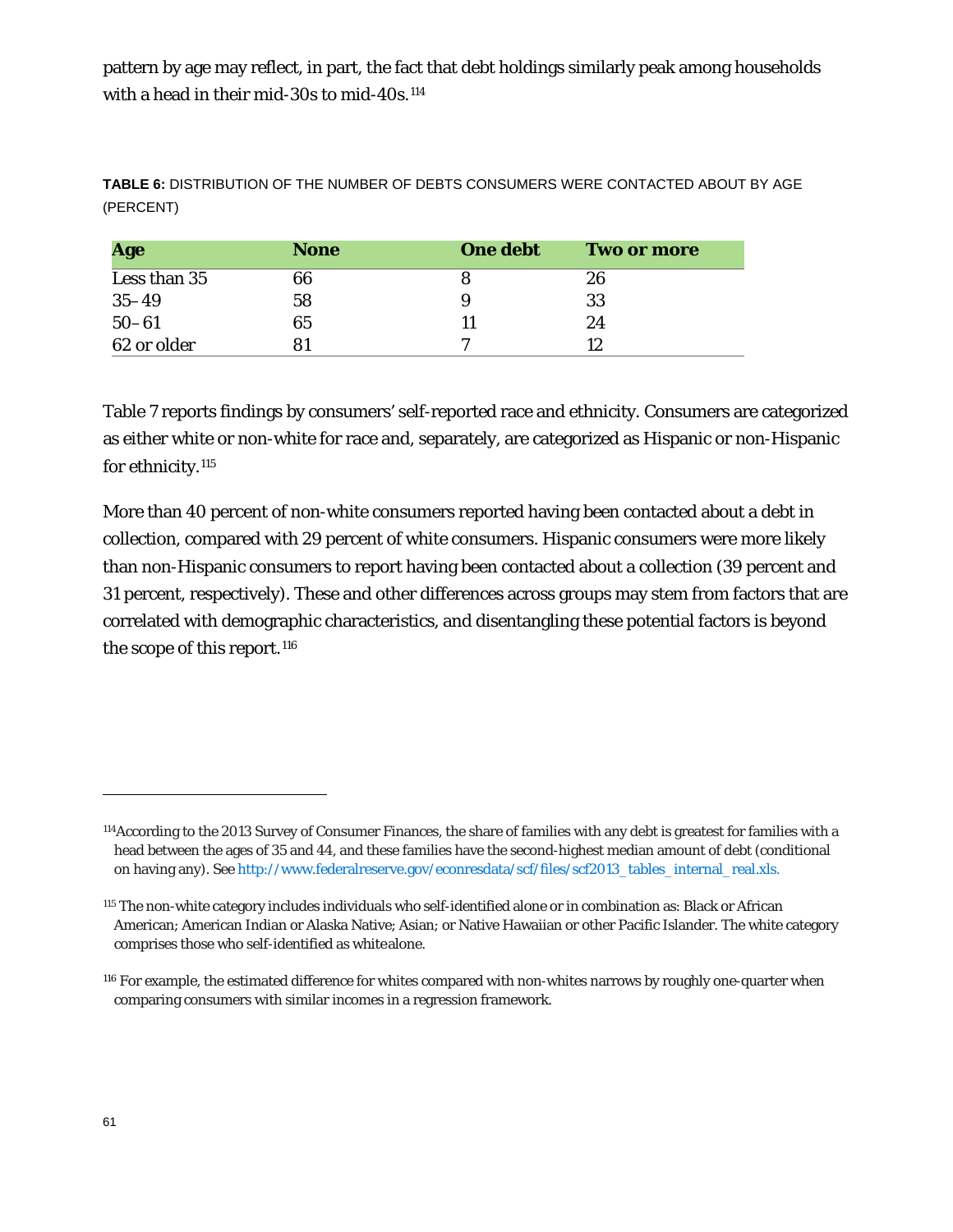pattern by age may reflect, in part, the fact that debt holdings similarly peak among households with a head in their mid-30s to mid-40s.[114]

**TABLE 6:** DISTRIBUTION OF THE NUMBER OF DEBTS CONSUMERS WERE CONTACTED ABOUT BY AGE (PERCENT)

| Age | None | One debt | Two or more |
|---|---|---|---|
| Less than 35 | 66 | 8 | 26 |
| 35–49 | 58 | 9 | 33 |
| 50–61 | 65 | 11 | 24 |
| 62 or older | 81 | 7 | 12 |

Table 7 reports findings by consumers' self-reported race and ethnicity. Consumers are categorized as either white or non-white for race and, separately, are categorized as Hispanic or non-Hispanic for ethnicity.[115]

More than 40 percent of non-white consumers reported having been contacted about a debt in collection, compared with 29 percent of white consumers. Hispanic consumers were more likely than non-Hispanic consumers to report having been contacted about a collection (39 percent and 31 percent, respectively). These and other differences across groups may stem from factors that are correlated with demographic characteristics, and disentangling these potential factors is beyond the scope of this report.[116]

---

[114] According to the 2013 Survey of Consumer Finances, the share of families with any debt is greatest for families with a head between the ages of 35 and 44, and these families have the second-highest median amount of debt (conditional on having any). See http://www.federalreserve.gov/econresdata/scf/files/scf2013_tables_internal_real.xls.

[115] The non-white category includes individuals who self-identified alone or in combination as: Black or African American; American Indian or Alaska Native; Asian; or Native Hawaiian or other Pacific Islander. The white category comprises those who self-identified as white alone.

[116] For example, the estimated difference for whites compared with non-whites narrows by roughly one-quarter when comparing consumers with similar incomes in a regression framework.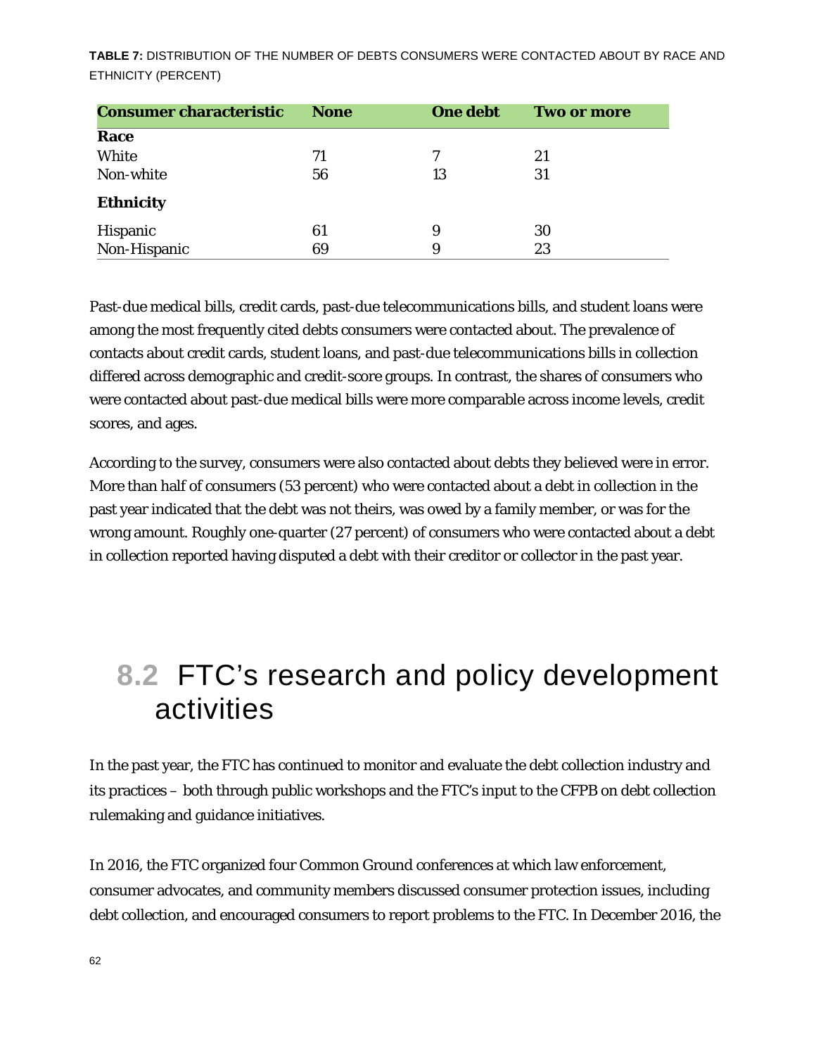**TABLE 7:** DISTRIBUTION OF THE NUMBER OF DEBTS CONSUMERS WERE CONTACTED ABOUT BY RACE AND ETHNICITY (PERCENT)

| Consumer characteristic | None | One debt | Two or more |
|---|---|---|---|
| **Race** | | | |
| White | 71 | 7 | 21 |
| Non-white | 56 | 13 | 31 |
| **Ethnicity** | | | |
| Hispanic | 61 | 9 | 30 |
| Non-Hispanic | 69 | 9 | 23 |

Past-due medical bills, credit cards, past-due telecommunications bills, and student loans were among the most frequently cited debts consumers were contacted about. The prevalence of contacts about credit cards, student loans, and past-due telecommunications bills in collection differed across demographic and credit-score groups. In contrast, the shares of consumers who were contacted about past-due medical bills were more comparable across income levels, credit scores, and ages.

According to the survey, consumers were also contacted about debts they believed were in error. More than half of consumers (53 percent) who were contacted about a debt in collection in the past year indicated that the debt was not theirs, was owed by a family member, or was for the wrong amount. Roughly one-quarter (27 percent) of consumers who were contacted about a debt in collection reported having disputed a debt with their creditor or collector in the past year.

## 8.2 FTC's research and policy development activities

In the past year, the FTC has continued to monitor and evaluate the debt collection industry and its practices – both through public workshops and the FTC's input to the CFPB on debt collection rulemaking and guidance initiatives.

In 2016, the FTC organized four Common Ground conferences at which law enforcement, consumer advocates, and community members discussed consumer protection issues, including debt collection, and encouraged consumers to report problems to the FTC. In December 2016, the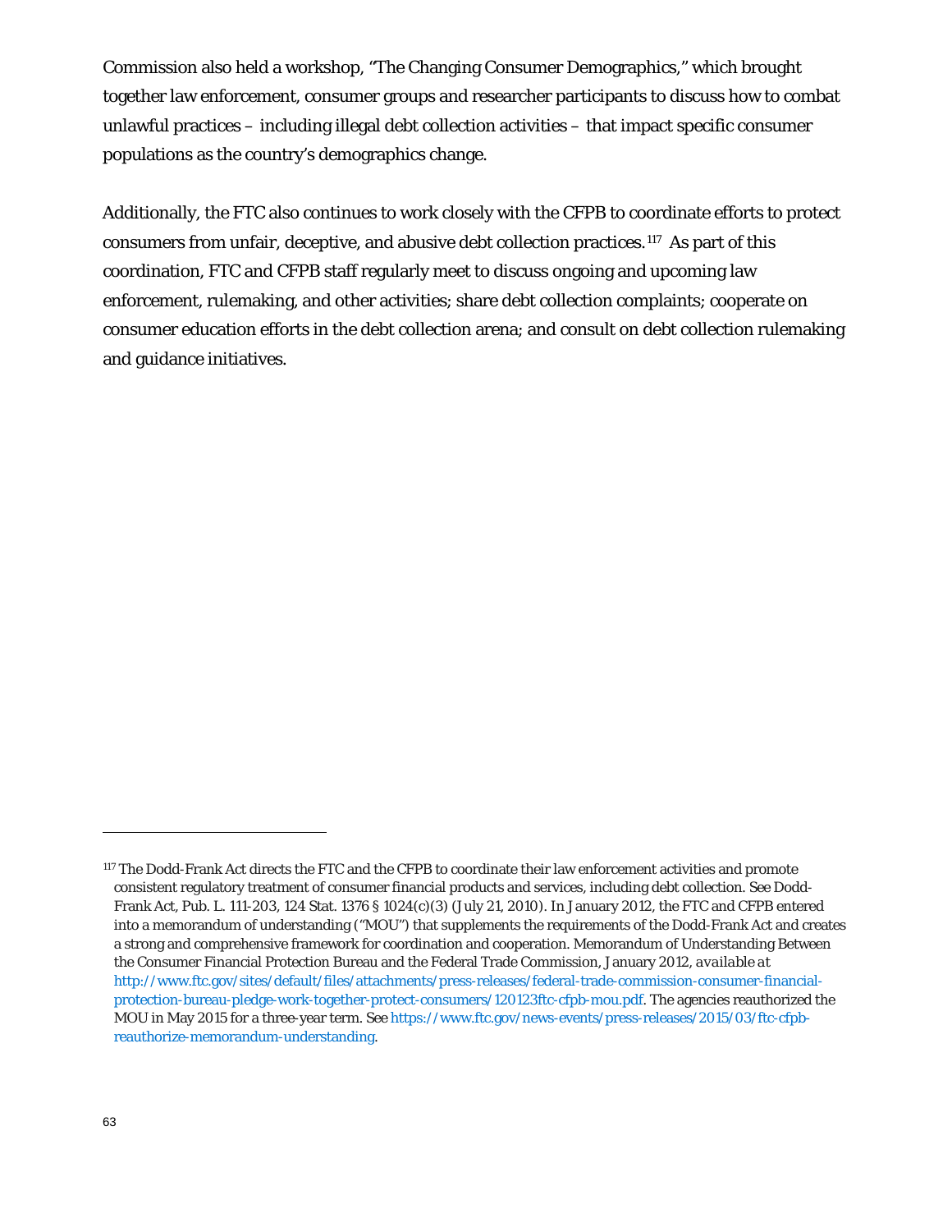Commission also held a workshop, "The Changing Consumer Demographics," which brought together law enforcement, consumer groups and researcher participants to discuss how to combat unlawful practices – including illegal debt collection activities – that impact specific consumer populations as the country's demographics change.

Additionally, the FTC also continues to work closely with the CFPB to coordinate efforts to protect consumers from unfair, deceptive, and abusive debt collection practices.[117] As part of this coordination, FTC and CFPB staff regularly meet to discuss ongoing and upcoming law enforcement, rulemaking, and other activities; share debt collection complaints; cooperate on consumer education efforts in the debt collection arena; and consult on debt collection rulemaking and guidance initiatives.

---

[117] The Dodd-Frank Act directs the FTC and the CFPB to coordinate their law enforcement activities and promote consistent regulatory treatment of consumer financial products and services, including debt collection. See Dodd-Frank Act, Pub. L. 111-203, 124 Stat. 1376 § 1024(c)(3) (July 21, 2010). In January 2012, the FTC and CFPB entered into a memorandum of understanding ("MOU") that supplements the requirements of the Dodd-Frank Act and creates a strong and comprehensive framework for coordination and cooperation. Memorandum of Understanding Between the Consumer Financial Protection Bureau and the Federal Trade Commission, January 2012, *available at* http://www.ftc.gov/sites/default/files/attachments/press-releases/federal-trade-commission-consumer-financial-protection-bureau-pledge-work-together-protect-consumers/120123ftc-cfpb-mou.pdf. The agencies reauthorized the MOU in May 2015 for a three-year term. See https://www.ftc.gov/news-events/press-releases/2015/03/ftc-cfpb-reauthorize-memorandum-understanding.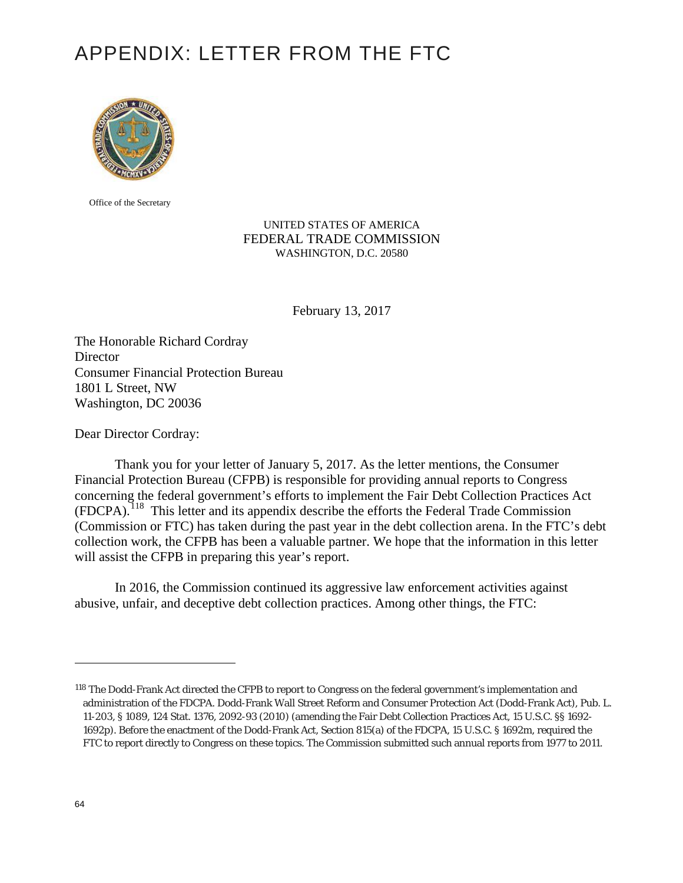# APPENDIX: LETTER FROM THE FTC

Office of the Secretary

UNITED STATES OF AMERICA
FEDERAL TRADE COMMISSION
WASHINGTON, D.C. 20580

February 13, 2017

The Honorable Richard Cordray
Director
Consumer Financial Protection Bureau
1801 L Street, NW
Washington, DC 20036

Dear Director Cordray:

Thank you for your letter of January 5, 2017. As the letter mentions, the Consumer Financial Protection Bureau (CFPB) is responsible for providing annual reports to Congress concerning the federal government's efforts to implement the Fair Debt Collection Practices Act (FDCPA).[118] This letter and its appendix describe the efforts the Federal Trade Commission (Commission or FTC) has taken during the past year in the debt collection arena. In the FTC's debt collection work, the CFPB has been a valuable partner. We hope that the information in this letter will assist the CFPB in preparing this year's report.

In 2016, the Commission continued its aggressive law enforcement activities against abusive, unfair, and deceptive debt collection practices. Among other things, the FTC:

---

[118] The Dodd-Frank Act directed the CFPB to report to Congress on the federal government's implementation and administration of the FDCPA. Dodd-Frank Wall Street Reform and Consumer Protection Act (Dodd-Frank Act), Pub. L. 11-203, § 1089, 124 Stat. 1376, 2092-93 (2010) (amending the Fair Debt Collection Practices Act, 15 U.S.C. §§ 1692-1692p). Before the enactment of the Dodd-Frank Act, Section 815(a) of the FDCPA, 15 U.S.C. § 1692m, required the FTC to report directly to Congress on these topics. The Commission submitted such annual reports from 1977 to 2011.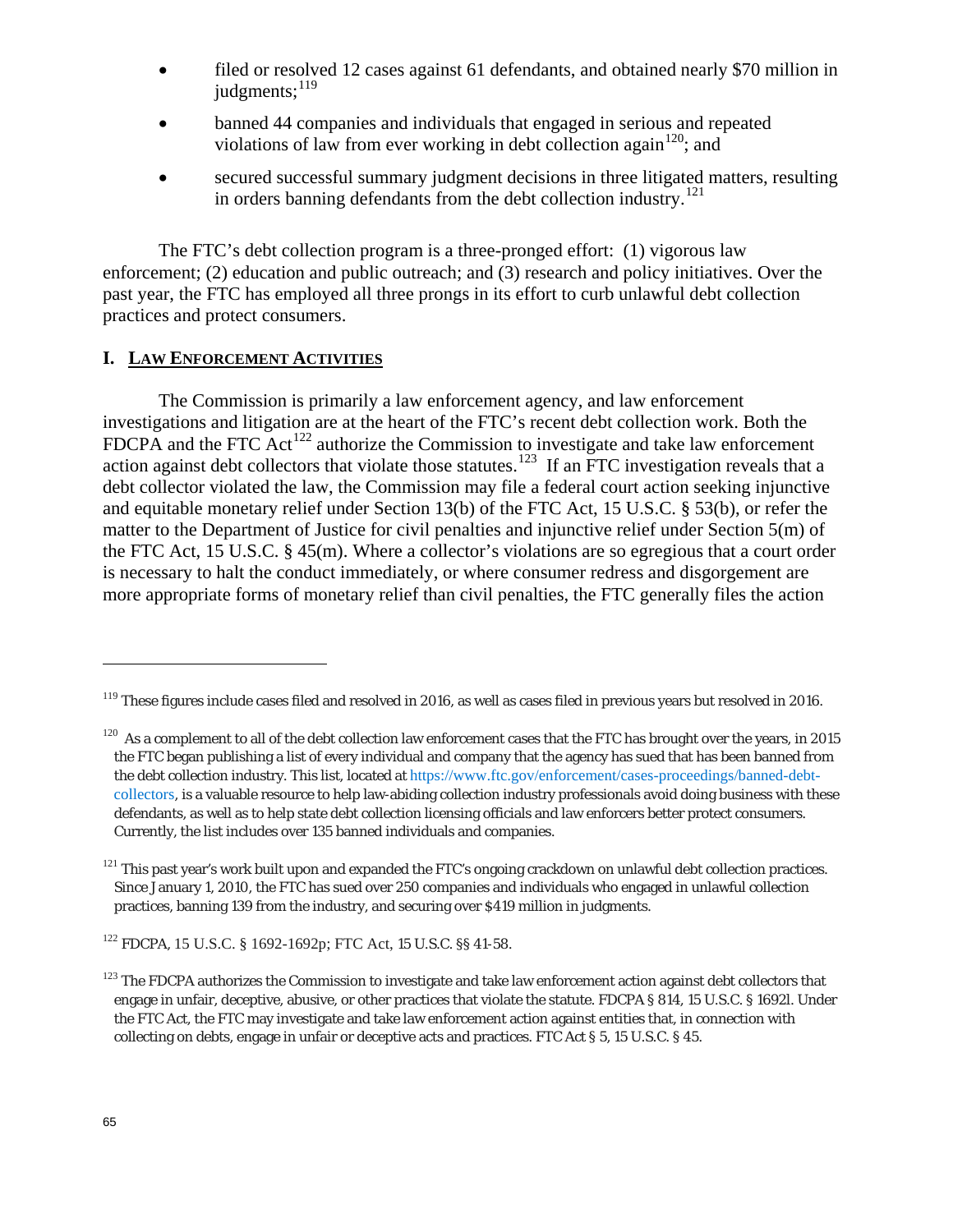- filed or resolved 12 cases against 61 defendants, and obtained nearly $70 million in judgments;[119]
- banned 44 companies and individuals that engaged in serious and repeated violations of law from ever working in debt collection again[120]; and
- secured successful summary judgment decisions in three litigated matters, resulting in orders banning defendants from the debt collection industry.[121]

The FTC's debt collection program is a three-pronged effort: (1) vigorous law enforcement; (2) education and public outreach; and (3) research and policy initiatives. Over the past year, the FTC has employed all three prongs in its effort to curb unlawful debt collection practices and protect consumers.

## I. LAW ENFORCEMENT ACTIVITIES

The Commission is primarily a law enforcement agency, and law enforcement investigations and litigation are at the heart of the FTC's recent debt collection work. Both the FDCPA and the FTC Act[122] authorize the Commission to investigate and take law enforcement action against debt collectors that violate those statutes.[123] If an FTC investigation reveals that a debt collector violated the law, the Commission may file a federal court action seeking injunctive and equitable monetary relief under Section 13(b) of the FTC Act, 15 U.S.C. § 53(b), or refer the matter to the Department of Justice for civil penalties and injunctive relief under Section 5(m) of the FTC Act, 15 U.S.C. § 45(m). Where a collector's violations are so egregious that a court order is necessary to halt the conduct immediately, or where consumer redress and disgorgement are more appropriate forms of monetary relief than civil penalties, the FTC generally files the action

---

[119] These figures include cases filed and resolved in 2016, as well as cases filed in previous years but resolved in 2016.

[120] As a complement to all of the debt collection law enforcement cases that the FTC has brought over the years, in 2015 the FTC began publishing a list of every individual and company that the agency has sued that has been banned from the debt collection industry. This list, located at https://www.ftc.gov/enforcement/cases-proceedings/banned-debt-collectors, is a valuable resource to help law-abiding collection industry professionals avoid doing business with these defendants, as well as to help state debt collection licensing officials and law enforcers better protect consumers. Currently, the list includes over 135 banned individuals and companies.

[121] This past year's work built upon and expanded the FTC's ongoing crackdown on unlawful debt collection practices. Since January 1, 2010, the FTC has sued over 250 companies and individuals who engaged in unlawful collection practices, banning 139 from the industry, and securing over $419 million in judgments.

[122] FDCPA, 15 U.S.C. § 1692-1692p; FTC Act, 15 U.S.C. §§ 41-58.

[123] The FDCPA authorizes the Commission to investigate and take law enforcement action against debt collectors that engage in unfair, deceptive, abusive, or other practices that violate the statute. FDCPA § 814, 15 U.S.C. § 1692l. Under the FTC Act, the FTC may investigate and take law enforcement action against entities that, in connection with collecting on debts, engage in unfair or deceptive acts and practices. FTC Act § 5, 15 U.S.C. § 45.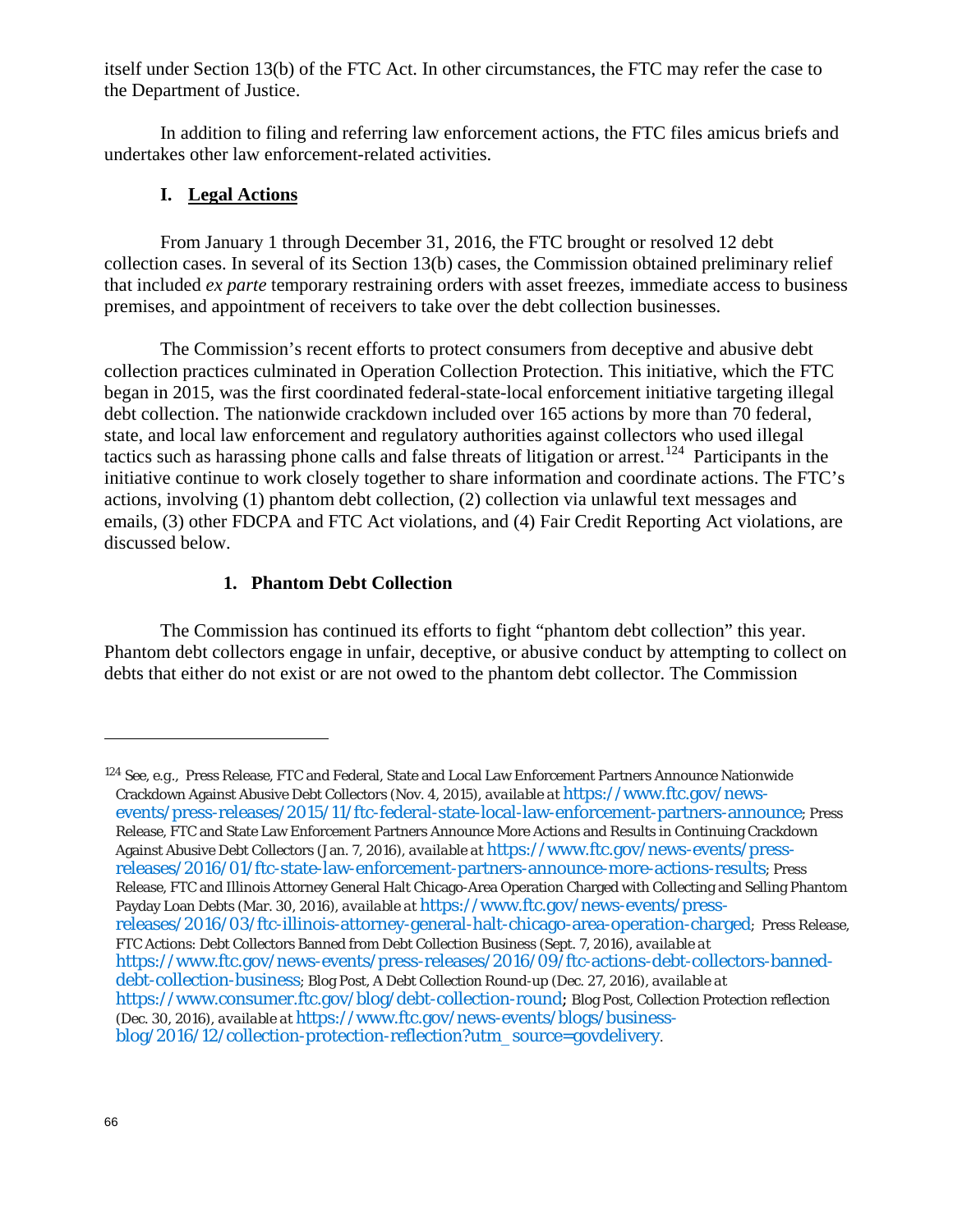itself under Section 13(b) of the FTC Act. In other circumstances, the FTC may refer the case to the Department of Justice.

In addition to filing and referring law enforcement actions, the FTC files amicus briefs and undertakes other law enforcement-related activities.

## I. Legal Actions

From January 1 through December 31, 2016, the FTC brought or resolved 12 debt collection cases. In several of its Section 13(b) cases, the Commission obtained preliminary relief that included *ex parte* temporary restraining orders with asset freezes, immediate access to business premises, and appointment of receivers to take over the debt collection businesses.

The Commission's recent efforts to protect consumers from deceptive and abusive debt collection practices culminated in Operation Collection Protection. This initiative, which the FTC began in 2015, was the first coordinated federal-state-local enforcement initiative targeting illegal debt collection. The nationwide crackdown included over 165 actions by more than 70 federal, state, and local law enforcement and regulatory authorities against collectors who used illegal tactics such as harassing phone calls and false threats of litigation or arrest.[124] Participants in the initiative continue to work closely together to share information and coordinate actions. The FTC's actions, involving (1) phantom debt collection, (2) collection via unlawful text messages and emails, (3) other FDCPA and FTC Act violations, and (4) Fair Credit Reporting Act violations, are discussed below.

### 1. Phantom Debt Collection

The Commission has continued its efforts to fight "phantom debt collection" this year. Phantom debt collectors engage in unfair, deceptive, or abusive conduct by attempting to collect on debts that either do not exist or are not owed to the phantom debt collector. The Commission

---

[124] See, e.g., Press Release, FTC and Federal, State and Local Law Enforcement Partners Announce Nationwide Crackdown Against Abusive Debt Collectors (Nov. 4, 2015), available at https://www.ftc.gov/news-events/press-releases/2015/11/ftc-federal-state-local-law-enforcement-partners-announce; Press Release, FTC and State Law Enforcement Partners Announce More Actions and Results in Continuing Crackdown Against Abusive Debt Collectors (Jan. 7, 2016), available at https://www.ftc.gov/news-events/press-releases/2016/01/ftc-state-law-enforcement-partners-announce-more-actions-results; Press Release, FTC and Illinois Attorney General Halt Chicago-Area Operation Charged with Collecting and Selling Phantom Payday Loan Debts (Mar. 30, 2016), available at https://www.ftc.gov/news-events/press-releases/2016/03/ftc-illinois-attorney-general-halt-chicago-area-operation-charged; Press Release, FTC Actions: Debt Collectors Banned from Debt Collection Business (Sept. 7, 2016), available at https://www.ftc.gov/news-events/press-releases/2016/09/ftc-actions-debt-collectors-banned-debt-collection-business; Blog Post, A Debt Collection Round-up (Dec. 27, 2016), available at https://www.consumer.ftc.gov/blog/debt-collection-round; Blog Post, Collection Protection reflection (Dec. 30, 2016), available at https://www.ftc.gov/news-events/blogs/business-blog/2016/12/collection-protection-reflection?utm_source=govdelivery.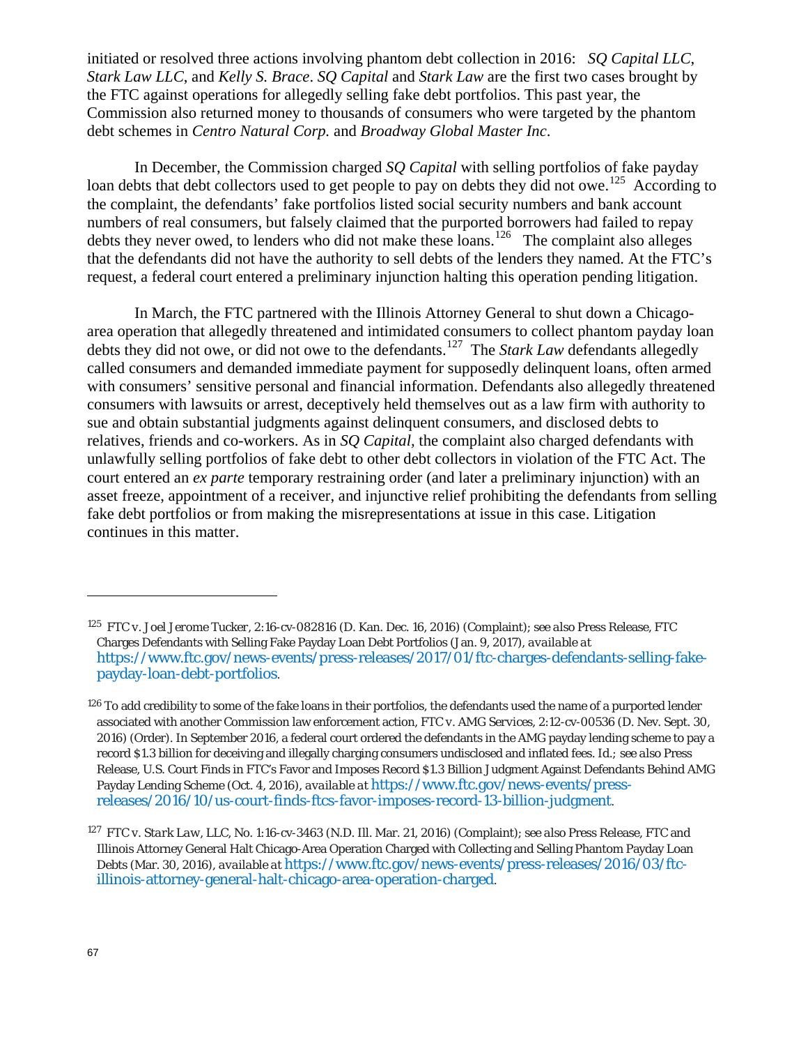initiated or resolved three actions involving phantom debt collection in 2016: *SQ Capital LLC*, *Stark Law LLC*, and *Kelly S. Brace*. *SQ Capital* and *Stark Law* are the first two cases brought by the FTC against operations for allegedly selling fake debt portfolios. This past year, the Commission also returned money to thousands of consumers who were targeted by the phantom debt schemes in *Centro Natural Corp.* and *Broadway Global Master Inc*.

In December, the Commission charged *SQ Capital* with selling portfolios of fake payday loan debts that debt collectors used to get people to pay on debts they did not owe.[125] According to the complaint, the defendants' fake portfolios listed social security numbers and bank account numbers of real consumers, but falsely claimed that the purported borrowers had failed to repay debts they never owed, to lenders who did not make these loans.[126] The complaint also alleges that the defendants did not have the authority to sell debts of the lenders they named. At the FTC's request, a federal court entered a preliminary injunction halting this operation pending litigation.

In March, the FTC partnered with the Illinois Attorney General to shut down a Chicago-area operation that allegedly threatened and intimidated consumers to collect phantom payday loan debts they did not owe, or did not owe to the defendants.[127] The *Stark Law* defendants allegedly called consumers and demanded immediate payment for supposedly delinquent loans, often armed with consumers' sensitive personal and financial information. Defendants also allegedly threatened consumers with lawsuits or arrest, deceptively held themselves out as a law firm with authority to sue and obtain substantial judgments against delinquent consumers, and disclosed debts to relatives, friends and co-workers. As in *SQ Capital*, the complaint also charged defendants with unlawfully selling portfolios of fake debt to other debt collectors in violation of the FTC Act. The court entered an *ex parte* temporary restraining order (and later a preliminary injunction) with an asset freeze, appointment of a receiver, and injunctive relief prohibiting the defendants from selling fake debt portfolios or from making the misrepresentations at issue in this case. Litigation continues in this matter.

---

[125] *FTC v. Joel Jerome Tucker*, 2:16-cv-082816 (D. Kan. Dec. 16, 2016) (Complaint); *see also* Press Release, FTC Charges Defendants with Selling Fake Payday Loan Debt Portfolios (Jan. 9, 2017), *available at* https://www.ftc.gov/news-events/press-releases/2017/01/ftc-charges-defendants-selling-fake-payday-loan-debt-portfolios.

[126] To add credibility to some of the fake loans in their portfolios, the defendants used the name of a purported lender associated with another Commission law enforcement action, *FTC v. AMG Services*, 2:12-cv-00536 (D. Nev. Sept. 30, 2016) (Order). In September 2016, a federal court ordered the defendants in the AMG payday lending scheme to pay a record $1.3 billion for deceiving and illegally charging consumers undisclosed and inflated fees. *Id.*; *see also* Press Release, U.S. Court Finds in FTC's Favor and Imposes Record $1.3 Billion Judgment Against Defendants Behind AMG Payday Lending Scheme (Oct. 4, 2016), *available at* https://www.ftc.gov/news-events/press-releases/2016/10/us-court-finds-ftcs-favor-imposes-record-13-billion-judgment.

[127] *FTC v. Stark Law, LLC*, No. 1:16-cv-3463 (N.D. Ill. Mar. 21, 2016) (Complaint); *see also* Press Release, FTC and Illinois Attorney General Halt Chicago-Area Operation Charged with Collecting and Selling Phantom Payday Loan Debts (Mar. 30, 2016), *available at* https://www.ftc.gov/news-events/press-releases/2016/03/ftc-illinois-attorney-general-halt-chicago-area-operation-charged.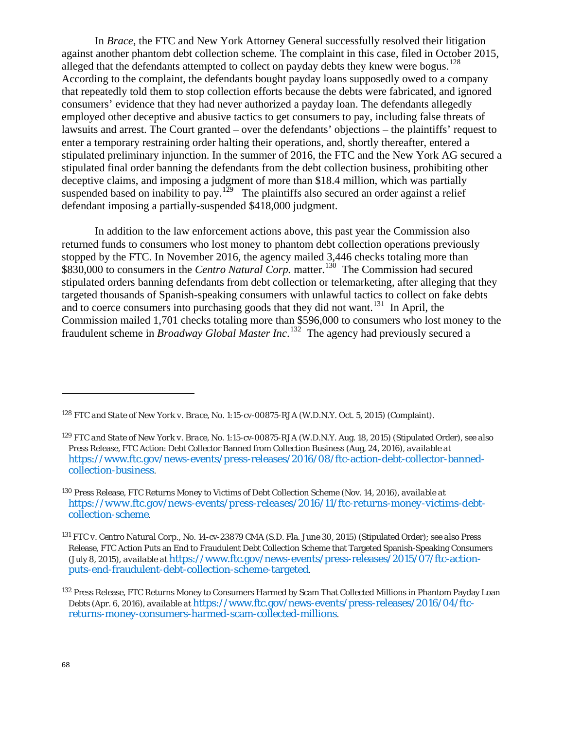In *Brace*, the FTC and New York Attorney General successfully resolved their litigation against another phantom debt collection scheme. The complaint in this case, filed in October 2015, alleged that the defendants attempted to collect on payday debts they knew were bogus.[128] According to the complaint, the defendants bought payday loans supposedly owed to a company that repeatedly told them to stop collection efforts because the debts were fabricated, and ignored consumers' evidence that they had never authorized a payday loan. The defendants allegedly employed other deceptive and abusive tactics to get consumers to pay, including false threats of lawsuits and arrest. The Court granted – over the defendants' objections – the plaintiffs' request to enter a temporary restraining order halting their operations, and, shortly thereafter, entered a stipulated preliminary injunction. In the summer of 2016, the FTC and the New York AG secured a stipulated final order banning the defendants from the debt collection business, prohibiting other deceptive claims, and imposing a judgment of more than $18.4 million, which was partially suspended based on inability to pay.[129] The plaintiffs also secured an order against a relief defendant imposing a partially-suspended $418,000 judgment.

In addition to the law enforcement actions above, this past year the Commission also returned funds to consumers who lost money to phantom debt collection operations previously stopped by the FTC. In November 2016, the agency mailed 3,446 checks totaling more than $830,000 to consumers in the *Centro Natural Corp.* matter.[130] The Commission had secured stipulated orders banning defendants from debt collection or telemarketing, after alleging that they targeted thousands of Spanish-speaking consumers with unlawful tactics to collect on fake debts and to coerce consumers into purchasing goods that they did not want.[131] In April, the Commission mailed 1,701 checks totaling more than $596,000 to consumers who lost money to the fraudulent scheme in *Broadway Global Master Inc.*[132] The agency had previously secured a

---

[128] *FTC and State of New York v. Brace*, No. 1:15-cv-00875-RJA (W.D.N.Y. Oct. 5, 2015) (Complaint).

[129] *FTC and State of New York v. Brace*, No. 1:15-cv-00875-RJA (W.D.N.Y. Aug. 18, 2015) (Stipulated Order), *see also* Press Release, FTC Action: Debt Collector Banned from Collection Business (Aug, 24, 2016), *available at* https://www.ftc.gov/news-events/press-releases/2016/08/ftc-action-debt-collector-banned-collection-business.

[130] Press Release, FTC Returns Money to Victims of Debt Collection Scheme (Nov. 14, 2016), *available at* https://www.ftc.gov/news-events/press-releases/2016/11/ftc-returns-money-victims-debt-collection-scheme.

[131] *FTC v. Centro Natural Corp.*, No. 14-cv-23879 CMA (S.D. Fla. June 30, 2015) (Stipulated Order); *see also* Press Release, FTC Action Puts an End to Fraudulent Debt Collection Scheme that Targeted Spanish-Speaking Consumers (July 8, 2015), *available at* https://www.ftc.gov/news-events/press-releases/2015/07/ftc-action-puts-end-fraudulent-debt-collection-scheme-targeted.

[132] Press Release, FTC Returns Money to Consumers Harmed by Scam That Collected Millions in Phantom Payday Loan Debts (Apr. 6, 2016), *available at* https://www.ftc.gov/news-events/press-releases/2016/04/ftc-returns-money-consumers-harmed-scam-collected-millions.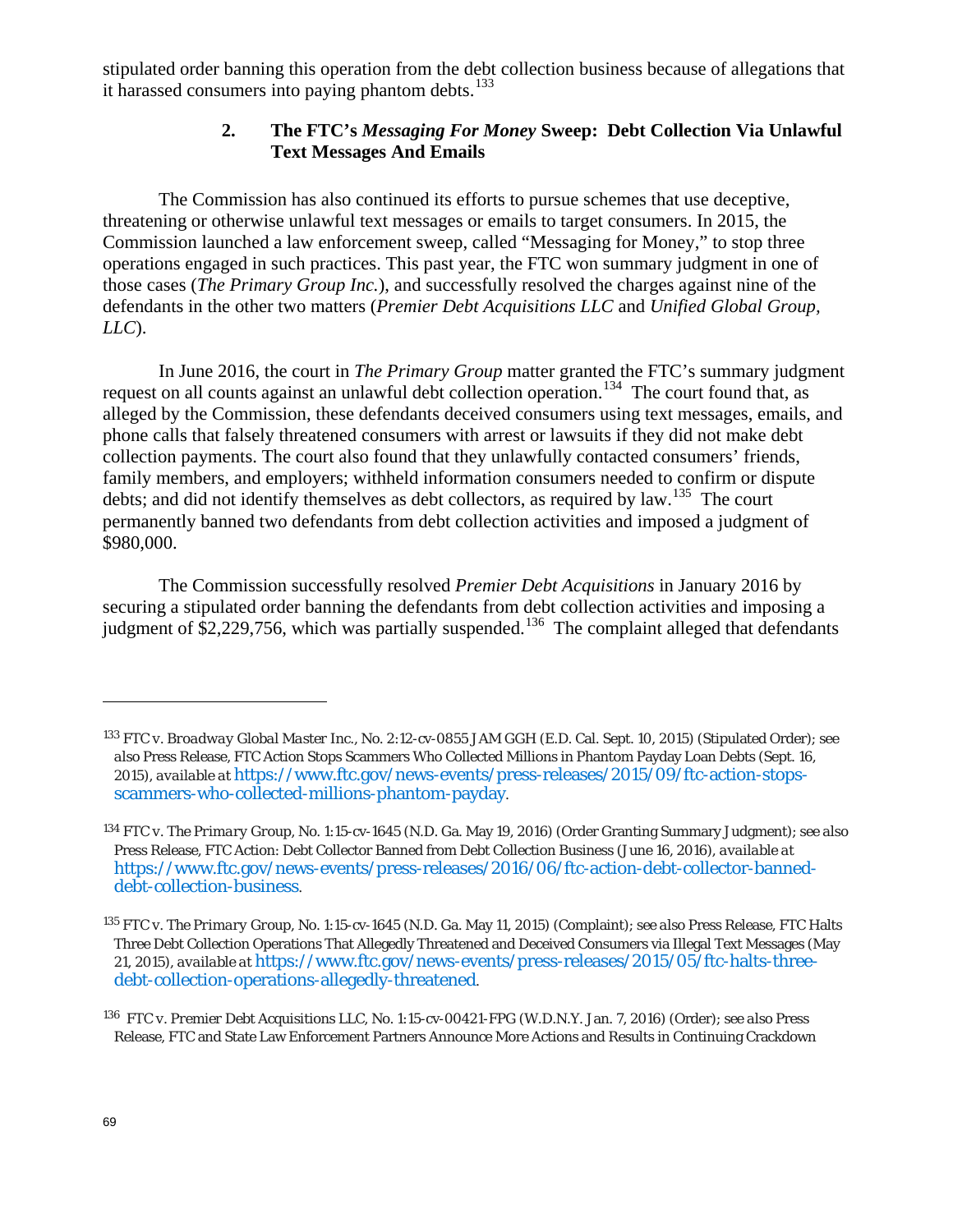stipulated order banning this operation from the debt collection business because of allegations that it harassed consumers into paying phantom debts.[133]

### 2. The FTC's *Messaging For Money* Sweep: Debt Collection Via Unlawful Text Messages And Emails

The Commission has also continued its efforts to pursue schemes that use deceptive, threatening or otherwise unlawful text messages or emails to target consumers. In 2015, the Commission launched a law enforcement sweep, called "Messaging for Money," to stop three operations engaged in such practices. This past year, the FTC won summary judgment in one of those cases (*The Primary Group Inc.*), and successfully resolved the charges against nine of the defendants in the other two matters (*Premier Debt Acquisitions LLC* and *Unified Global Group, LLC*).

In June 2016, the court in *The Primary Group* matter granted the FTC's summary judgment request on all counts against an unlawful debt collection operation.[134] The court found that, as alleged by the Commission, these defendants deceived consumers using text messages, emails, and phone calls that falsely threatened consumers with arrest or lawsuits if they did not make debt collection payments. The court also found that they unlawfully contacted consumers' friends, family members, and employers; withheld information consumers needed to confirm or dispute debts; and did not identify themselves as debt collectors, as required by law.[135] The court permanently banned two defendants from debt collection activities and imposed a judgment of $980,000.

The Commission successfully resolved *Premier Debt Acquisitions* in January 2016 by securing a stipulated order banning the defendants from debt collection activities and imposing a judgment of $2,229,756, which was partially suspended.[136] The complaint alleged that defendants

---

[133] *FTC v. Broadway Global Master Inc.*, No. 2:12-cv-0855 JAM GGH (E.D. Cal. Sept. 10, 2015) (Stipulated Order); *see also* Press Release, FTC Action Stops Scammers Who Collected Millions in Phantom Payday Loan Debts (Sept. 16, 2015), *available at* https://www.ftc.gov/news-events/press-releases/2015/09/ftc-action-stops-scammers-who-collected-millions-phantom-payday.

[134] *FTC v. The Primary Group*, No. 1:15-cv-1645 (N.D. Ga. May 19, 2016) (Order Granting Summary Judgment); *see also* Press Release, FTC Action: Debt Collector Banned from Debt Collection Business (June 16, 2016), *available at* https://www.ftc.gov/news-events/press-releases/2016/06/ftc-action-debt-collector-banned-debt-collection-business.

[135] *FTC v. The Primary Group*, No. 1:15-cv-1645 (N.D. Ga. May 11, 2015) (Complaint); *see also* Press Release, FTC Halts Three Debt Collection Operations That Allegedly Threatened and Deceived Consumers via Illegal Text Messages (May 21, 2015), *available at* https://www.ftc.gov/news-events/press-releases/2015/05/ftc-halts-three-debt-collection-operations-allegedly-threatened.

[136] *FTC v. Premier Debt Acquisitions LLC*, No. 1:15-cv-00421-FPG (W.D.N.Y. Jan. 7, 2016) (Order); *see also* Press Release, FTC and State Law Enforcement Partners Announce More Actions and Results in Continuing Crackdown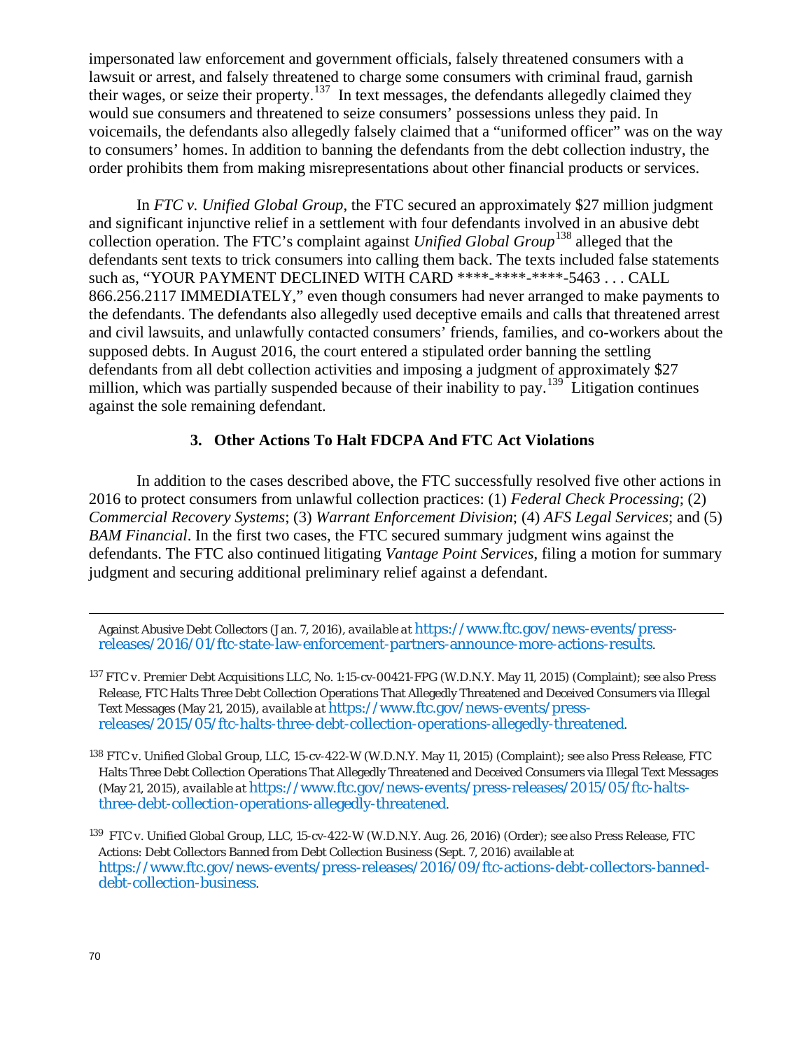impersonated law enforcement and government officials, falsely threatened consumers with a lawsuit or arrest, and falsely threatened to charge some consumers with criminal fraud, garnish their wages, or seize their property.[137] In text messages, the defendants allegedly claimed they would sue consumers and threatened to seize consumers' possessions unless they paid. In voicemails, the defendants also allegedly falsely claimed that a "uniformed officer" was on the way to consumers' homes. In addition to banning the defendants from the debt collection industry, the order prohibits them from making misrepresentations about other financial products or services.

In *FTC v. Unified Global Group*, the FTC secured an approximately $27 million judgment and significant injunctive relief in a settlement with four defendants involved in an abusive debt collection operation. The FTC's complaint against *Unified Global Group*[138] alleged that the defendants sent texts to trick consumers into calling them back. The texts included false statements such as, "YOUR PAYMENT DECLINED WITH CARD ****-****-****-5463 . . . CALL 866.256.2117 IMMEDIATELY," even though consumers had never arranged to make payments to the defendants. The defendants also allegedly used deceptive emails and calls that threatened arrest and civil lawsuits, and unlawfully contacted consumers' friends, families, and co-workers about the supposed debts. In August 2016, the court entered a stipulated order banning the settling defendants from all debt collection activities and imposing a judgment of approximately $27 million, which was partially suspended because of their inability to pay.[139] Litigation continues against the sole remaining defendant.

### 3. Other Actions To Halt FDCPA And FTC Act Violations

In addition to the cases described above, the FTC successfully resolved five other actions in 2016 to protect consumers from unlawful collection practices: (1) *Federal Check Processing*; (2) *Commercial Recovery Systems*; (3) *Warrant Enforcement Division*; (4) *AFS Legal Services*; and (5) *BAM Financial*. In the first two cases, the FTC secured summary judgment wins against the defendants. The FTC also continued litigating *Vantage Point Services*, filing a motion for summary judgment and securing additional preliminary relief against a defendant.

---

Against Abusive Debt Collectors (Jan. 7, 2016), *available at* https://www.ftc.gov/news-events/press-releases/2016/01/ftc-state-law-enforcement-partners-announce-more-actions-results.

[137] *FTC v. Premier Debt Acquisitions LLC*, No. 1:15-cv-00421-FPG (W.D.N.Y. May 11, 2015) (Complaint); *see also* Press Release, FTC Halts Three Debt Collection Operations That Allegedly Threatened and Deceived Consumers via Illegal Text Messages (May 21, 2015), *available at* https://www.ftc.gov/news-events/press-releases/2015/05/ftc-halts-three-debt-collection-operations-allegedly-threatened.

[138] *FTC v. Unified Global Group, LLC*, 15-cv-422-W (W.D.N.Y. May 11, 2015) (Complaint); *see also* Press Release, FTC Halts Three Debt Collection Operations That Allegedly Threatened and Deceived Consumers via Illegal Text Messages (May 21, 2015), *available at* https://www.ftc.gov/news-events/press-releases/2015/05/ftc-halts-three-debt-collection-operations-allegedly-threatened.

[139] *FTC v. Unified Global Group, LLC*, 15-cv-422-W (W.D.N.Y. Aug. 26, 2016) (Order); *see also* Press Release, FTC Actions: Debt Collectors Banned from Debt Collection Business (Sept. 7, 2016) available at https://www.ftc.gov/news-events/press-releases/2016/09/ftc-actions-debt-collectors-banned-debt-collection-business.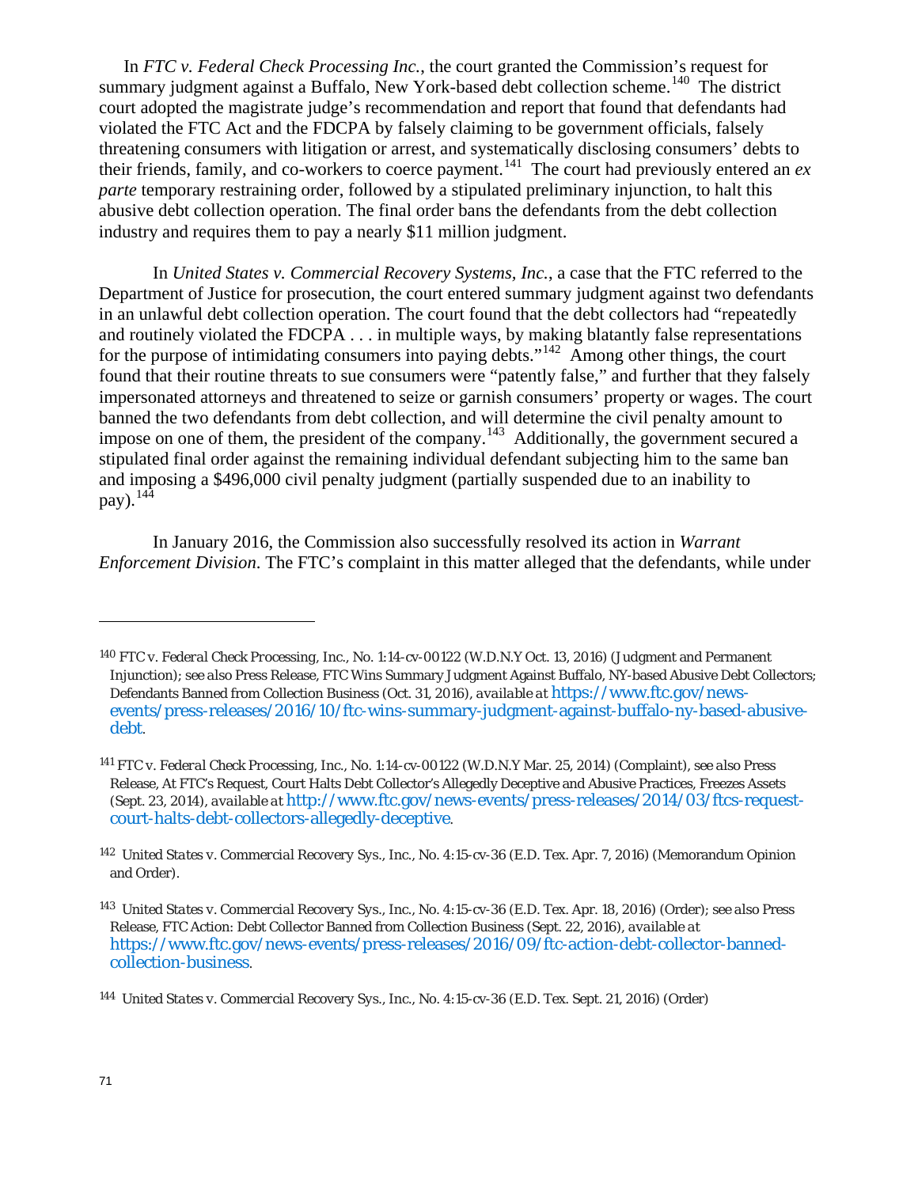In *FTC v. Federal Check Processing Inc.*, the court granted the Commission's request for summary judgment against a Buffalo, New York-based debt collection scheme.[140] The district court adopted the magistrate judge's recommendation and report that found that defendants had violated the FTC Act and the FDCPA by falsely claiming to be government officials, falsely threatening consumers with litigation or arrest, and systematically disclosing consumers' debts to their friends, family, and co-workers to coerce payment.[141] The court had previously entered an *ex parte* temporary restraining order, followed by a stipulated preliminary injunction, to halt this abusive debt collection operation. The final order bans the defendants from the debt collection industry and requires them to pay a nearly $11 million judgment.

In *United States v. Commercial Recovery Systems, Inc.*, a case that the FTC referred to the Department of Justice for prosecution, the court entered summary judgment against two defendants in an unlawful debt collection operation. The court found that the debt collectors had "repeatedly and routinely violated the FDCPA . . . in multiple ways, by making blatantly false representations for the purpose of intimidating consumers into paying debts."[142] Among other things, the court found that their routine threats to sue consumers were "patently false," and further that they falsely impersonated attorneys and threatened to seize or garnish consumers' property or wages. The court banned the two defendants from debt collection, and will determine the civil penalty amount to impose on one of them, the president of the company.[143] Additionally, the government secured a stipulated final order against the remaining individual defendant subjecting him to the same ban and imposing a $496,000 civil penalty judgment (partially suspended due to an inability to pay).[144]

In January 2016, the Commission also successfully resolved its action in *Warrant Enforcement Division*. The FTC's complaint in this matter alleged that the defendants, while under

---

[140] *FTC v. Federal Check Processing, Inc.*, No. 1:14-cv-00122 (W.D.N.Y Oct. 13, 2016) (Judgment and Permanent Injunction); *see also* Press Release, FTC Wins Summary Judgment Against Buffalo, NY-based Abusive Debt Collectors; Defendants Banned from Collection Business (Oct. 31, 2016), *available at* https://www.ftc.gov/news-events/press-releases/2016/10/ftc-wins-summary-judgment-against-buffalo-ny-based-abusive-debt.

[141] *FTC v. Federal Check Processing, Inc.*, No. 1:14-cv-00122 (W.D.N.Y Mar. 25, 2014) (Complaint), *see also* Press Release, At FTC's Request, Court Halts Debt Collector's Allegedly Deceptive and Abusive Practices, Freezes Assets (Sept. 23, 2014), *available at* http://www.ftc.gov/news-events/press-releases/2014/03/ftcs-request-court-halts-debt-collectors-allegedly-deceptive.

[142] *United States v. Commercial Recovery Sys., Inc.*, No. 4:15-cv-36 (E.D. Tex. Apr. 7, 2016) (Memorandum Opinion and Order).

[143] *United States v. Commercial Recovery Sys., Inc.*, No. 4:15-cv-36 (E.D. Tex. Apr. 18, 2016) (Order); *see also* Press Release, FTC Action: Debt Collector Banned from Collection Business (Sept. 22, 2016), *available at* https://www.ftc.gov/news-events/press-releases/2016/09/ftc-action-debt-collector-banned-collection-business.

[144] *United States v. Commercial Recovery Sys., Inc.*, No. 4:15-cv-36 (E.D. Tex. Sept. 21, 2016) (Order)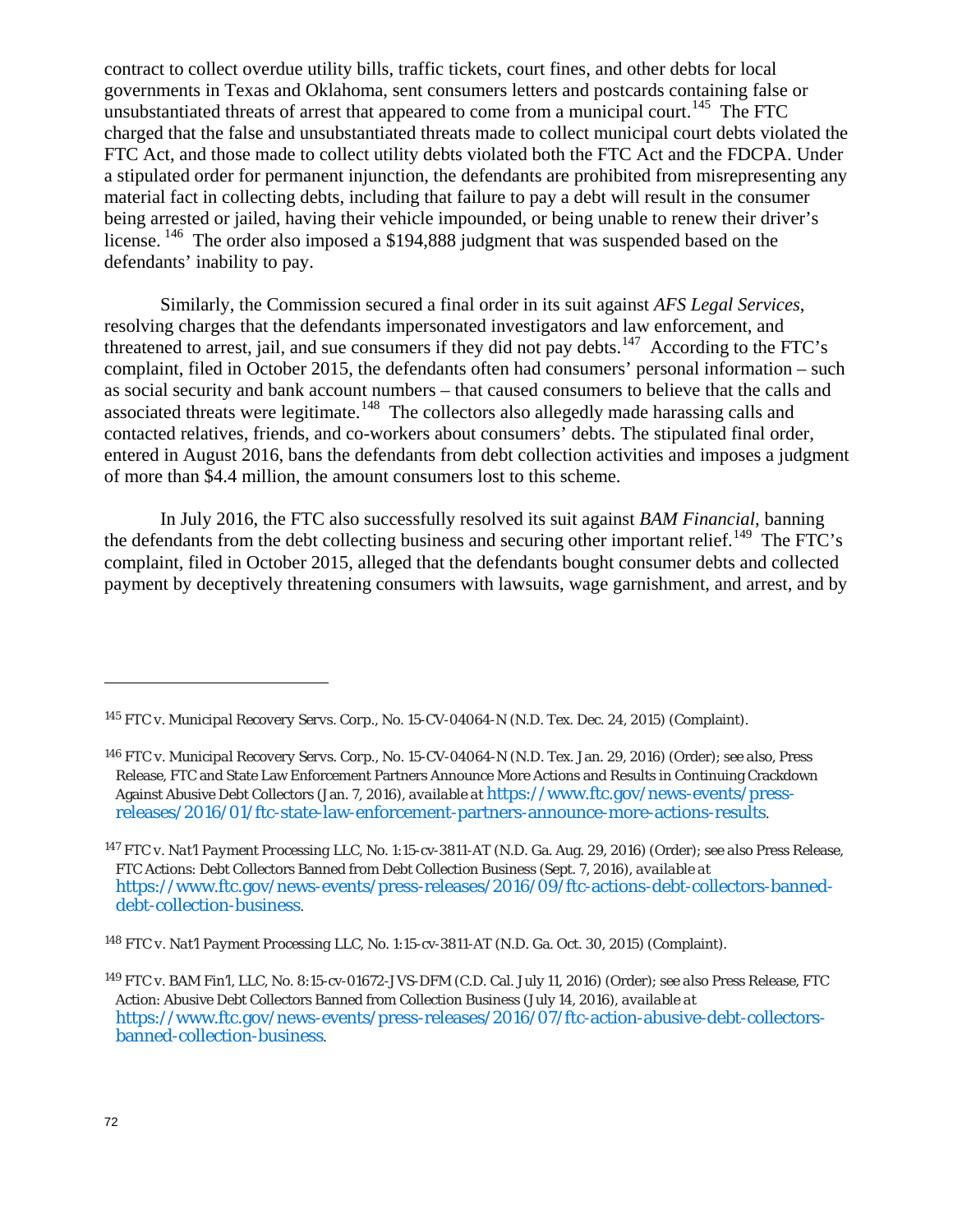contract to collect overdue utility bills, traffic tickets, court fines, and other debts for local governments in Texas and Oklahoma, sent consumers letters and postcards containing false or unsubstantiated threats of arrest that appeared to come from a municipal court.[145] The FTC charged that the false and unsubstantiated threats made to collect municipal court debts violated the FTC Act, and those made to collect utility debts violated both the FTC Act and the FDCPA. Under a stipulated order for permanent injunction, the defendants are prohibited from misrepresenting any material fact in collecting debts, including that failure to pay a debt will result in the consumer being arrested or jailed, having their vehicle impounded, or being unable to renew their driver's license.[146] The order also imposed a $194,888 judgment that was suspended based on the defendants' inability to pay.

Similarly, the Commission secured a final order in its suit against *AFS Legal Services*, resolving charges that the defendants impersonated investigators and law enforcement, and threatened to arrest, jail, and sue consumers if they did not pay debts.[147] According to the FTC's complaint, filed in October 2015, the defendants often had consumers' personal information – such as social security and bank account numbers – that caused consumers to believe that the calls and associated threats were legitimate.[148] The collectors also allegedly made harassing calls and contacted relatives, friends, and co-workers about consumers' debts. The stipulated final order, entered in August 2016, bans the defendants from debt collection activities and imposes a judgment of more than $4.4 million, the amount consumers lost to this scheme.

In July 2016, the FTC also successfully resolved its suit against *BAM Financial*, banning the defendants from the debt collecting business and securing other important relief.[149] The FTC's complaint, filed in October 2015, alleged that the defendants bought consumer debts and collected payment by deceptively threatening consumers with lawsuits, wage garnishment, and arrest, and by

---

[145] *FTC v. Municipal Recovery Servs. Corp.*, No. 15-CV-04064-N (N.D. Tex. Dec. 24, 2015) (Complaint).

[146] *FTC v. Municipal Recovery Servs. Corp.*, No. 15-CV-04064-N (N.D. Tex. Jan. 29, 2016) (Order); *see also*, Press Release, FTC and State Law Enforcement Partners Announce More Actions and Results in Continuing Crackdown Against Abusive Debt Collectors (Jan. 7, 2016), *available at* https://www.ftc.gov/news-events/press-releases/2016/01/ftc-state-law-enforcement-partners-announce-more-actions-results.

[147] *FTC v. Nat'l Payment Processing LLC*, No. 1:15-cv-3811-AT (N.D. Ga. Aug. 29, 2016) (Order); *see also* Press Release, FTC Actions: Debt Collectors Banned from Debt Collection Business (Sept. 7, 2016), *available at* https://www.ftc.gov/news-events/press-releases/2016/09/ftc-actions-debt-collectors-banned-debt-collection-business.

[148] *FTC v. Nat'l Payment Processing LLC*, No. 1:15-cv-3811-AT (N.D. Ga. Oct. 30, 2015) (Complaint).

[149] *FTC v. BAM Fin'l, LLC*, No. 8:15-cv-01672-JVS-DFM (C.D. Cal. July 11, 2016) (Order); *see also* Press Release, FTC Action: Abusive Debt Collectors Banned from Collection Business (July 14, 2016), *available at* https://www.ftc.gov/news-events/press-releases/2016/07/ftc-action-abusive-debt-collectors-banned-collection-business.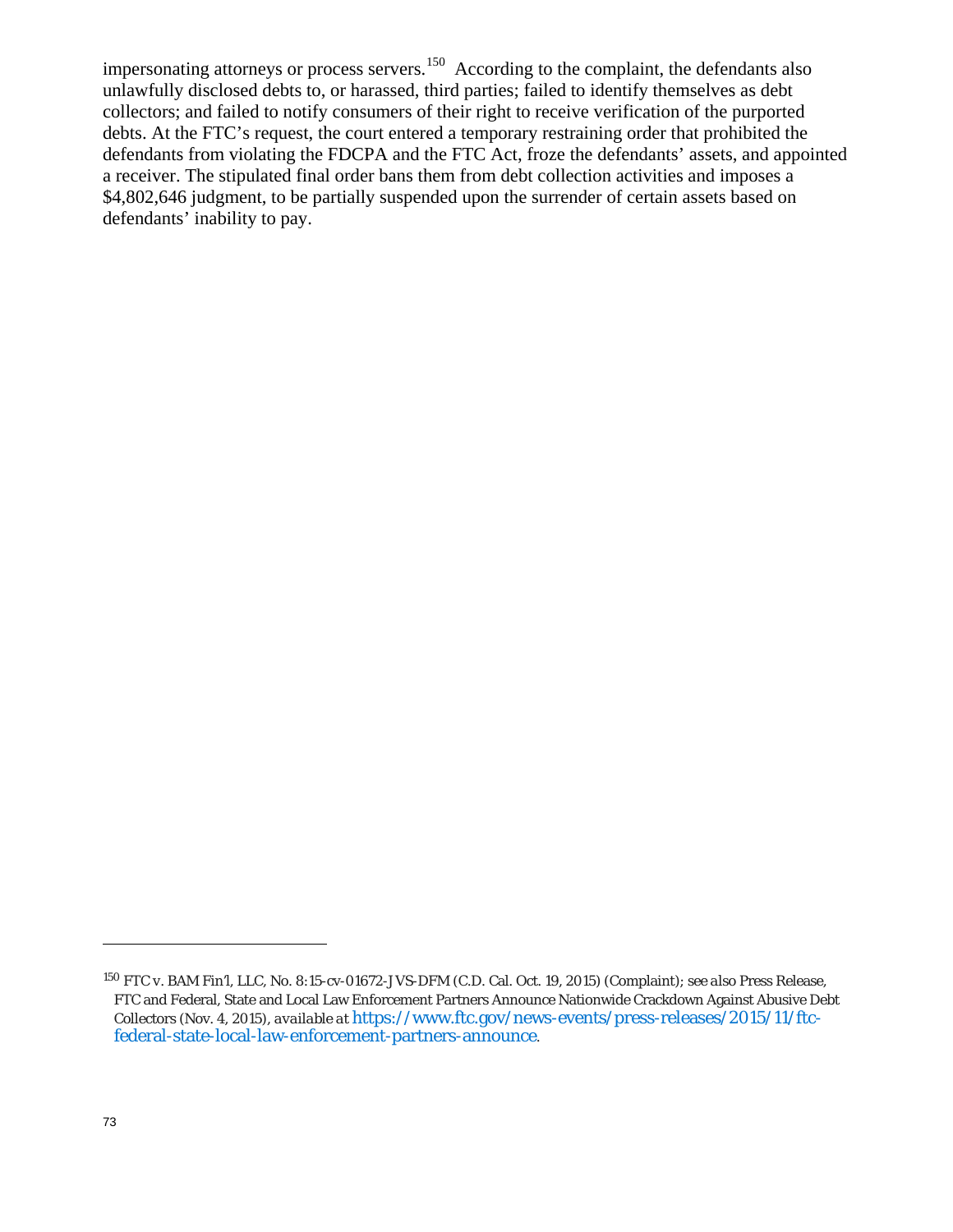impersonating attorneys or process servers.[150] According to the complaint, the defendants also unlawfully disclosed debts to, or harassed, third parties; failed to identify themselves as debt collectors; and failed to notify consumers of their right to receive verification of the purported debts. At the FTC's request, the court entered a temporary restraining order that prohibited the defendants from violating the FDCPA and the FTC Act, froze the defendants' assets, and appointed a receiver. The stipulated final order bans them from debt collection activities and imposes a $4,802,646 judgment, to be partially suspended upon the surrender of certain assets based on defendants' inability to pay.

---

[150] FTC v. BAM Fin'l, LLC, No. 8:15-cv-01672-JVS-DFM (C.D. Cal. Oct. 19, 2015) (Complaint); *see also* Press Release, FTC and Federal, State and Local Law Enforcement Partners Announce Nationwide Crackdown Against Abusive Debt Collectors (Nov. 4, 2015), *available at* https://www.ftc.gov/news-events/press-releases/2015/11/ftc-federal-state-local-law-enforcement-partners-announce.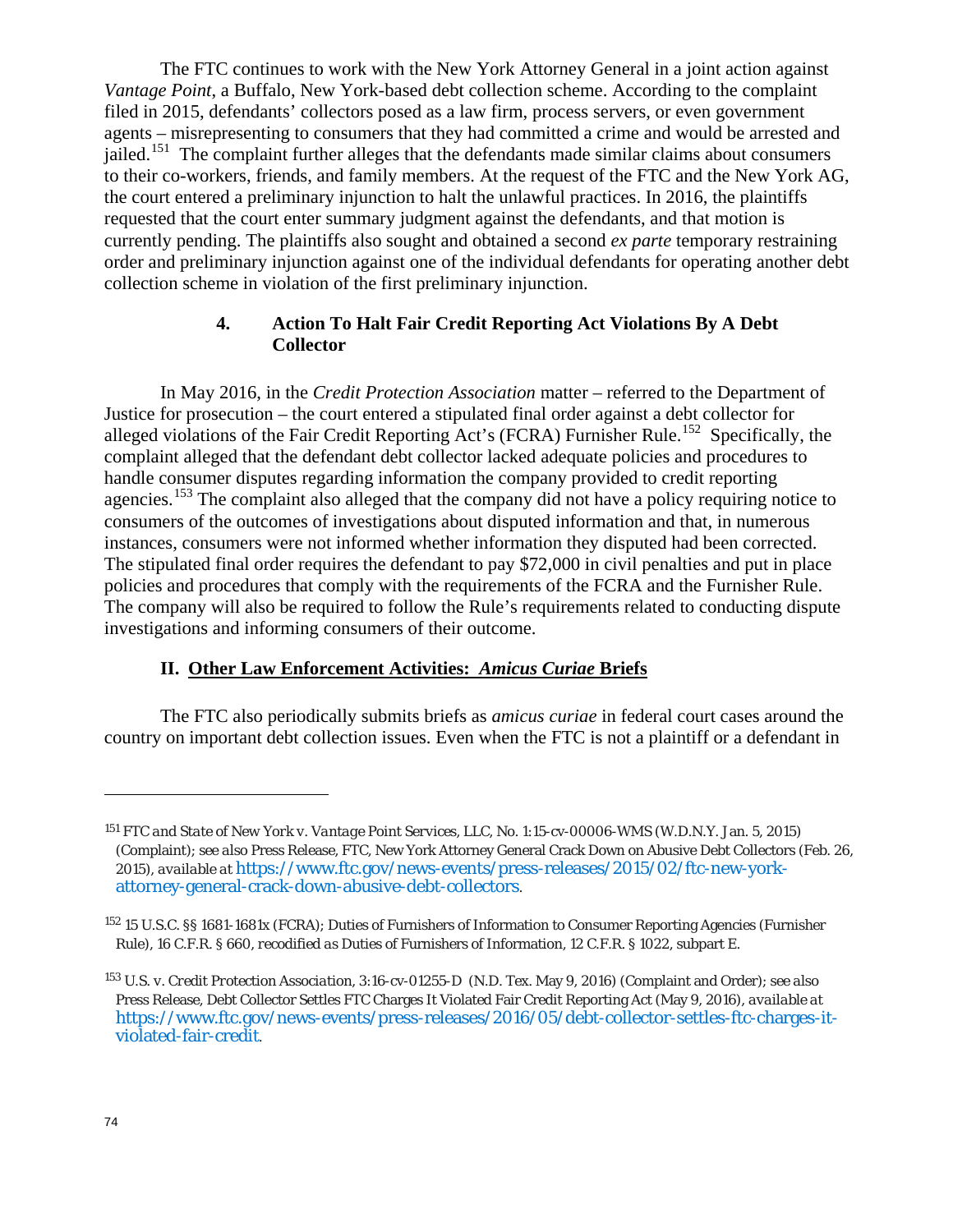The FTC continues to work with the New York Attorney General in a joint action against *Vantage Point*, a Buffalo, New York-based debt collection scheme. According to the complaint filed in 2015, defendants' collectors posed as a law firm, process servers, or even government agents – misrepresenting to consumers that they had committed a crime and would be arrested and jailed.[151] The complaint further alleges that the defendants made similar claims about consumers to their co-workers, friends, and family members. At the request of the FTC and the New York AG, the court entered a preliminary injunction to halt the unlawful practices. In 2016, the plaintiffs requested that the court enter summary judgment against the defendants, and that motion is currently pending. The plaintiffs also sought and obtained a second *ex parte* temporary restraining order and preliminary injunction against one of the individual defendants for operating another debt collection scheme in violation of the first preliminary injunction.

#### 4. Action To Halt Fair Credit Reporting Act Violations By A Debt Collector

In May 2016, in the *Credit Protection Association* matter – referred to the Department of Justice for prosecution – the court entered a stipulated final order against a debt collector for alleged violations of the Fair Credit Reporting Act's (FCRA) Furnisher Rule.[152] Specifically, the complaint alleged that the defendant debt collector lacked adequate policies and procedures to handle consumer disputes regarding information the company provided to credit reporting agencies.[153] The complaint also alleged that the company did not have a policy requiring notice to consumers of the outcomes of investigations about disputed information and that, in numerous instances, consumers were not informed whether information they disputed had been corrected. The stipulated final order requires the defendant to pay $72,000 in civil penalties and put in place policies and procedures that comply with the requirements of the FCRA and the Furnisher Rule. The company will also be required to follow the Rule's requirements related to conducting dispute investigations and informing consumers of their outcome.

## II. Other Law Enforcement Activities: *Amicus Curiae* Briefs

The FTC also periodically submits briefs as *amicus curiae* in federal court cases around the country on important debt collection issues. Even when the FTC is not a plaintiff or a defendant in

---

[151] *FTC and State of New York v. Vantage Point Services, LLC*, No. 1:15-cv-00006-WMS (W.D.N.Y. Jan. 5, 2015) (Complaint); *see also* Press Release, FTC, New York Attorney General Crack Down on Abusive Debt Collectors (Feb. 26, 2015), *available at* https://www.ftc.gov/news-events/press-releases/2015/02/ftc-new-york-attorney-general-crack-down-abusive-debt-collectors.

[152] 15 U.S.C. §§ 1681-1681x (FCRA); Duties of Furnishers of Information to Consumer Reporting Agencies (Furnisher Rule), 16 C.F.R. § 660, *recodified as* Duties of Furnishers of Information, 12 C.F.R. § 1022, subpart E.

[153] *U.S. v. Credit Protection Association*, 3:16-cv-01255-D (N.D. Tex. May 9, 2016) (Complaint and Order); *see also* Press Release, Debt Collector Settles FTC Charges It Violated Fair Credit Reporting Act (May 9, 2016), *available at* https://www.ftc.gov/news-events/press-releases/2016/05/debt-collector-settles-ftc-charges-it-violated-fair-credit.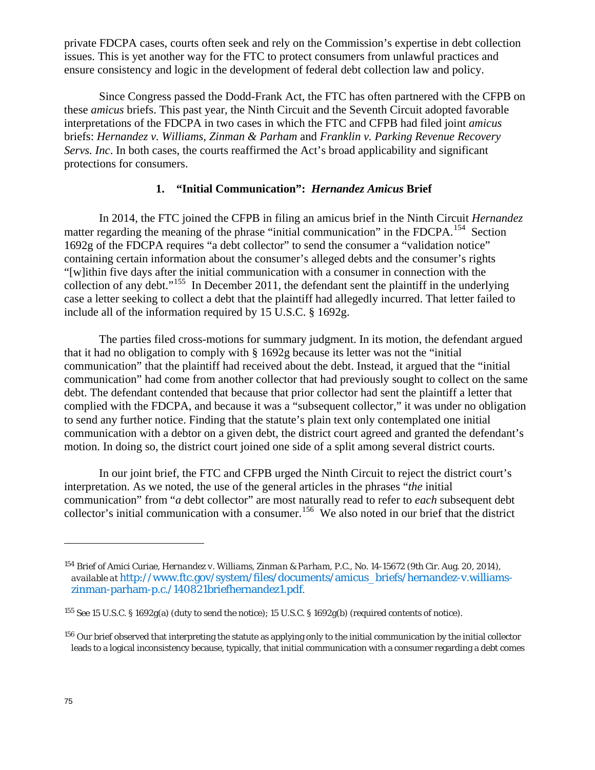private FDCPA cases, courts often seek and rely on the Commission's expertise in debt collection issues. This is yet another way for the FTC to protect consumers from unlawful practices and ensure consistency and logic in the development of federal debt collection law and policy.

Since Congress passed the Dodd-Frank Act, the FTC has often partnered with the CFPB on these *amicus* briefs. This past year, the Ninth Circuit and the Seventh Circuit adopted favorable interpretations of the FDCPA in two cases in which the FTC and CFPB had filed joint *amicus* briefs: *Hernandez v. Williams, Zinman & Parham* and *Franklin v. Parking Revenue Recovery Servs. Inc*. In both cases, the courts reaffirmed the Act's broad applicability and significant protections for consumers.

### 1. "Initial Communication": *Hernandez Amicus* Brief

In 2014, the FTC joined the CFPB in filing an amicus brief in the Ninth Circuit *Hernandez* matter regarding the meaning of the phrase "initial communication" in the FDCPA.[154] Section 1692g of the FDCPA requires "a debt collector" to send the consumer a "validation notice" containing certain information about the consumer's alleged debts and the consumer's rights "[w]ithin five days after the initial communication with a consumer in connection with the collection of any debt."[155] In December 2011, the defendant sent the plaintiff in the underlying case a letter seeking to collect a debt that the plaintiff had allegedly incurred. That letter failed to include all of the information required by 15 U.S.C. § 1692g.

The parties filed cross-motions for summary judgment. In its motion, the defendant argued that it had no obligation to comply with § 1692g because its letter was not the "initial communication" that the plaintiff had received about the debt. Instead, it argued that the "initial communication" had come from another collector that had previously sought to collect on the same debt. The defendant contended that because that prior collector had sent the plaintiff a letter that complied with the FDCPA, and because it was a "subsequent collector," it was under no obligation to send any further notice. Finding that the statute's plain text only contemplated one initial communication with a debtor on a given debt, the district court agreed and granted the defendant's motion. In doing so, the district court joined one side of a split among several district courts.

In our joint brief, the FTC and CFPB urged the Ninth Circuit to reject the district court's interpretation. As we noted, the use of the general articles in the phrases "*the* initial communication" from "*a* debt collector" are most naturally read to refer to *each* subsequent debt collector's initial communication with a consumer.[156] We also noted in our brief that the district

---

[154] Brief of Amici Curiae, *Hernandez v. Williams, Zinman & Parham, P.C.*, No. 14-15672 (9th Cir. Aug. 20, 2014), *available at* http://www.ftc.gov/system/files/documents/amicus_briefs/hernandez-v.williams-zinman-parham-p.c./140821briefhernandez1.pdf.

[155] *See* 15 U.S.C. § 1692g(a) (duty to send the notice); 15 U.S.C. § 1692g(b) (required contents of notice).

[156] Our brief observed that interpreting the statute as applying only to the initial communication by the initial collector leads to a logical inconsistency because, typically, that initial communication with a consumer regarding a debt comes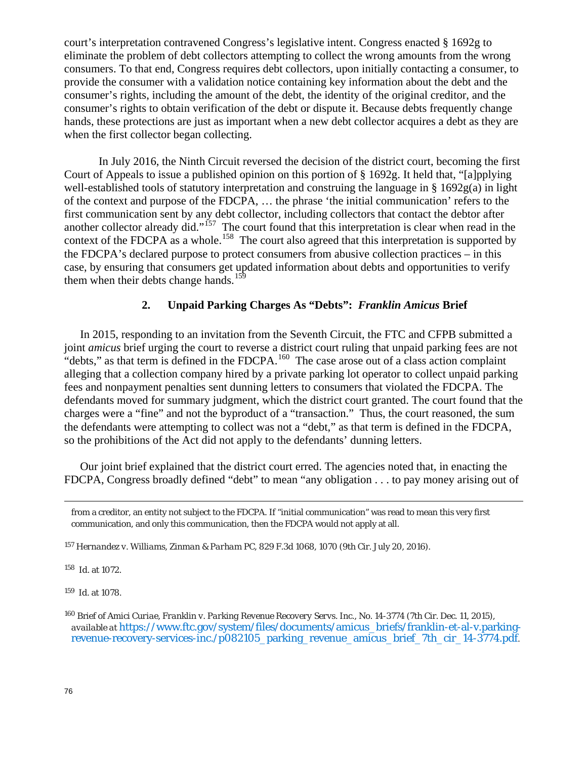court's interpretation contravened Congress's legislative intent. Congress enacted § 1692g to eliminate the problem of debt collectors attempting to collect the wrong amounts from the wrong consumers. To that end, Congress requires debt collectors, upon initially contacting a consumer, to provide the consumer with a validation notice containing key information about the debt and the consumer's rights, including the amount of the debt, the identity of the original creditor, and the consumer's rights to obtain verification of the debt or dispute it. Because debts frequently change hands, these protections are just as important when a new debt collector acquires a debt as they are when the first collector began collecting.

In July 2016, the Ninth Circuit reversed the decision of the district court, becoming the first Court of Appeals to issue a published opinion on this portion of § 1692g. It held that, "[a]pplying well-established tools of statutory interpretation and construing the language in § 1692g(a) in light of the context and purpose of the FDCPA, … the phrase 'the initial communication' refers to the first communication sent by any debt collector, including collectors that contact the debtor after another collector already did."[157] The court found that this interpretation is clear when read in the context of the FDCPA as a whole.[158] The court also agreed that this interpretation is supported by the FDCPA's declared purpose to protect consumers from abusive collection practices – in this case, by ensuring that consumers get updated information about debts and opportunities to verify them when their debts change hands.[159]

### 2. Unpaid Parking Charges As "Debts": *Franklin Amicus* Brief

In 2015, responding to an invitation from the Seventh Circuit, the FTC and CFPB submitted a joint *amicus* brief urging the court to reverse a district court ruling that unpaid parking fees are not "debts," as that term is defined in the FDCPA.[160] The case arose out of a class action complaint alleging that a collection company hired by a private parking lot operator to collect unpaid parking fees and nonpayment penalties sent dunning letters to consumers that violated the FDCPA. The defendants moved for summary judgment, which the district court granted. The court found that the charges were a "fine" and not the byproduct of a "transaction." Thus, the court reasoned, the sum the defendants were attempting to collect was not a "debt," as that term is defined in the FDCPA, so the prohibitions of the Act did not apply to the defendants' dunning letters.

Our joint brief explained that the district court erred. The agencies noted that, in enacting the FDCPA, Congress broadly defined "debt" to mean "any obligation . . . to pay money arising out of

---

from a creditor, an entity not subject to the FDCPA. If "initial communication" was read to mean this very first communication, and only this communication, then the FDCPA would not apply at all.

[157] *Hernandez v. Williams, Zinman & Parham PC*, 829 F.3d 1068, 1070 (9th Cir. July 20, 2016).

[158] *Id.* at 1072.

[159] *Id.* at 1078.

[160] Brief of *Amici Curiae*, *Franklin v. Parking Revenue Recovery Servs. Inc.*, No. 14-3774 (7th Cir. Dec. 11, 2015), *available at* https://www.ftc.gov/system/files/documents/amicus_briefs/franklin-et-al-v.parking-revenue-recovery-services-inc./p082105_parking_revenue_amicus_brief_7th_cir_14-3774.pdf.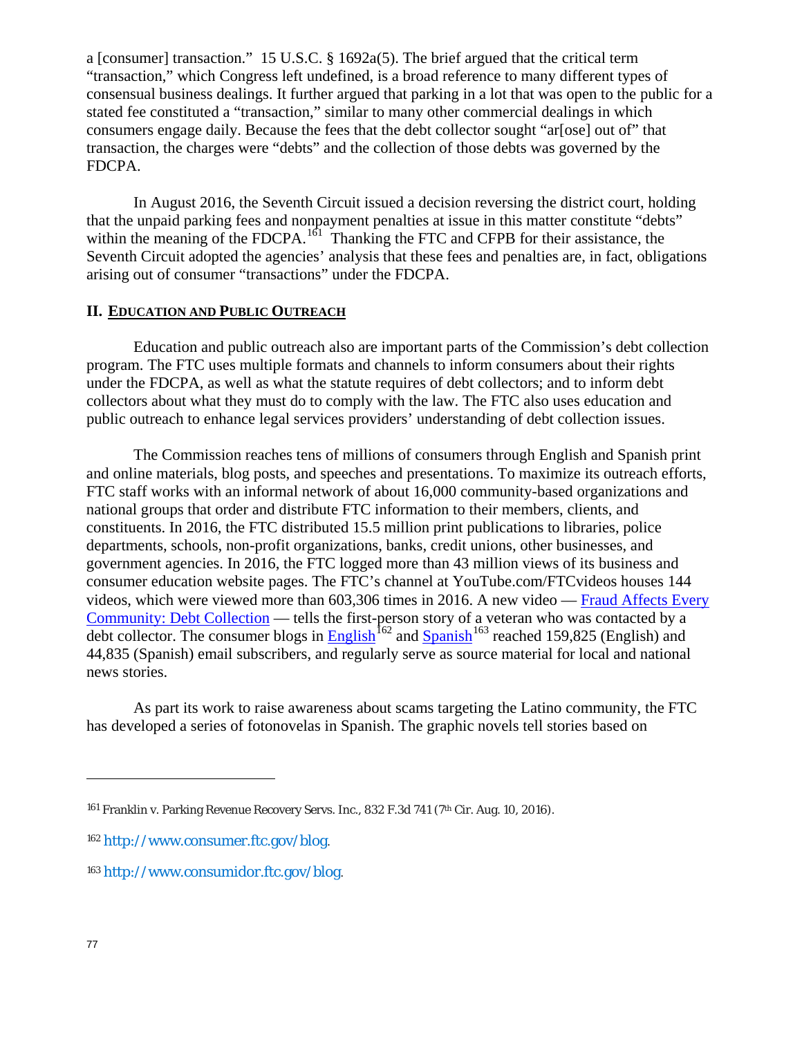a [consumer] transaction." 15 U.S.C. § 1692a(5). The brief argued that the critical term "transaction," which Congress left undefined, is a broad reference to many different types of consensual business dealings. It further argued that parking in a lot that was open to the public for a stated fee constituted a "transaction," similar to many other commercial dealings in which consumers engage daily. Because the fees that the debt collector sought "ar[ose] out of" that transaction, the charges were "debts" and the collection of those debts was governed by the FDCPA.

In August 2016, the Seventh Circuit issued a decision reversing the district court, holding that the unpaid parking fees and nonpayment penalties at issue in this matter constitute "debts" within the meaning of the FDCPA.[161] Thanking the FTC and CFPB for their assistance, the Seventh Circuit adopted the agencies' analysis that these fees and penalties are, in fact, obligations arising out of consumer "transactions" under the FDCPA.

## II. EDUCATION AND PUBLIC OUTREACH

Education and public outreach also are important parts of the Commission's debt collection program. The FTC uses multiple formats and channels to inform consumers about their rights under the FDCPA, as well as what the statute requires of debt collectors; and to inform debt collectors about what they must do to comply with the law. The FTC also uses education and public outreach to enhance legal services providers' understanding of debt collection issues.

The Commission reaches tens of millions of consumers through English and Spanish print and online materials, blog posts, and speeches and presentations. To maximize its outreach efforts, FTC staff works with an informal network of about 16,000 community-based organizations and national groups that order and distribute FTC information to their members, clients, and constituents. In 2016, the FTC distributed 15.5 million print publications to libraries, police departments, schools, non-profit organizations, banks, credit unions, other businesses, and government agencies. In 2016, the FTC logged more than 43 million views of its business and consumer education website pages. The FTC's channel at YouTube.com/FTCvideos houses 144 videos, which were viewed more than 603,306 times in 2016. A new video — Fraud Affects Every Community: Debt Collection — tells the first-person story of a veteran who was contacted by a debt collector. The consumer blogs in English[162] and Spanish[163] reached 159,825 (English) and 44,835 (Spanish) email subscribers, and regularly serve as source material for local and national news stories.

As part its work to raise awareness about scams targeting the Latino community, the FTC has developed a series of fotonovelas in Spanish. The graphic novels tell stories based on

---

[161] Franklin v. Parking Revenue Recovery Servs. Inc., 832 F.3d 741 (7th Cir. Aug. 10, 2016).

[162] http://www.consumer.ftc.gov/blog.

[163] http://www.consumidor.ftc.gov/blog.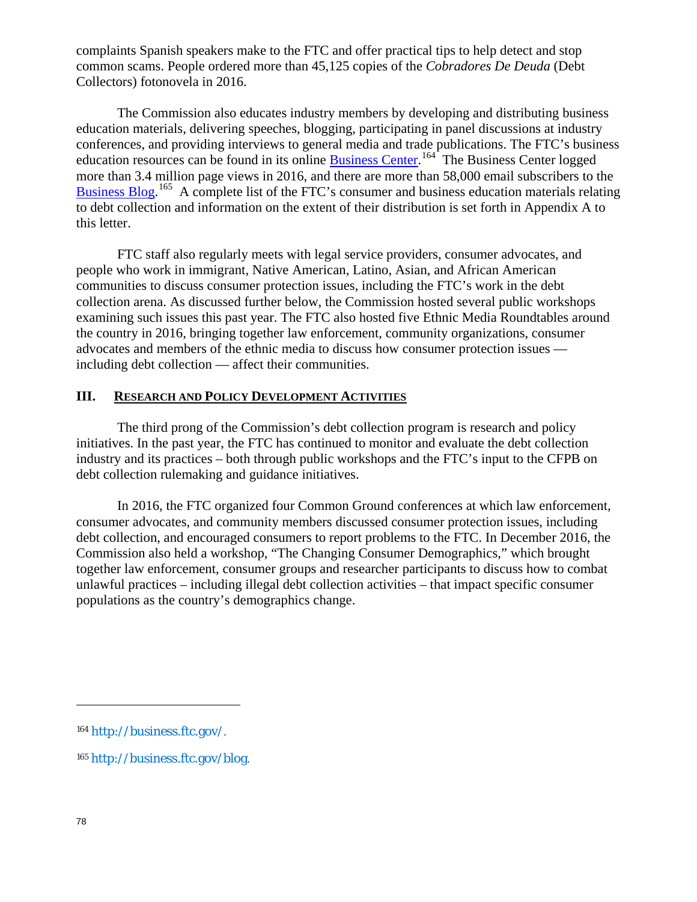complaints Spanish speakers make to the FTC and offer practical tips to help detect and stop common scams. People ordered more than 45,125 copies of the *Cobradores De Deuda* (Debt Collectors) fotonovela in 2016.

The Commission also educates industry members by developing and distributing business education materials, delivering speeches, blogging, participating in panel discussions at industry conferences, and providing interviews to general media and trade publications. The FTC's business education resources can be found in its online [Business Center](http://business.ftc.gov/).[164] The Business Center logged more than 3.4 million page views in 2016, and there are more than 58,000 email subscribers to the [Business Blog](http://business.ftc.gov/blog).[165] A complete list of the FTC's consumer and business education materials relating to debt collection and information on the extent of their distribution is set forth in Appendix A to this letter.

FTC staff also regularly meets with legal service providers, consumer advocates, and people who work in immigrant, Native American, Latino, Asian, and African American communities to discuss consumer protection issues, including the FTC's work in the debt collection arena. As discussed further below, the Commission hosted several public workshops examining such issues this past year. The FTC also hosted five Ethnic Media Roundtables around the country in 2016, bringing together law enforcement, community organizations, consumer advocates and members of the ethnic media to discuss how consumer protection issues — including debt collection — affect their communities.

## III. Research and Policy Development Activities

The third prong of the Commission's debt collection program is research and policy initiatives. In the past year, the FTC has continued to monitor and evaluate the debt collection industry and its practices – both through public workshops and the FTC's input to the CFPB on debt collection rulemaking and guidance initiatives.

In 2016, the FTC organized four Common Ground conferences at which law enforcement, consumer advocates, and community members discussed consumer protection issues, including debt collection, and encouraged consumers to report problems to the FTC. In December 2016, the Commission also held a workshop, "The Changing Consumer Demographics," which brought together law enforcement, consumer groups and researcher participants to discuss how to combat unlawful practices – including illegal debt collection activities – that impact specific consumer populations as the country's demographics change.

---

[164] http://business.ftc.gov/.

[165] http://business.ftc.gov/blog.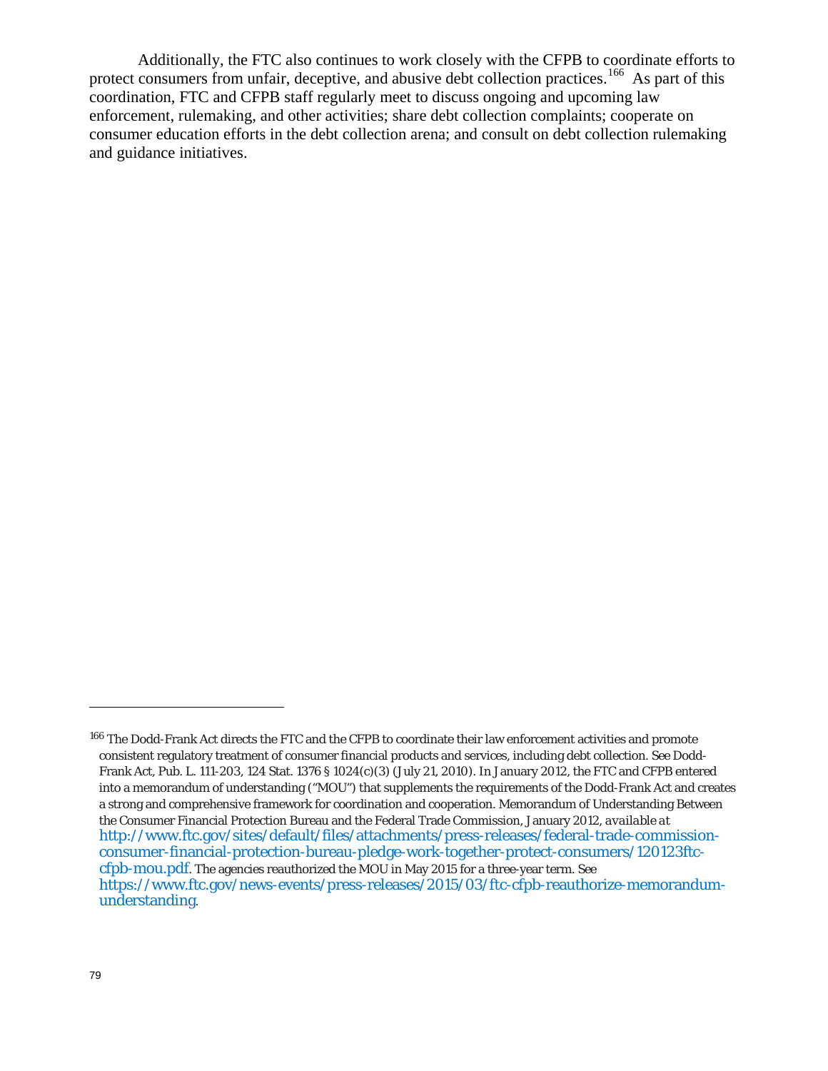Additionally, the FTC also continues to work closely with the CFPB to coordinate efforts to protect consumers from unfair, deceptive, and abusive debt collection practices.[166] As part of this coordination, FTC and CFPB staff regularly meet to discuss ongoing and upcoming law enforcement, rulemaking, and other activities; share debt collection complaints; cooperate on consumer education efforts in the debt collection arena; and consult on debt collection rulemaking and guidance initiatives.

---

[166] The Dodd-Frank Act directs the FTC and the CFPB to coordinate their law enforcement activities and promote consistent regulatory treatment of consumer financial products and services, including debt collection. See Dodd-Frank Act, Pub. L. 111-203, 124 Stat. 1376 § 1024(c)(3) (July 21, 2010). In January 2012, the FTC and CFPB entered into a memorandum of understanding ("MOU") that supplements the requirements of the Dodd-Frank Act and creates a strong and comprehensive framework for coordination and cooperation. Memorandum of Understanding Between the Consumer Financial Protection Bureau and the Federal Trade Commission, January 2012, *available at* http://www.ftc.gov/sites/default/files/attachments/press-releases/federal-trade-commission-consumer-financial-protection-bureau-pledge-work-together-protect-consumers/120123ftc-cfpb-mou.pdf. The agencies reauthorized the MOU in May 2015 for a three-year term. See https://www.ftc.gov/news-events/press-releases/2015/03/ftc-cfpb-reauthorize-memorandum-understanding.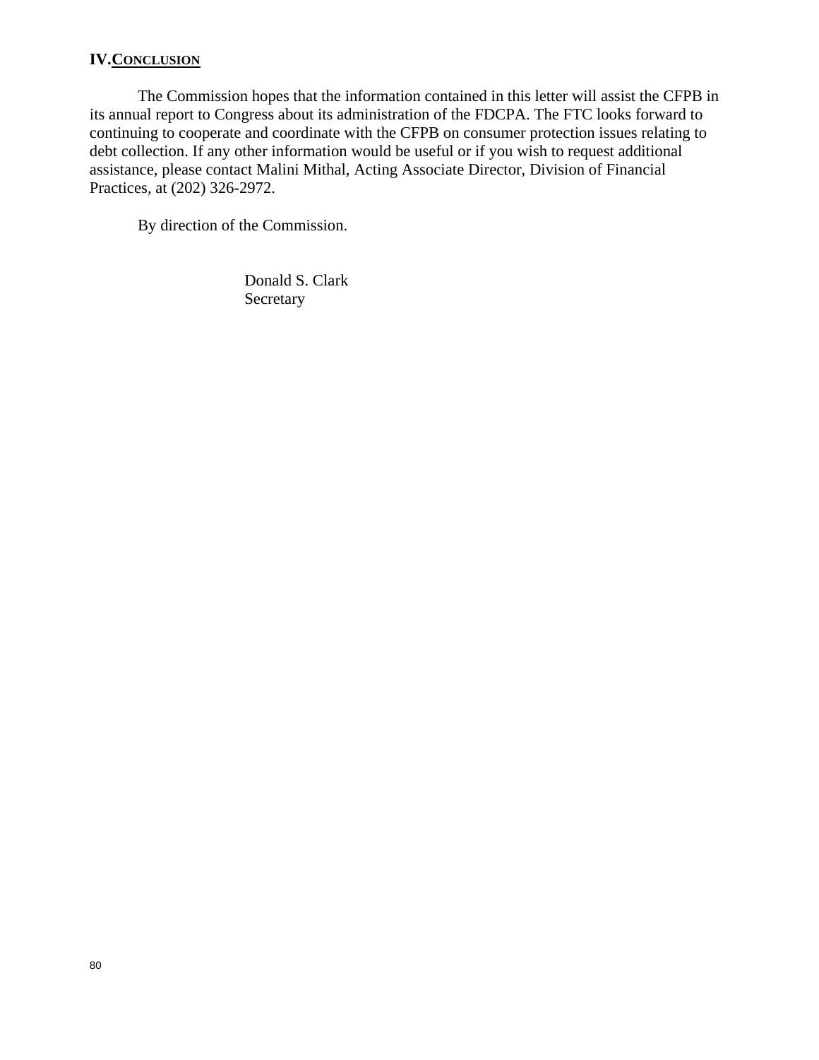## IV. CONCLUSION

The Commission hopes that the information contained in this letter will assist the CFPB in its annual report to Congress about its administration of the FDCPA. The FTC looks forward to continuing to cooperate and coordinate with the CFPB on consumer protection issues relating to debt collection. If any other information would be useful or if you wish to request additional assistance, please contact Malini Mithal, Acting Associate Director, Division of Financial Practices, at (202) 326-2972.

By direction of the Commission.

Donald S. Clark
Secretary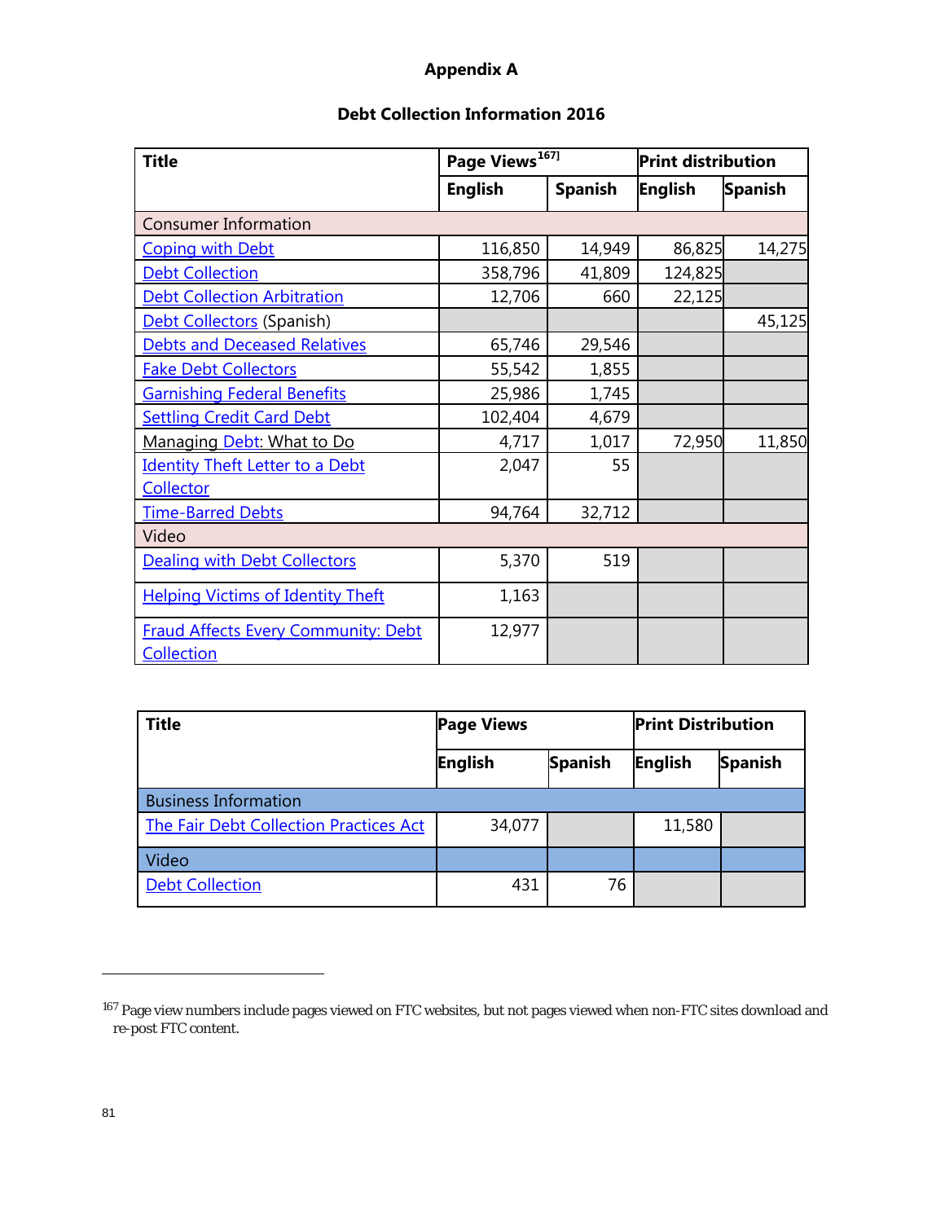# Appendix A

## Debt Collection Information 2016

| Title | Page Views[167] | | Print distribution | |
|---|---|---|---|---|
| | English | Spanish | English | Spanish |
| Consumer Information | | | | |
| Coping with Debt | 116,850 | 14,949 | 86,825 | 14,275 |
| Debt Collection | 358,796 | 41,809 | 124,825 | |
| Debt Collection Arbitration | 12,706 | 660 | 22,125 | |
| Debt Collectors (Spanish) | | | | 45,125 |
| Debts and Deceased Relatives | 65,746 | 29,546 | | |
| Fake Debt Collectors | 55,542 | 1,855 | | |
| Garnishing Federal Benefits | 25,986 | 1,745 | | |
| Settling Credit Card Debt | 102,404 | 4,679 | | |
| Managing Debt: What to Do | 4,717 | 1,017 | 72,950 | 11,850 |
| Identity Theft Letter to a Debt Collector | 2,047 | 55 | | |
| Time-Barred Debts | 94,764 | 32,712 | | |
| Video | | | | |
| Dealing with Debt Collectors | 5,370 | 519 | | |
| Helping Victims of Identity Theft | 1,163 | | | |
| Fraud Affects Every Community: Debt Collection | 12,977 | | | |

| Title | Page Views | | Print Distribution | |
|---|---|---|---|---|
| | English | Spanish | English | Spanish |
| Business Information | | | | |
| The Fair Debt Collection Practices Act | 34,077 | | 11,580 | |
| Video | | | | |
| Debt Collection | 431 | 76 | | |

[167] Page view numbers include pages viewed on FTC websites, but not pages viewed when non-FTC sites download and re-post FTC content.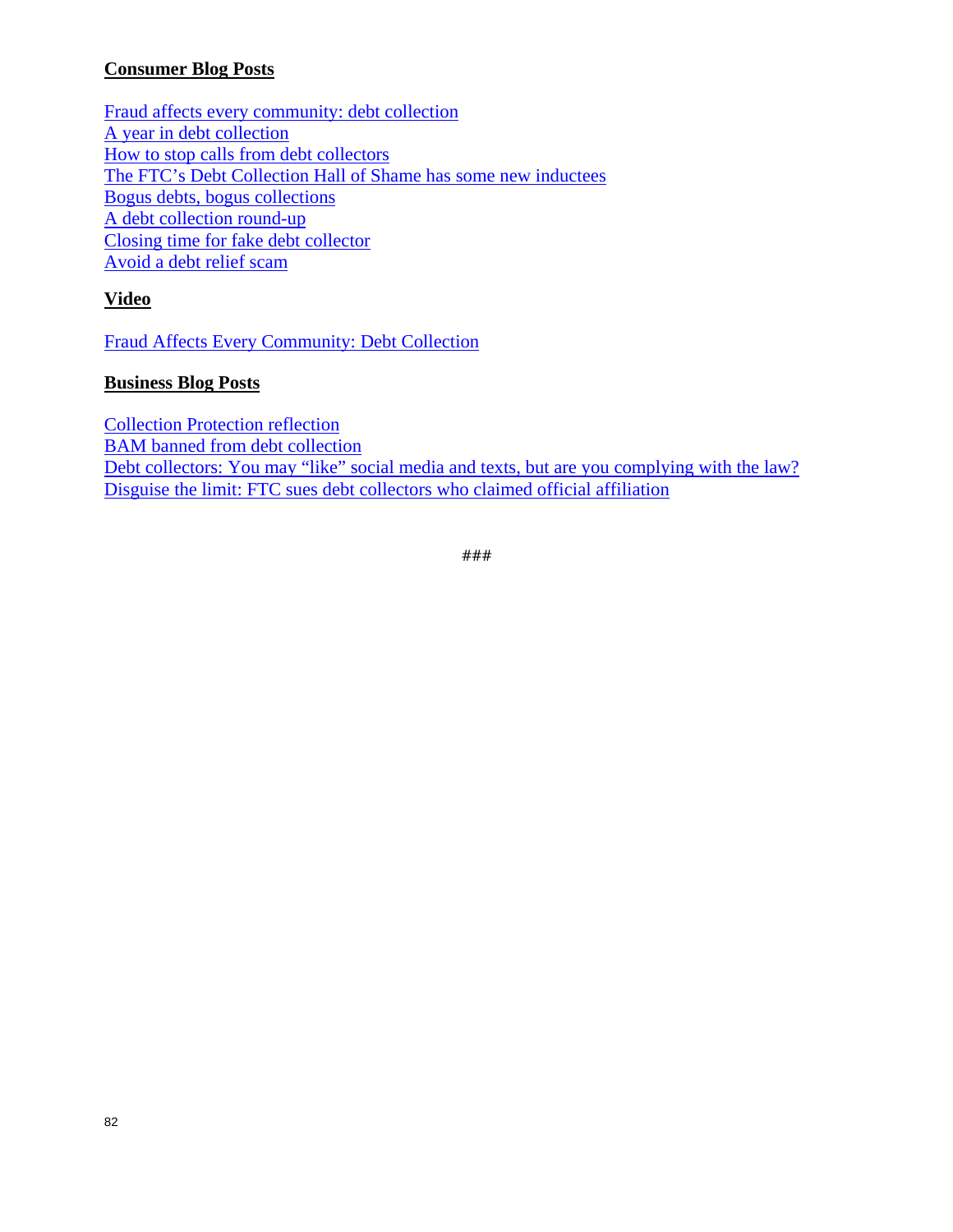**Consumer Blog Posts**

Fraud affects every community: debt collection
A year in debt collection
How to stop calls from debt collectors
The FTC's Debt Collection Hall of Shame has some new inductees
Bogus debts, bogus collections
A debt collection round-up
Closing time for fake debt collector
Avoid a debt relief scam

**Video**

Fraud Affects Every Community: Debt Collection

**Business Blog Posts**

Collection Protection reflection
BAM banned from debt collection
Debt collectors: You may "like" social media and texts, but are you complying with the law?
Disguise the limit: FTC sues debt collectors who claimed official affiliation

###